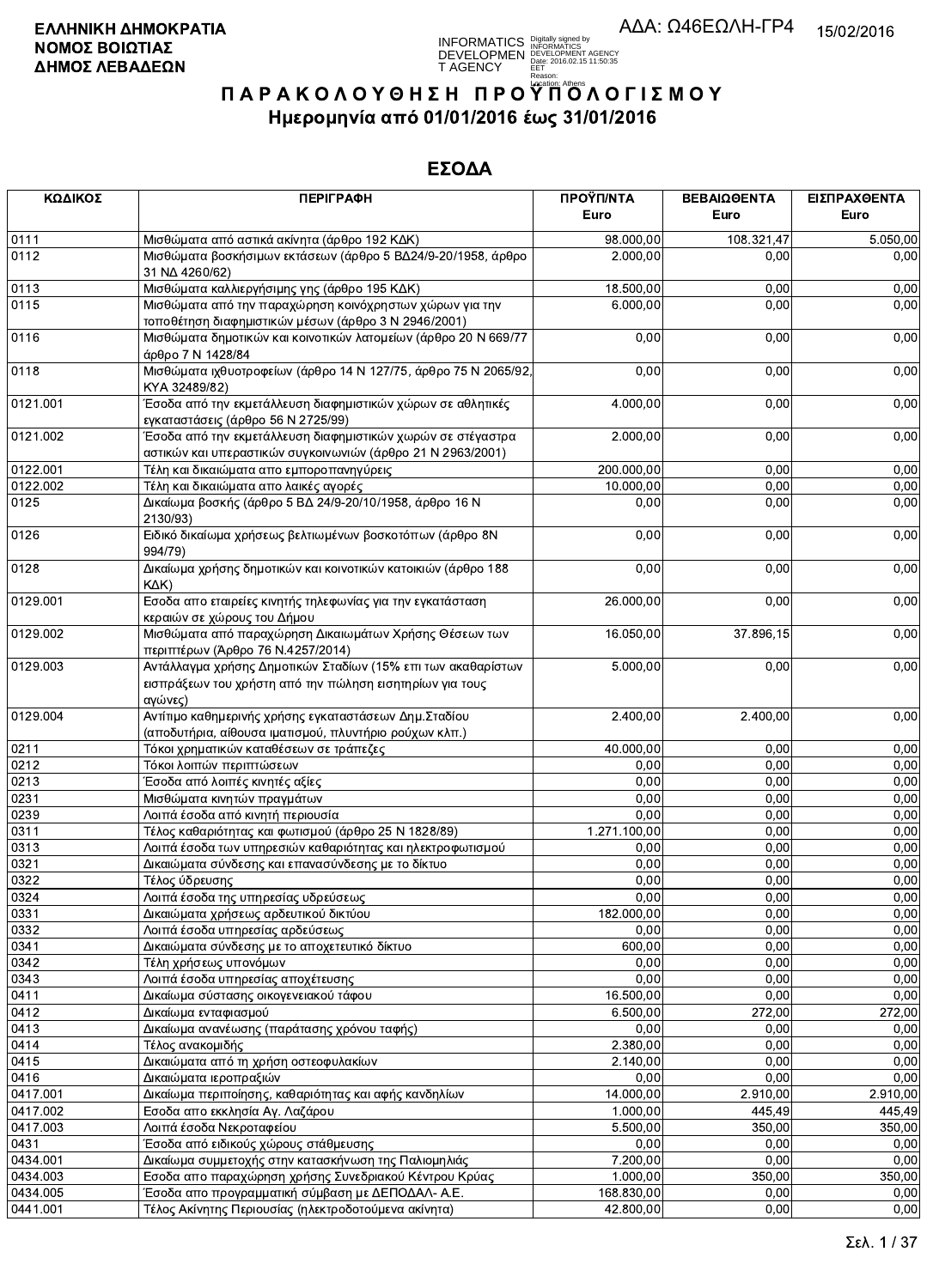**ΕΛΛΗΝΙΚΗ ΔΗΜΟΚΡΑΤΙΑ**
**ΝΟΜΟΣ ΒΟΙΩΤΙΑΣ**
**ΔΗΜΟΣ ΛΕΒΑΔΕΩΝ**

ΑΔΑ: Ω46ΕΩΛΗ-ΓΡ4

15/02/2016

# ΠΑΡΑΚΟΛΟΥΘΗΣΗ ΠΡΟΥΠΟΛΟΓΙΣΜΟΥ

## Ημερομηνία από 01/01/2016 έως 31/01/2016

## ΕΣΟΔΑ

| ΚΩΔΙΚΟΣ | ΠΕΡΙΓΡΑΦΗ | ΠΡΟΫΠ/ΝΤΑ Euro | ΒΕΒΑΙΩΘΕΝΤΑ Euro | ΕΙΣΠΡΑΧΘΕΝΤΑ Euro |
|---|---|---|---|---|
| 0111 | Μισθώματα από αστικά ακίνητα (άρθρο 192 ΚΔΚ) | 98.000,00 | 108.321,47 | 5.050,00 |
| 0112 | Μισθώματα βοσκήσιμων εκτάσεων (άρθρο 5 ΒΔ24/9-20/1958, άρθρο 31 ΝΔ 4260/62) | 2.000,00 | 0,00 | 0,00 |
| 0113 | Μισθώματα καλλιεργήσιμης γης (άρθρο 195 ΚΔΚ) | 18.500,00 | 0,00 | 0,00 |
| 0115 | Μισθώματα από την παραχώρηση κοινόχρηστων χώρων για την τοποθέτηση διαφημιστικών μέσων (άρθρο 3 Ν 2946/2001) | 6.000,00 | 0,00 | 0,00 |
| 0116 | Μισθώματα δημοτικών και κοινοτικών λατομείων (άρθρο 20 Ν 669/77 άρθρο 7 Ν 1428/84 | 0,00 | 0,00 | 0,00 |
| 0118 | Μισθώματα ιχθυοτροφείων (άρθρο 14 Ν 127/75, άρθρο 75 Ν 2065/92, ΚΥΑ 32489/82) | 0,00 | 0,00 | 0,00 |
| 0121.001 | Έσοδα από την εκμετάλλευση διαφημιστικών χώρων σε αθλητικές εγκαταστάσεις (άρθρο 56 Ν 2725/99) | 4.000,00 | 0,00 | 0,00 |
| 0121.002 | Έσοδα από την εκμετάλλευση διαφημιστικών χωρών σε στέγαστρα αστικών και υπεραστικών συγκοινωνιών (άρθρο 21 Ν 2963/2001) | 2.000,00 | 0,00 | 0,00 |
| 0122.001 | Τέλη και δικαιώματα απο εμποροπανηγύρεις | 200.000,00 | 0,00 | 0,00 |
| 0122.002 | Τέλη και δικαιώματα απο λαικές αγορές | 10.000,00 | 0,00 | 0,00 |
| 0125 | Δικαίωμα βοσκής (άρθρο 5 ΒΔ 24/9-20/10/1958, άρθρο 16 Ν 2130/93) | 0,00 | 0,00 | 0,00 |
| 0126 | Ειδικό δικαίωμα χρήσεως βελτιωμένων βοσκοτόπων (άρθρο 8Ν 994/79) | 0,00 | 0,00 | 0,00 |
| 0128 | Δικαίωμα χρήσης δημοτικών και κοινοτικών κατοικιών (άρθρο 188 ΚΔΚ) | 0,00 | 0,00 | 0,00 |
| 0129.001 | Εσοδα απο εταιρείες κινητής τηλεφωνίας για την εγκατάσταση κεραιών σε χώρους του Δήμου | 26.000,00 | 0,00 | 0,00 |
| 0129.002 | Μισθώματα από παραχώρηση Δικαιωμάτων Χρήσης Θέσεων των περιπτέρων (Άρθρο 76 Ν.4257/2014) | 16.050,00 | 37.896,15 | 0,00 |
| 0129.003 | Αντάλλαγμα χρήσης Δημοτικών Σταδίων (15% επι των ακαθαρίστων εισπράξεων του χρήστη από την πώληση εισιτηρίων για τους αγώνες) | 5.000,00 | 0,00 | 0,00 |
| 0129.004 | Αντίτιμο καθημερινής χρήσης εγκαταστάσεων Δημ.Σταδίου (αποδυτήρια, αίθουσα ιματισμού, πλυντήριο ρούχων κλπ.) | 2.400,00 | 2.400,00 | 0,00 |
| 0211 | Τόκοι χρηματικών καταθέσεων σε τράπεζες | 40.000,00 | 0,00 | 0,00 |
| 0212 | Τόκοι λοιπών περιπτώσεων | 0,00 | 0,00 | 0,00 |
| 0213 | Έσοδα από λοιπές κινητές αξίες | 0,00 | 0,00 | 0,00 |
| 0231 | Μισθώματα κινητών πραγμάτων | 0,00 | 0,00 | 0,00 |
| 0239 | Λοιπά έσοδα από κινητή περιουσία | 0,00 | 0,00 | 0,00 |
| 0311 | Τέλος καθαριότητας και φωτισμού (άρθρο 25 Ν 1828/89) | 1.271.100,00 | 0,00 | 0,00 |
| 0313 | Λοιπά έσοδα των υπηρεσιών καθαριότητας και ηλεκτροφωτισμού | 0,00 | 0,00 | 0,00 |
| 0321 | Δικαιώματα σύνδεσης και επανασύνδεσης με το δίκτυο | 0,00 | 0,00 | 0,00 |
| 0322 | Τέλος ύδρευσης | 0,00 | 0,00 | 0,00 |
| 0324 | Λοιπά έσοδα της υπηρεσίας υδρεύσεως | 0,00 | 0,00 | 0,00 |
| 0331 | Δικαιώματα χρήσεως αρδευτικού δικτύου | 182.000,00 | 0,00 | 0,00 |
| 0332 | Λοιπά έσοδα υπηρεσίας αρδεύσεως | 0,00 | 0,00 | 0,00 |
| 0341 | Δικαιώματα σύνδεσης με το αποχετευτικό δίκτυο | 600,00 | 0,00 | 0,00 |
| 0342 | Τέλη χρήσεως υπονόμων | 0,00 | 0,00 | 0,00 |
| 0343 | Λοιπά έσοδα υπηρεσίας αποχέτευσης | 0,00 | 0,00 | 0,00 |
| 0411 | Δικαίωμα σύστασης οικογενειακού τάφου | 16.500,00 | 0,00 | 0,00 |
| 0412 | Δικαίωμα ενταφιασμού | 6.500,00 | 272,00 | 272,00 |
| 0413 | Δικαίωμα ανανέωσης (παράτασης χρόνου ταφής) | 0,00 | 0,00 | 0,00 |
| 0414 | Τέλος ανακομιδής | 2.380,00 | 0,00 | 0,00 |
| 0415 | Δικαιώματα από τη χρήση οστεοφυλακίων | 2.140,00 | 0,00 | 0,00 |
| 0416 | Δικαιώματα ιεροπραξιών | 0,00 | 0,00 | 0,00 |
| 0417.001 | Δικαίωμα περιποίησης, καθαριότητας και αφής κανδηλίων | 14.000,00 | 2.910,00 | 2.910,00 |
| 0417.002 | Εσοδα απο εκκλησία Αγ. Λαζάρου | 1.000,00 | 445,49 | 445,49 |
| 0417.003 | Λοιπά έσοδα Νεκροταφείου | 5.500,00 | 350,00 | 350,00 |
| 0431 | Έσοδα από ειδικούς χώρους στάθμευσης | 0,00 | 0,00 | 0,00 |
| 0434.001 | Δικαίωμα συμμετοχής στην κατασκήνωση της Παλιομηλιάς | 7.200,00 | 0,00 | 0,00 |
| 0434.003 | Εσοδα απο παραχώρηση χρήσης Συνεδριακού Κέντρου Κρύας | 1.000,00 | 350,00 | 350,00 |
| 0434.005 | Έσοδα απο προγραμματική σύμβαση με ΔΕΠΟΔΑΛ- Α.Ε. | 168.830,00 | 0,00 | 0,00 |
| 0441.001 | Τέλος Ακίνητης Περιουσίας (ηλεκτροδοτούμενα ακίνητα) | 42.800,00 | 0,00 | 0,00 |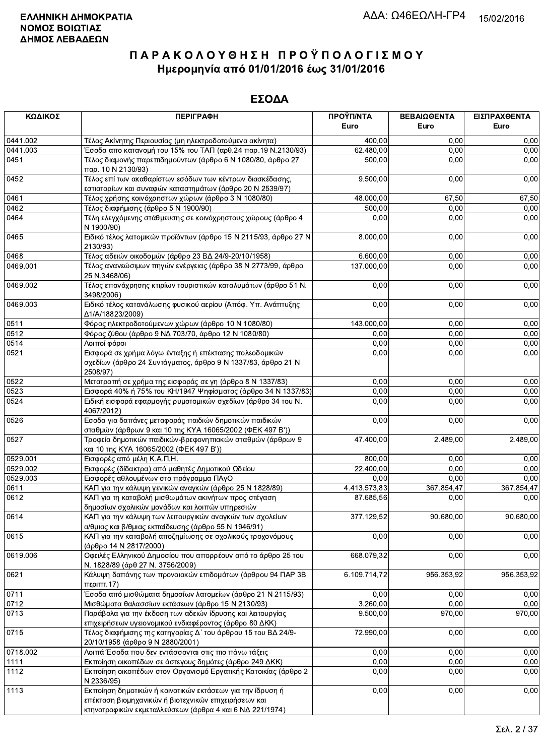**ΕΛΛΗΝΙΚΗ ΔΗΜΟΚΡΑΤΙΑ**
**ΝΟΜΟΣ ΒΟΙΩΤΙΑΣ**
**ΔΗΜΟΣ ΛΕΒΑΔΕΩΝ**

ΑΔΑ: Ω46ΕΩΛΗ-ΓΡ4 15/02/2016

# ΠΑΡΑΚΟΛΟΥΘΗΣΗ ΠΡΟΫΠΟΛΟΓΙΣΜΟΥ
## Ημερομηνία από 01/01/2016 έως 31/01/2016

## ΕΣΟΔΑ

| ΚΩΔΙΚΟΣ | ΠΕΡΙΓΡΑΦΗ | ΠΡΟΫΠ/ΝΤΑ Euro | ΒΕΒΑΙΩΘΕΝΤΑ Euro | ΕΙΣΠΡΑΧΘΕΝΤΑ Euro |
|---|---|---|---|---|
| 0441.002 | Τέλος Ακίνητης Περιουσίας (μη ηλεκτροδοτούμενα ακίνητα) | 400,00 | 0,00 | 0,00 |
| 0441.003 | Έσοδα απο κατανομή του 15% του ΤΑΠ (αρθ.24 παρ.19 Ν.2130/93) | 62.480,00 | 0,00 | 0,00 |
| 0451 | Τέλος διαμονής παρεπιδημούντων (άρθρο 6 Ν 1080/80, άρθρο 27 παρ. 10 Ν 2130/93) | 500,00 | 0,00 | 0,00 |
| 0452 | Τέλος επί των ακαθαρίστων εσόδων των κέντρων διασκέδασης, εστιατορίων και συναφών καταστημάτων (άρθρο 20 Ν 2539/97) | 9.500,00 | 0,00 | 0,00 |
| 0461 | Τέλος χρήσης κοινόχρηστων χώρων (άρθρο 3 Ν 1080/80) | 48.000,00 | 67,50 | 67,50 |
| 0462 | Τέλος διαφήμισης (άρθρο 5 Ν 1900/90) | 500,00 | 0,00 | 0,00 |
| 0464 | Τέλη ελεγχόμενης στάθμευσης σε κοινόχρηστους χώρους (άρθρο 4 Ν 1900/90) | 0,00 | 0,00 | 0,00 |
| 0465 | Ειδικό τέλος λατομικών προϊόντων (άρθρο 15 Ν 2115/93, άρθρο 27 Ν 2130/93) | 8.000,00 | 0,00 | 0,00 |
| 0468 | Τέλος αδειών οικοδομών (άρθρο 23 ΒΔ 24/9-20/10/1958) | 6.600,00 | 0,00 | 0,00 |
| 0469.001 | Τέλος ανανεώσιμων πηγών ενέργειας (άρθρο 38 Ν 2773/99, άρθρο 25 Ν.3468/06) | 137.000,00 | 0,00 | 0,00 |
| 0469.002 | Τέλος επανάχρησης κτιρίων τουριστικών καταλυμάτων (άρθρο 51 Ν. 3498/2006) | 0,00 | 0,00 | 0,00 |
| 0469.003 | Ειδικό τέλος κατανάλωσης φυσικού αερίου (Απόφ. Υπ. Ανάπτυξης Δ1/Α/18823/2009) | 0,00 | 0,00 | 0,00 |
| 0511 | Φόρος ηλεκτροδοτούμενων χώρων (άρθρο 10 Ν 1080/80) | 143.000,00 | 0,00 | 0,00 |
| 0512 | Φόρος ζύθου (άρθρο 9 ΝΔ 703/70, άρθρο 12 Ν 1080/80) | 0,00 | 0,00 | 0,00 |
| 0514 | Λοιποί φόροι | 0,00 | 0,00 | 0,00 |
| 0521 | Εισφορά σε χρήμα λόγω ένταξης ή επέκτασης πολεοδομικών σχεδίων (άρθρο 24 Συντάγματος, άρθρο 9 Ν 1337/83, άρθρο 21 Ν 2508/97) | 0,00 | 0,00 | 0,00 |
| 0522 | Μετατροπή σε χρήμα της εισφοράς σε γη (άρθρο 8 Ν 1337/83) | 0,00 | 0,00 | 0,00 |
| 0523 | Εισφορά 40% ή 75% του ΚΗ/1947 Ψηφίσματος (άρθρο 34 Ν 1337/83) | 0,00 | 0,00 | 0,00 |
| 0524 | Ειδική εισφορά εφαρμογής ρυμοτομικών σχεδίων (άρθρο 34 του Ν. 4067/2012) | 0,00 | 0,00 | 0,00 |
| 0526 | Εσοδα για δαπάνες μεταφοράς παιδιών δημοτικών παιδικών σταθμών (άρθρων 9 και 10 της ΚΥΑ 16065/2002 (ΦΕΚ 497 Β')) | 0,00 | 0,00 | 0,00 |
| 0527 | Τροφεία δημοτικών παιδικών-βρεφονηπιακών σταθμών (άρθρων 9 και 10 της ΚΥΑ 16065/2002 (ΦΕΚ 497 Β')) | 47.400,00 | 2.489,00 | 2.489,00 |
| 0529.001 | Εισφορές από μέλη Κ.Α.Π.Η. | 800,00 | 0,00 | 0,00 |
| 0529.002 | Εισφορές (δίδακτρα) από μαθητές Δημοτικού Ωδείου | 22.400,00 | 0,00 | 0,00 |
| 0529.003 | Εισφορές αθλουμένων στο πρόγραμμα ΠΑγΟ | 0,00 | 0,00 | 0,00 |
| 0611 | ΚΑΠ για την κάλυψη γενικών αναγκών (άρθρο 25 Ν 1828/89) | 4.413.573,83 | 367.854,47 | 367.854,47 |
| 0612 | ΚΑΠ για τη καταβολή μισθωμάτων ακινήτων προς στέγαση δημοσίων σχολικών μονάδων και λοιπών υπηρεσιών | 87.685,56 | 0,00 | 0,00 |
| 0614 | ΚΑΠ για την κάλυψη των λειτουργικών αναγκών των σχολείων α/θμιας και β/θμιας εκπαίδευσης (άρθρο 55 Ν 1946/91) | 377.129,52 | 90.680,00 | 90.680,00 |
| 0615 | ΚΑΠ για την καταβολή αποζημίωσης σε σχολικούς τροχονόμους (άρθρο 14 Ν 2817/2000) | 0,00 | 0,00 | 0,00 |
| 0619.006 | Οφειλές Ελληνικού Δημοσίου που απορρέουν από το άρθρο 25 του Ν. 1828/89 (άρθ 27 Ν. 3756/2009) | 668.079,32 | 0,00 | 0,00 |
| 0621 | Κάλυψη δαπάνης των προνοιακών επιδομάτων (άρθρου 94 ΠΑΡ 3Β περιπτ.17) | 6.109.714,72 | 956.353,92 | 956.353,92 |
| 0711 | Έσοδα από μισθώματα δημοσίων λατομείων (άρθρο 21 Ν 2115/93) | 0,00 | 0,00 | 0,00 |
| 0712 | Μισθώματα θαλασσίων εκτάσεων (άρθρο 15 Ν 2130/93) | 3.260,00 | 0,00 | 0,00 |
| 0713 | Παράβολα για την έκδοση των αδειών ίδρυσης και λειτουργίας επιχειρήσεων υγειονομικού ενδιαφέροντος (άρθρο 80 ΔΚΚ) | 9.500,00 | 970,00 | 970,00 |
| 0715 | Τέλος διαφήμισης της κατηγορίας Δ΄ του άρθρου 15 του ΒΔ 24/9-20/10/1958 (άρθρο 9 Ν 2880/2001) | 72.990,00 | 0,00 | 0,00 |
| 0718.002 | Λοιπά Έσοδα που δεν εντάσσονται στις πιο πάνω τάξεις | 0,00 | 0,00 | 0,00 |
| 1111 | Εκποίηση οικοπέδων σε άστεγους δημότες (άρθρο 249 ΔΚΚ) | 0,00 | 0,00 | 0,00 |
| 1112 | Εκποίηση οικοπέδων στον Οργανισμό Εργατικής Κατοικίας (άρθρο 2 Ν 2336/95) | 0,00 | 0,00 | 0,00 |
| 1113 | Εκποίηση δημοτικών ή κοινοτικών εκτάσεων για την ίδρυση ή επέκταση βιομηχανικών ή βιοτεχνικών επιχειρήσεων και κτηνοτροφικών εκμεταλλεύσεων (άρθρα 4 και 6 ΝΔ 221/1974) | 0,00 | 0,00 | 0,00 |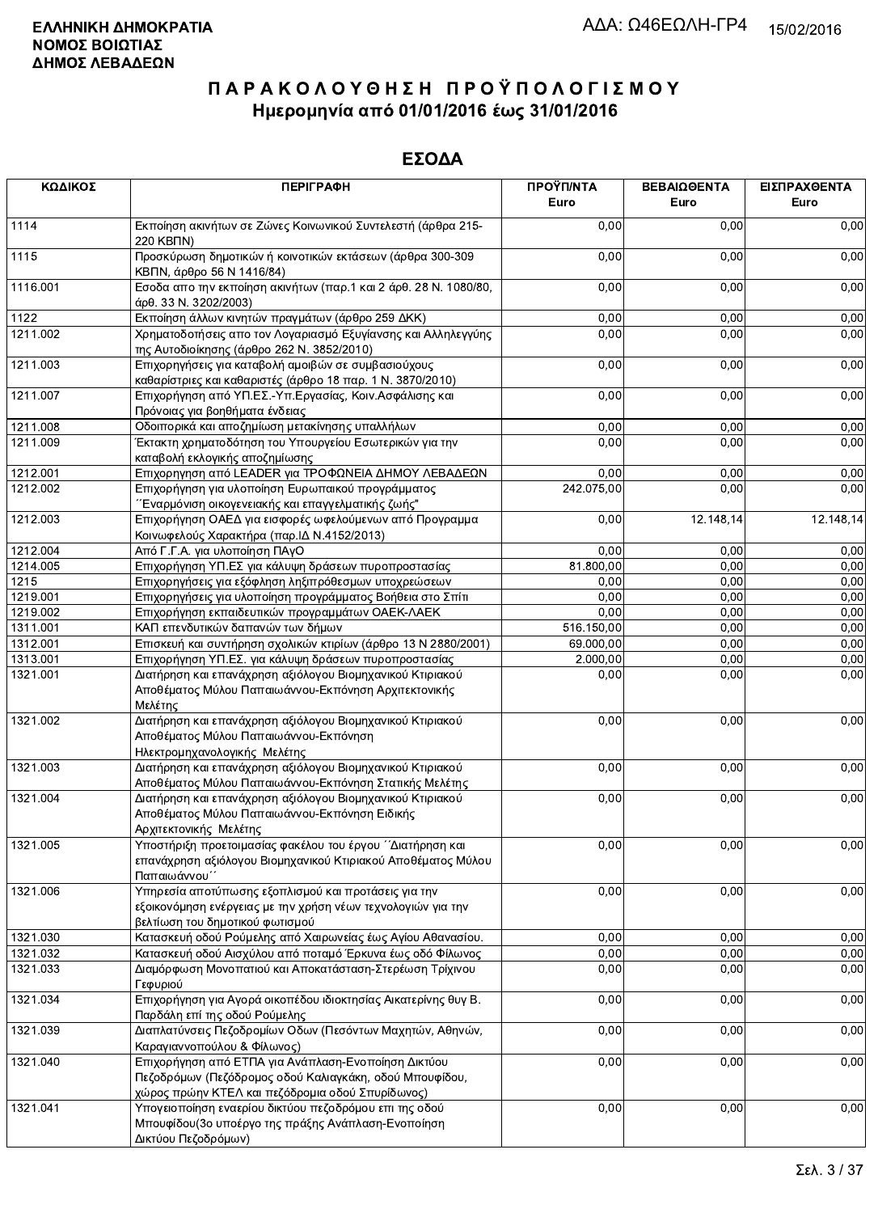**ΕΛΛΗΝΙΚΗ ΔΗΜΟΚΡΑΤΙΑ**
**ΝΟΜΟΣ ΒΟΙΩΤΙΑΣ**
**ΔΗΜΟΣ ΛΕΒΑΔΕΩΝ**

ΑΔΑ: Ω46ΕΩΛΗ-ΓΡ4 15/02/2016

# Π Α Ρ Α Κ Ο Λ Ο Υ Θ Η Σ Η  Π Ρ Ο Ϋ Π Ο Λ Ο Γ Ι Σ Μ Ο Υ
## Ημερομηνία από 01/01/2016 έως 31/01/2016

## ΕΣΟΔΑ

| ΚΩΔΙΚΟΣ | ΠΕΡΙΓΡΑΦΗ | ΠΡΟΫΠ/ΝΤΑ Euro | ΒΕΒΑΙΩΘΕΝΤΑ Euro | ΕΙΣΠΡΑΧΘΕΝΤΑ Euro |
|---|---|---|---|---|
| 1114 | Εκποίηση ακινήτων σε Ζώνες Κοινωνικού Συντελεστή (άρθρα 215-220 ΚΒΠΝ) | 0,00 | 0,00 | 0,00 |
| 1115 | Προσκύρωση δημοτικών ή κοινοτικών εκτάσεων (άρθρα 300-309 ΚΒΠΝ, άρθρο 56 Ν 1416/84) | 0,00 | 0,00 | 0,00 |
| 1116.001 | Εσοδα απο την εκποίηση ακινήτων (παρ.1 και 2 άρθ. 28 Ν. 1080/80, άρθ. 33 Ν. 3202/2003) | 0,00 | 0,00 | 0,00 |
| 1122 | Εκποίηση άλλων κινητών πραγμάτων (άρθρο 259 ΔΚΚ) | 0,00 | 0,00 | 0,00 |
| 1211.002 | Χρηματοδοτήσεις απο τον Λογαριασμό Εξυγίανσης και Αλληλεγγύης της Αυτοδιοίκησης (άρθρο 262 Ν. 3852/2010) | 0,00 | 0,00 | 0,00 |
| 1211.003 | Επιχορηγήσεις για καταβολή αμοιβών σε συμβασιούχους καθαρίστριες και καθαριστές (άρθρο 18 παρ. 1 Ν. 3870/2010) | 0,00 | 0,00 | 0,00 |
| 1211.007 | Επιχορήγηση από ΥΠ.ΕΣ.-Υπ.Εργασίας, Κοιν.Ασφάλισης και Πρόνοιας για βοηθήματα ένδειας | 0,00 | 0,00 | 0,00 |
| 1211.008 | Οδοιπορικά και αποζημίωση μετακίνησης υπαλλήλων | 0,00 | 0,00 | 0,00 |
| 1211.009 | Έκτακτη χρηματοδότηση του Υπουργείου Εσωτερικών για την καταβολή εκλογικής αποζημίωσης | 0,00 | 0,00 | 0,00 |
| 1212.001 | Επιχορηγηση από LEADER για ΤΡΟΦΩΝΕΙΑ ΔΗΜΟΥ ΛΕΒΑΔΕΩΝ | 0,00 | 0,00 | 0,00 |
| 1212.002 | Επιχορήγηση για υλοποίηση Ευρωπαικού προγράμματος ΄΄Εναρμόνιση οικογενειακής και επαγγελματικής ζωής" | 242.075,00 | 0,00 | 0,00 |
| 1212.003 | Επιχορήγηση ΟΑΕΔ για εισφορές ωφελούμενων από Προγραμμα Κοινωφελούς Χαρακτήρα (παρ.ΙΔ Ν.4152/2013) | 0,00 | 12.148,14 | 12.148,14 |
| 1212.004 | Από Γ.Γ.Α. για υλοποίηση ΠΑγΟ | 0,00 | 0,00 | 0,00 |
| 1214.005 | Επιχορήγηση ΥΠ.ΕΣ για κάλυψη δράσεων πυροπροστασίας | 81.800,00 | 0,00 | 0,00 |
| 1215 | Επιχορηγήσεις για εξόφληση ληξιπρόθεσμων υποχρεώσεων | 0,00 | 0,00 | 0,00 |
| 1219.001 | Επιχορηγήσεις για υλοποίηση προγράμματος Βοήθεια στο Σπίτι | 0,00 | 0,00 | 0,00 |
| 1219.002 | Επιχορήγηση εκπαιδευτικών προγραμμάτων ΟΑΕΚ-ΛΑΕΚ | 0,00 | 0,00 | 0,00 |
| 1311.001 | ΚΑΠ επενδυτικών δαπανών των δήμων | 516.150,00 | 0,00 | 0,00 |
| 1312.001 | Επισκευή και συντήρηση σχολικών κτιρίων (άρθρο 13 Ν 2880/2001) | 69.000,00 | 0,00 | 0,00 |
| 1313.001 | Επιχορήγηση ΥΠ.ΕΣ. για κάλυψη δράσεων πυροπροστασίας | 2.000,00 | 0,00 | 0,00 |
| 1321.001 | Διατήρηση και επανάχρηση αξιόλογου Βιομηχανικού Κτιριακού Αποθέματος Μύλου Παπαιωάννου-Εκπόνηση Αρχιτεκτονικής Μελέτης | 0,00 | 0,00 | 0,00 |
| 1321.002 | Διατήρηση και επανάχρηση αξιόλογου Βιομηχανικού Κτιριακού Αποθέματος Μύλου Παπαιωάννου-Εκπόνηση Ηλεκτρομηχανολογικής Μελέτης | 0,00 | 0,00 | 0,00 |
| 1321.003 | Διατήρηση και επανάχρηση αξιόλογου Βιομηχανικού Κτιριακού Αποθέματος Μύλου Παπαιωάννου-Εκπόνηση Στατικής Μελέτης | 0,00 | 0,00 | 0,00 |
| 1321.004 | Διατήρηση και επανάχρηση αξιόλογου Βιομηχανικού Κτιριακού Αποθέματος Μύλου Παπαιωάννου-Εκπόνηση Ειδικής Αρχιτεκτονικής Μελέτης | 0,00 | 0,00 | 0,00 |
| 1321.005 | Υποστήριξη προετοιμασίας φακέλου του έργου ΄΄Διατήρηση και επανάχρηση αξιόλογου Βιομηχανικού Κτιριακού Αποθέματος Μύλου Παπαιωάννου΄΄ | 0,00 | 0,00 | 0,00 |
| 1321.006 | Υπηρεσία αποτύπωσης εξοπλισμού και προτάσεις για την εξοικονόμηση ενέργειας με την χρήση νέων τεχνολογιών για την βελτίωση του δημοτικού φωτισμού | 0,00 | 0,00 | 0,00 |
| 1321.030 | Κατασκευή οδού Ρούμελης από Χαιρωνείας έως Αγίου Αθανασίου. | 0,00 | 0,00 | 0,00 |
| 1321.032 | Κατασκευή οδού Αισχύλου από ποταμό Έρκυνα έως οδό Φίλωνος | 0,00 | 0,00 | 0,00 |
| 1321.033 | Διαμόρφωση Μονοπατιού και Αποκατάσταση-Στερέωση Τρίχινου Γεφυριού | 0,00 | 0,00 | 0,00 |
| 1321.034 | Επιχορήγηση για Αγορά οικοπέδου ιδιοκτησίας Αικατερίνης θυγ Β. Παρδάλη επί της οδού Ρούμελης | 0,00 | 0,00 | 0,00 |
| 1321.039 | Διαπλατύνσεις Πεζοδρομίων Οδων (Πεσόντων Μαχητών, Αθηνών, Καραγιαννοπούλου & Φίλωνος) | 0,00 | 0,00 | 0,00 |
| 1321.040 | Επιχορήγηση από ΕΤΠΑ για Ανάπλαση-Ενοποίηση Δικτύου Πεζοδρόμων (Πεζόδρομος οδού Καλιαγκάκη, οδού Μπουφίδου, χώρος πρώην ΚΤΕΛ και πεζόδρομια οδού Σπυρίδωνος) | 0,00 | 0,00 | 0,00 |
| 1321.041 | Υπογειοποίηση εναερίου δικτύου πεζοδρόμου επι της οδού Μπουφίδου(3ο υποέργο της πράξης Ανάπλαση-Ενοποίηση Δικτύου Πεζοδρόμων) | 0,00 | 0,00 | 0,00 |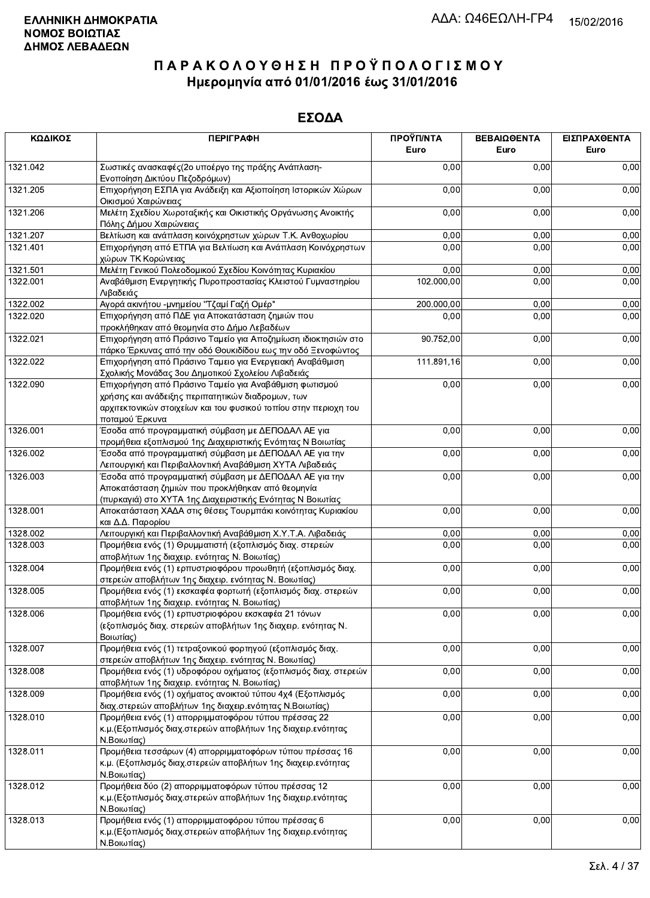**ΕΛΛΗΝΙΚΗ ΔΗΜΟΚΡΑΤΙΑ**
**ΝΟΜΟΣ ΒΟΙΩΤΙΑΣ**
**ΔΗΜΟΣ ΛΕΒΑΔΕΩΝ**

ΑΔΑ: Ω46ΕΩΛΗ-ΓΡ4 15/02/2016

# ΠΑΡΑΚΟΛΟΥΘΗΣΗ ΠΡΟΫΠΟΛΟΓΙΣΜΟΥ
## Ημερομηνία από 01/01/2016 έως 31/01/2016

## ΕΣΟΔΑ

| ΚΩΔΙΚΟΣ | ΠΕΡΙΓΡΑΦΗ | ΠΡΟΫΠ/ΝΤΑ Euro | ΒΕΒΑΙΩΘΕΝΤΑ Euro | ΕΙΣΠΡΑΧΘΕΝΤΑ Euro |
|---|---|---|---|---|
| 1321.042 | Σωστικές ανασκαφές(2ο υποέργο της πράξης Ανάπλαση-Ενοποίηση Δικτύου Πεζοδρόμων) | 0,00 | 0,00 | 0,00 |
| 1321.205 | Επιχορήγηση ΕΣΠΑ για Ανάδειξη και Αξιοποίηση Ιστορικών Χώρων Οικισμού Χαιρώνειας | 0,00 | 0,00 | 0,00 |
| 1321.206 | Μελέτη Σχεδίου Χωροταξικής και Οικιστικής Οργάνωσης Ανοικτής Πόλης Δήμου Χαιρώνειας | 0,00 | 0,00 | 0,00 |
| 1321.207 | Βελτίωση και ανάπλαση κοινόχρηστων χώρων Τ.Κ. Ανθοχωρίου | 0,00 | 0,00 | 0,00 |
| 1321.401 | Επιχορήγηση από ΕΤΠΑ για Βελτίωση και Ανάπλαση Κοινόχρηστων χώρων ΤΚ Κορώνειας | 0,00 | 0,00 | 0,00 |
| 1321.501 | Μελέτη Γενικού Πολεοδομικού Σχεδίου Κοινότητας Κυριακίου | 0,00 | 0,00 | 0,00 |
| 1322.001 | Αναβάθμιση Ενεργητικής Πυροπροστασίας Κλειστού Γυμναστηρίου Λιβαδειάς | 102.000,00 | 0,00 | 0,00 |
| 1322.002 | Αγορά ακινήτου -μνημείου "Τζαμί Γαζή Ομέρ" | 200.000,00 | 0,00 | 0,00 |
| 1322.020 | Επιχορήγηση από ΠΔΕ για Αποκατάσταση ζημιών που προκλήθηκαν από θεομηνία στο Δήμο Λεβαδέων | 0,00 | 0,00 | 0,00 |
| 1322.021 | Επιχορήγηση από Πράσινο Ταμείο για Αποζημίωση ιδιοκτησιών στο πάρκο Έρκυνας από την οδό Θουκιδίδου εως την οδό Ξενοφώντος | 90.752,00 | 0,00 | 0,00 |
| 1322.022 | Επιχορήγηση από Πράσινο Ταμειο για Ενεργειακή Αναβάθμιση Σχολικής Μονάδας 3ου Δημοτικού Σχολείου Λιβαδειάς | 111.891,16 | 0,00 | 0,00 |
| 1322.090 | Επιχορήγηση από Πράσινο Ταμείο για Αναβάθμιση φωτισμού χρήσης και ανάδειξης περιπατητικών διαδρομων, των αρχιτεκτονικών στοιχείων και του φυσικού τοπίου στην περιοχη του ποταμού Έρκυνα | 0,00 | 0,00 | 0,00 |
| 1326.001 | Έσοδα από προγραμματική σύμβαση με ΔΕΠΟΔΑΛ ΑΕ για προμήθεια εξοπλισμού 1ης Διαχειριστικής Ενότητας Ν Βοιωτίας | 0,00 | 0,00 | 0,00 |
| 1326.002 | Έσοδα από προγραμματική σύμβαση με ΔΕΠΟΔΑΛ ΑΕ για την Λειτουργική και Περιβαλλοντική Αναβάθμιση ΧΥΤΑ Λιβαδειάς | 0,00 | 0,00 | 0,00 |
| 1326.003 | Έσοδα από προγραμματική σύμβαση με ΔΕΠΟΔΑΛ ΑΕ για την Αποκατάσταση ζημιών που προκλήθηκαν από θεομηνία (πυρκαγιά) στο ΧΥΤΑ 1ης Διαχειριστικής Ενότητας Ν Βοιωτίας | 0,00 | 0,00 | 0,00 |
| 1328.001 | Αποκατάσταση ΧΑΔΑ στις θέσεις Τουρμπάκι κοινότητας Κυριακίου και Δ.Δ. Παρορίου | 0,00 | 0,00 | 0,00 |
| 1328.002 | Λειτουργική και Περιβαλλοντική Αναβάθμιση Χ.Υ.Τ.Α. Λιβαδειάς | 0,00 | 0,00 | 0,00 |
| 1328.003 | Προμήθεια ενός (1) Θρυμματιστή (εξοπλισμός διαχ. στερεών αποβλήτων 1ης διαχειρ. ενότητας Ν. Βοιωτίας) | 0,00 | 0,00 | 0,00 |
| 1328.004 | Προμήθεια ενός (1) ερπυστριοφόρου προωθητή (εξοπλισμός διαχ. στερεών αποβλήτων 1ης διαχειρ. ενότητας Ν. Βοιωτίας) | 0,00 | 0,00 | 0,00 |
| 1328.005 | Προμήθεια ενός (1) εκσκαφέα φορτωτή (εξοπλισμός διαχ. στερεών αποβλήτων 1ης διαχειρ. ενότητας Ν. Βοιωτίας) | 0,00 | 0,00 | 0,00 |
| 1328.006 | Προμήθεια ενός (1) ερπυστριοφόρου εκσκαφέα 21 τόνων (εξοπλισμός διαχ. στερεών αποβλήτων 1ης διαχειρ. ενότητας Ν. Βοιωτίας) | 0,00 | 0,00 | 0,00 |
| 1328.007 | Προμήθεια ενός (1) τετραξονικού φορτηγού (εξοπλισμός διαχ. στερεών αποβλήτων 1ης διαχειρ. ενότητας Ν. Βοιωτίας) | 0,00 | 0,00 | 0,00 |
| 1328.008 | Προμήθεια ενός (1) υδροφόρου οχήματος (εξοπλισμός διαχ. στερεών αποβλήτων 1ης διαχειρ. ενότητας Ν. Βοιωτίας) | 0,00 | 0,00 | 0,00 |
| 1328.009 | Προμήθεια ενός (1) οχήματος ανοικτού τύπου 4x4 (Εξοπλισμός διαχ.στερεών αποβλήτων 1ης διαχειρ.ενότητας Ν.Βοιωτίας) | 0,00 | 0,00 | 0,00 |
| 1328.010 | Προμήθεια ενός (1) απορριμματοφόρου τύπου πρέσσας 22 κ.μ.(Εξοπλισμός διαχ.στερεών αποβλήτων 1ης διαχειρ.ενότητας Ν.Βοιωτίας) | 0,00 | 0,00 | 0,00 |
| 1328.011 | Προμήθεια τεσσάρων (4) απορριμματοφόρων τύπου πρέσσας 16 κ.μ. (Εξοπλισμός διαχ.στερεών αποβλήτων 1ης διαχειρ.ενότητας Ν.Βοιωτίας) | 0,00 | 0,00 | 0,00 |
| 1328.012 | Προμήθεια δύο (2) απορριμματοφόρων τύπου πρέσσας 12 κ.μ.(Εξοπλισμός διαχ.στερεών αποβλήτων 1ης διαχειρ.ενότητας Ν.Βοιωτίας) | 0,00 | 0,00 | 0,00 |
| 1328.013 | Προμήθεια ενός (1) απορριμματοφόρου τύπου πρέσσας 6 κ.μ.(Εξοπλισμός διαχ.στερεών αποβλήτων 1ης διαχειρ.ενότητας Ν.Βοιωτίας) | 0,00 | 0,00 | 0,00 |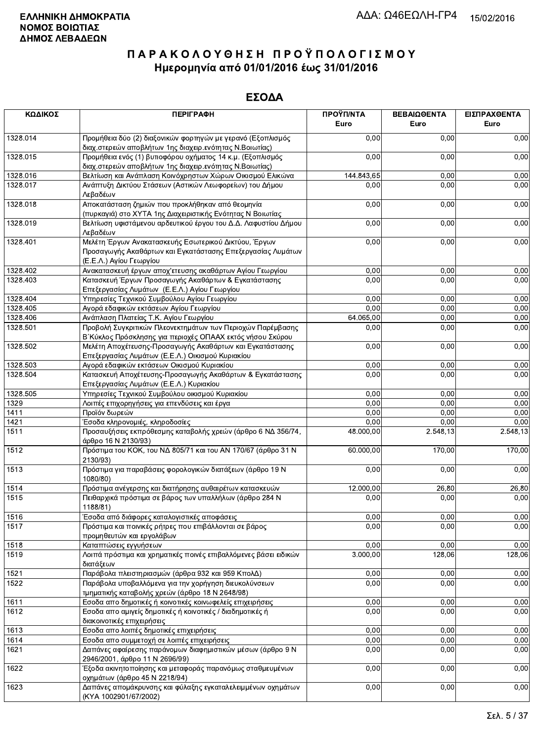**ΕΛΛΗΝΙΚΗ ΔΗΜΟΚΡΑΤΙΑ**
**ΝΟΜΟΣ ΒΟΙΩΤΙΑΣ**
**ΔΗΜΟΣ ΛΕΒΑΔΕΩΝ**

ΑΔΑ: Ω46ΕΩΛΗ-ΓΡ4 15/02/2016

# Π Α Ρ Α Κ Ο Λ Ο Υ Θ Η Σ Η  Π Ρ Ο Ϋ Π Ο Λ Ο Γ Ι Σ Μ Ο Υ
## Ημερομηνία από 01/01/2016 έως 31/01/2016

## ΕΣΟΔΑ

| ΚΩΔΙΚΟΣ | ΠΕΡΙΓΡΑΦΗ | ΠΡΟΫΠ/ΝΤΑ Euro | ΒΕΒΑΙΩΘΕΝΤΑ Euro | ΕΙΣΠΡΑΧΘΕΝΤΑ Euro |
|---|---|---|---|---|
| 1328.014 | Προμήθεια δύο (2) διαξονικών φορτηγών με γερανό (Εξοπλισμός διαχ.στερεών αποβλήτων 1ης διαχειρ.ενότητας Ν.Βοιωτίας) | 0,00 | 0,00 | 0,00 |
| 1328.015 | Προμήθεια ενός (1) βυτιοφόρου οχήματος 14 κ.μ. (Εξοπλισμός διαχ.στερεών αποβλήτων 1ης διαχειρ.ενότητας Ν.Βοιωτίας) | 0,00 | 0,00 | 0,00 |
| 1328.016 | Βελτίωση και Ανάπλαση Κοινόχρηστων Χώρων Οικισμού Ελικώνα | 144.843,65 | 0,00 | 0,00 |
| 1328.017 | Ανάπτυξη Δικτύου Στάσεων (Αστικών Λεωφορείων) του Δήμου Λεβαδέων | 0,00 | 0,00 | 0,00 |
| 1328.018 | Αποκατάσταση ζημιών που προκλήθηκαν από θεομηνία (πυρκαγιά) στο ΧΥΤΑ 1ης Διαχειριστικής Ενότητας Ν Βοιωτίας | 0,00 | 0,00 | 0,00 |
| 1328.019 | Βελτίωση υφιστάμενου αρδευτικού έργου του Δ.Δ. Λαφυστίου Δήμου Λεβαδέων | 0,00 | 0,00 | 0,00 |
| 1328.401 | Μελέτη Έργων Ανακατασκευής Εσωτερικού Δικτύου, Έργων Προσαγωγής Ακαθάρτων και Εγκατάστασης Επεξεργασίας Λυμάτων (Ε.Ε.Λ.) Αγίου Γεωργίου | 0,00 | 0,00 | 0,00 |
| 1328.402 | Ανακατασκευή έργων αποχ'ετευσης ακαθάρτων Αγίου Γεωργίου | 0,00 | 0,00 | 0,00 |
| 1328.403 | Κατασκευή Έργων Προσαγωγής Ακαθάρτων & Εγκατάστασης Επεξεργασίας Λυμάτων (Ε.Ε.Λ.) Αγίου Γεωργίου | 0,00 | 0,00 | 0,00 |
| 1328.404 | Υπηρεσίες Τεχνικού Συμβούλου Αγίου Γεωργίου | 0,00 | 0,00 | 0,00 |
| 1328.405 | Αγορά εδαφικών εκτάσεων Αγίου Γεωργίου | 0,00 | 0,00 | 0,00 |
| 1328.406 | Ανάπλαση Πλατείας Τ.Κ. Αγίου Γεωργίου | 64.065,00 | 0,00 | 0,00 |
| 1328.501 | Προβολή Συγκριτικών Πλεονεκτημάτων των Περιοχών Παρέμβασης Β΄Κύκλος Πρόσκλησης για περιοχές ΟΠΑΑΧ εκτός νήσου Σκύρου | 0,00 | 0,00 | 0,00 |
| 1328.502 | Μελέτη Αποχέτευσης-Προσαγωγής Ακαθάρτων και Εγκατάστασης Επεξεργασίας Λυμάτων (Ε.Ε.Λ.) Οικισμού Κυριακίου | 0,00 | 0,00 | 0,00 |
| 1328.503 | Αγορά εδαφικών εκτάσεων Οικισμού Κυριακίου | 0,00 | 0,00 | 0,00 |
| 1328.504 | Κατασκευή Αποχέτευσης-Προσαγωγής Ακαθάρτων & Εγκατάστασης Επεξεργασίας Λυμάτων (Ε.Ε.Λ.) Κυριακίου | 0,00 | 0,00 | 0,00 |
| 1328.505 | Υπηρεσίες Τεχνικού Συμβούλου οικισμού Κυριακίου | 0,00 | 0,00 | 0,00 |
| 1329 | Λοιπές επιχορηγήσεις για επενδύσεις και έργα | 0,00 | 0,00 | 0,00 |
| 1411 | Προϊόν δωρεών | 0,00 | 0,00 | 0,00 |
| 1421 | Έσοδα κληρονομιές, κληροδοσίες | 0,00 | 0,00 | 0,00 |
| 1511 | Προσαυξήσεις εκπρόθεσμης καταβολής χρεών (άρθρο 6 ΝΔ 356/74, άρθρο 16 Ν 2130/93) | 48.000,00 | 2.548,13 | 2.548,13 |
| 1512 | Πρόστιμα του ΚΟΚ, του ΝΔ 805/71 και του ΑΝ 170/67 (άρθρο 31 Ν 2130/93) | 60.000,00 | 170,00 | 170,00 |
| 1513 | Πρόστιμα για παραβάσεις φορολογικών διατάξεων (άρθρο 19 Ν 1080/80) | 0,00 | 0,00 | 0,00 |
| 1514 | Πρόστιμα ανέγερσης και διατήρησης αυθαιρέτων κατασκευών | 12.000,00 | 26,80 | 26,80 |
| 1515 | Πειθαρχικά πρόστιμα σε βάρος των υπαλλήλων (άρθρο 284 Ν 1188/81) | 0,00 | 0,00 | 0,00 |
| 1516 | Έσοδα από διάφορες καταλογιστικές αποφάσεις | 0,00 | 0,00 | 0,00 |
| 1517 | Πρόστιμα και ποινικές ρήτρες που επιβάλλονται σε βάρος προμηθευτών και εργολάβων | 0,00 | 0,00 | 0,00 |
| 1518 | Καταπτώσεις εγγυήσεων | 0,00 | 0,00 | 0,00 |
| 1519 | Λοιπά πρόστιμα και χρηματικές ποινές επιβαλλόμενες βάσει ειδικών διατάξεων | 3.000,00 | 128,06 | 128,06 |
| 1521 | Παράβολα πλειστηριασμών (άρθρα 932 και 959 ΚπολΔ) | 0,00 | 0,00 | 0,00 |
| 1522 | Παράβολα υποβαλλόμενα για την χορήγηση διευκολύνσεων τμηματικής καταβολής χρεών (άρθρο 18 Ν 2648/98) | 0,00 | 0,00 | 0,00 |
| 1611 | Εσοδα απο δημοτικές ή κοινοτικές κοινωφελείς επιχειρήσεις | 0,00 | 0,00 | 0,00 |
| 1612 | Εσοδα απο αμιγείς δημοτικές ή κοινοτικές / διαδημοτικές ή διακοινοτικές επιχειρήσεις | 0,00 | 0,00 | 0,00 |
| 1613 | Εσοδα απο λοιπές δημοτικές επιχειρήσεις | 0,00 | 0,00 | 0,00 |
| 1614 | Εσοδα απο συμμετοχή σε λοιπές επιχειρήσεις | 0,00 | 0,00 | 0,00 |
| 1621 | Δαπάνες αφαίρεσης παράνομων διαφημιστικών μέσων (άρθρο 9 Ν 2946/2001, άρθρο 11 Ν 2696/99) | 0,00 | 0,00 | 0,00 |
| 1622 | Έξοδα ακινητοποίησης και μεταφοράς παρανόμως σταθμευμένων οχημάτων (άρθρο 45 Ν 2218/94) | 0,00 | 0,00 | 0,00 |
| 1623 | Δαπάνες απομάκρυνσης και φύλαξης εγκαταλελειμμένων οχημάτων (ΚΥΑ 1002901/67/2002) | 0,00 | 0,00 | 0,00 |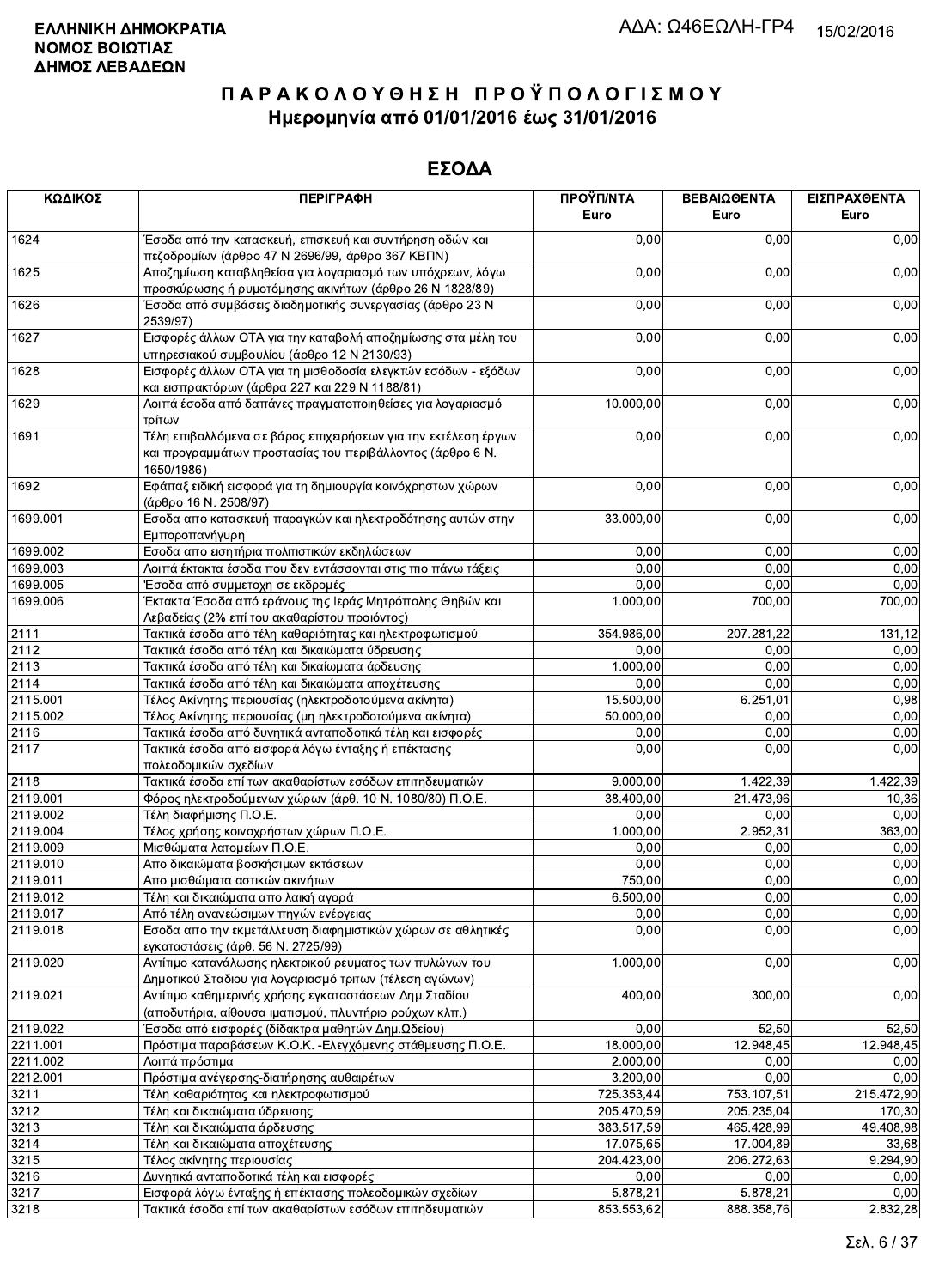ΕΛΛΗΝΙΚΗ ΔΗΜΟΚΡΑΤΙΑ
ΝΟΜΟΣ ΒΟΙΩΤΙΑΣ
ΔΗΜΟΣ ΛΕΒΑΔΕΩΝ

ΑΔΑ: Ω46ΕΩΛΗ-ΓΡ4 15/02/2016

# ΠΑΡΑΚΟΛΟΥΘΗΣΗ ΠΡΟΫΠΟΛΟΓΙΣΜΟΥ
## Ημερομηνία από 01/01/2016 έως 31/01/2016

## ΕΣΟΔΑ

| ΚΩΔΙΚΟΣ | ΠΕΡΙΓΡΑΦΗ | ΠΡΟΫΠ/ΝΤΑ Euro | ΒΕΒΑΙΩΘΕΝΤΑ Euro | ΕΙΣΠΡΑΧΘΕΝΤΑ Euro |
|---|---|---|---|---|
| 1624 | Έσοδα από την κατασκευή, επισκευή και συντήρηση οδών και πεζοδρομίων (άρθρο 47 Ν 2696/99, άρθρο 367 ΚΒΠΝ) | 0,00 | 0,00 | 0,00 |
| 1625 | Αποζημίωση καταβληθείσα για λογαριασμό των υπόχρεων, λόγω προσκύρωσης ή ρυμοτόμησης ακινήτων (άρθρο 26 Ν 1828/89) | 0,00 | 0,00 | 0,00 |
| 1626 | Έσοδα από συμβάσεις διαδημοτικής συνεργασίας (άρθρο 23 Ν 2539/97) | 0,00 | 0,00 | 0,00 |
| 1627 | Εισφορές άλλων ΟΤΑ για την καταβολή αποζημίωσης στα μέλη του υπηρεσιακού συμβουλίου (άρθρο 12 Ν 2130/93) | 0,00 | 0,00 | 0,00 |
| 1628 | Εισφορές άλλων ΟΤΑ για τη μισθοδοσία ελεγκτών εσόδων - εξόδων και εισπρακτόρων (άρθρα 227 και 229 Ν 1188/81) | 0,00 | 0,00 | 0,00 |
| 1629 | Λοιπά έσοδα από δαπάνες πραγματοποιηθείσες για λογαριασμό τρίτων | 10.000,00 | 0,00 | 0,00 |
| 1691 | Τέλη επιβαλλόμενα σε βάρος επιχειρήσεων για την εκτέλεση έργων και προγραμμάτων προστασίας του περιβάλλοντος (άρθρο 6 Ν. 1650/1986) | 0,00 | 0,00 | 0,00 |
| 1692 | Εφάπαξ ειδική εισφορά για τη δημιουργία κοινόχρηστων χώρων (άρθρο 16 Ν. 2508/97) | 0,00 | 0,00 | 0,00 |
| 1699.001 | Εσοδα απο κατασκευή παραγκών και ηλεκτροδότησης αυτών στην Εμποροπανήγυρη | 33.000,00 | 0,00 | 0,00 |
| 1699.002 | Εσοδα απο εισητήρια πολιτιστικών εκδηλώσεων | 0,00 | 0,00 | 0,00 |
| 1699.003 | Λοιπά έκτακτα έσοδα που δεν εντάσσονται στις πιο πάνω τάξεις | 0,00 | 0,00 | 0,00 |
| 1699.005 | Έσοδα από συμμετοχη σε εκδρομές | 0,00 | 0,00 | 0,00 |
| 1699.006 | Έκτακτα Έσοδα από εράνους της Ιεράς Μητρόπολης Θηβών και Λεβαδείας (2% επί του ακαθαρίστου προιόντος) | 1.000,00 | 700,00 | 700,00 |
| 2111 | Τακτικά έσοδα από τέλη καθαριότητας και ηλεκτροφωτισμού | 354.986,00 | 207.281,22 | 131,12 |
| 2112 | Τακτικά έσοδα από τέλη και δικαιώματα ύδρευσης | 0,00 | 0,00 | 0,00 |
| 2113 | Τακτικά έσοδα από τέλη και δικαιώματα άρδευσης | 1.000,00 | 0,00 | 0,00 |
| 2114 | Τακτικά έσοδα από τέλη και δικαιώματα αποχέτευσης | 0,00 | 0,00 | 0,00 |
| 2115.001 | Τέλος Ακίνητης περιουσίας (ηλεκτροδοτούμενα ακίνητα) | 15.500,00 | 6.251,01 | 0,98 |
| 2115.002 | Τέλος Ακίνητης περιουσίας (μη ηλεκτροδοτούμενα ακίνητα) | 50.000,00 | 0,00 | 0,00 |
| 2116 | Τακτικά έσοδα από δυνητικά ανταποδοτικά τέλη και εισφορές | 0,00 | 0,00 | 0,00 |
| 2117 | Τακτικά έσοδα από εισφορά λόγω ένταξης ή επέκτασης πολεοδομικών σχεδίων | 0,00 | 0,00 | 0,00 |
| 2118 | Τακτικά έσοδα επί των ακαθαρίστων εσόδων επιτηδευματιών | 9.000,00 | 1.422,39 | 1.422,39 |
| 2119.001 | Φόρος ηλεκτροδούμενων χώρων (άρθ. 10 Ν. 1080/80) Π.Ο.Ε. | 38.400,00 | 21.473,96 | 10,36 |
| 2119.002 | Τέλη διαφήμησης Π.Ο.Ε. | 0,00 | 0,00 | 0,00 |
| 2119.004 | Τέλος χρήσης κοινοχρήστων χώρων Π.Ο.Ε. | 1.000,00 | 2.952,31 | 363,00 |
| 2119.009 | Μισθώματα λατομείων Π.Ο.Ε. | 0,00 | 0,00 | 0,00 |
| 2119.010 | Απο δικαιώματα βοσκήσιμων εκτάσεων | 0,00 | 0,00 | 0,00 |
| 2119.011 | Απο μισθώματα αστικών ακινήτων | 750,00 | 0,00 | 0,00 |
| 2119.012 | Τέλη και δικαιώματα απο λαική αγορά | 6.500,00 | 0,00 | 0,00 |
| 2119.017 | Από τέλη ανανεώσιμων πηγών ενέργειας | 0,00 | 0,00 | 0,00 |
| 2119.018 | Εσοδα απο την εκμετάλλευση διαφημιστικών χώρων σε αθλητικές εγκαταστάσεις (άρθ. 56 Ν. 2725/99) | 0,00 | 0,00 | 0,00 |
| 2119.020 | Αντίτιμο κατανάλωσης ηλεκτρικού ρευματος των πυλώνων του Δημοτικού Σταδιου για λογαριασμό τριτων (τέλεση αγώνων) | 1.000,00 | 0,00 | 0,00 |
| 2119.021 | Αντίτιμο καθημερινής χρήσης εγκαταστάσεων Δημ.Σταδίου (αποδυτήρια, αίθουσα ιματισμού, πλυντήριο ρούχων κλπ.) | 400,00 | 300,00 | 0,00 |
| 2119.022 | Έσοδα από εισφορές (δίδακτρα μαθητών Δημ.Ωδείου) | 0,00 | 52,50 | 52,50 |
| 2211.001 | Πρόστιμα παραβάσεων Κ.Ο.Κ. -Ελεγχόμενης στάθμευσης Π.Ο.Ε. | 18.000,00 | 12.948,45 | 12.948,45 |
| 2211.002 | Λοιπά πρόστιμα | 2.000,00 | 0,00 | 0,00 |
| 2212.001 | Πρόστιμα ανέγερσης-διατήρησης αυθαιρέτων | 3.200,00 | 0,00 | 0,00 |
| 3211 | Τέλη καθαριότητας και ηλεκτροφωτισμού | 725.353,44 | 753.107,51 | 215.472,90 |
| 3212 | Τέλη και δικαιώματα ύδρευσης | 205.470,59 | 205.235,04 | 170,30 |
| 3213 | Τέλη και δικαιώματα άρδευσης | 383.517,59 | 465.428,99 | 49.408,98 |
| 3214 | Τέλη και δικαιώματα αποχέτευσης | 17.075,65 | 17.004,89 | 33,68 |
| 3215 | Τέλος ακίνητης περιουσίας | 204.423,00 | 206.272,63 | 9.294,90 |
| 3216 | Δυνητικά ανταποδοτικά τέλη και εισφορές | 0,00 | 0,00 | 0,00 |
| 3217 | Εισφορά λόγω ένταξης ή επέκτασης πολεοδομικών σχεδίων | 5.878,21 | 5.878,21 | 0,00 |
| 3218 | Τακτικά έσοδα επί των ακαθαρίστων εσόδων επιτηδευματιών | 853.553,62 | 888.358,76 | 2.832,28 |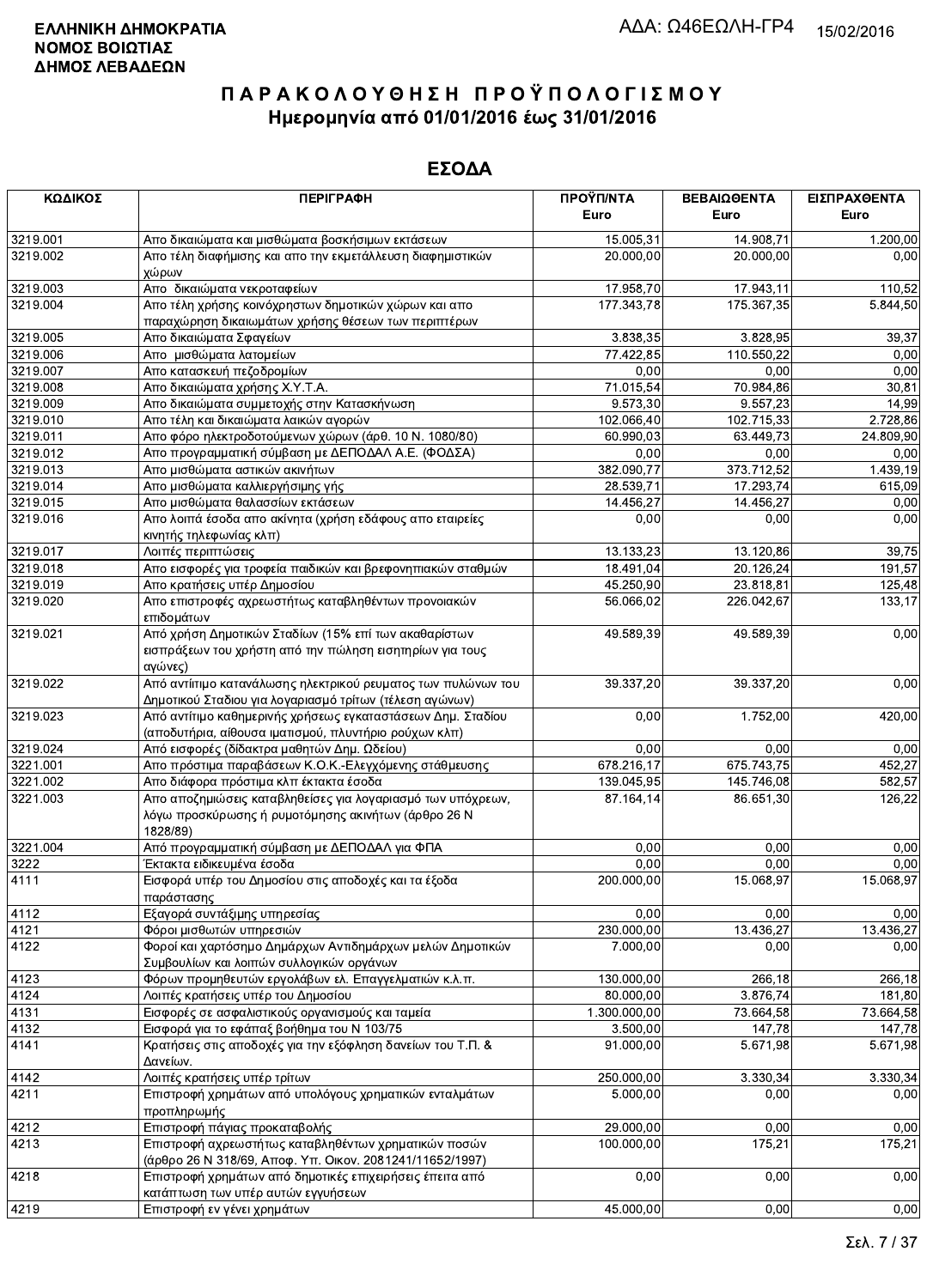**ΕΛΛΗΝΙΚΗ ΔΗΜΟΚΡΑΤΙΑ**
**ΝΟΜΟΣ ΒΟΙΩΤΙΑΣ**
**ΔΗΜΟΣ ΛΕΒΑΔΕΩΝ**

ΑΔΑ: Ω46ΕΩΛΗ-ΓΡ4 15/02/2016

# ΠΑΡΑΚΟΛΟΥΘΗΣΗ ΠΡΟΫΠΟΛΟΓΙΣΜΟΥ
## Ημερομηνία από 01/01/2016 έως 31/01/2016

## ΕΣΟΔΑ

| ΚΩΔΙΚΟΣ | ΠΕΡΙΓΡΑΦΗ | ΠΡΟΫΠ/ΝΤΑ Euro | ΒΕΒΑΙΩΘΕΝΤΑ Euro | ΕΙΣΠΡΑΧΘΕΝΤΑ Euro |
|---|---|---|---|---|
| 3219.001 | Απο δικαιώματα και μισθώματα βοσκήσιμων εκτάσεων | 15.005,31 | 14.908,71 | 1.200,00 |
| 3219.002 | Απο τέλη διαφήμισης και απο την εκμετάλλευση διαφημιστικών χώρων | 20.000,00 | 20.000,00 | 0,00 |
| 3219.003 | Απο δικαιώματα νεκροταφείων | 17.958,70 | 17.943,11 | 110,52 |
| 3219.004 | Απο τέλη χρήσης κοινόχρηστων δημοτικών χώρων και απο παραχώρηση δικαιωμάτων χρήσης θέσεων των περιπτέρων | 177.343,78 | 175.367,35 | 5.844,50 |
| 3219.005 | Απο δικαιώματα Σφαγείων | 3.838,35 | 3.828,95 | 39,37 |
| 3219.006 | Απο μισθώματα λατομείων | 77.422,85 | 110.550,22 | 0,00 |
| 3219.007 | Απο κατασκευή πεζοδρομίων | 0,00 | 0,00 | 0,00 |
| 3219.008 | Απο δικαιώματα χρήσης Χ.Υ.Τ.Α. | 71.015,54 | 70.984,86 | 30,81 |
| 3219.009 | Απο δικαιώματα συμμετοχής στην Κατασκήνωση | 9.573,30 | 9.557,23 | 14,99 |
| 3219.010 | Απο τέλη και δικαιώματα λαικών αγορών | 102.066,40 | 102.715,33 | 2.728,86 |
| 3219.011 | Απο φόρο ηλεκτροδοτούμενων χώρων (άρθ. 10 Ν. 1080/80) | 60.990,03 | 63.449,73 | 24.809,90 |
| 3219.012 | Απο προγραμματική σύμβαση με ΔΕΠΟΔΑΛ Α.Ε. (ΦΟΔΣΑ) | 0,00 | 0,00 | 0,00 |
| 3219.013 | Απο μισθώματα αστικών ακινήτων | 382.090,77 | 373.712,52 | 1.439,19 |
| 3219.014 | Απο μισθώματα καλλιεργήσιμης γής | 28.539,71 | 17.293,74 | 615,09 |
| 3219.015 | Απο μισθώματα θαλασσίων εκτάσεων | 14.456,27 | 14.456,27 | 0,00 |
| 3219.016 | Απο λοιπά έσοδα απο ακίνητα (χρήση εδάφους απο εταιρείες κινητής τηλεφωνίας κλπ) | 0,00 | 0,00 | 0,00 |
| 3219.017 | Λοιπές περιπτώσεις | 13.133,23 | 13.120,86 | 39,75 |
| 3219.018 | Απο εισφορές για τροφεία παιδικών και βρεφονηπιακών σταθμών | 18.491,04 | 20.126,24 | 191,57 |
| 3219.019 | Απο κρατήσεις υπέρ Δημοσίου | 45.250,90 | 23.818,81 | 125,48 |
| 3219.020 | Απο επιστροφές αχρεωστήτως καταβληθέντων προνοιακών επιδομάτων | 56.066,02 | 226.042,67 | 133,17 |
| 3219.021 | Από χρήση Δημοτικών Σταδίων (15% επί των ακαθαρίστων εισπράξεων του χρήστη από την πώληση εισητηρίων για τους αγώνες) | 49.589,39 | 49.589,39 | 0,00 |
| 3219.022 | Από αντίτιμο κατανάλωσης ηλεκτρικού ρευματος των πυλώνων του Δημοτικού Σταδιου για λογαριασμό τρίτων (τέλεση αγώνων) | 39.337,20 | 39.337,20 | 0,00 |
| 3219.023 | Από αντίτιμο καθημερινής χρήσεως εγκαταστάσεων Δημ. Σταδίου (αποδυτήρια, αίθουσα ιματισμού, πλυντήριο ρούχων κλπ) | 0,00 | 1.752,00 | 420,00 |
| 3219.024 | Από εισφορές (δίδακτρα μαθητών Δημ. Ωδείου) | 0,00 | 0,00 | 0,00 |
| 3221.001 | Απο πρόστιμα παραβάσεων Κ.Ο.Κ.-Ελεγχόμενης στάθμευσης | 678.216,17 | 675.743,75 | 452,27 |
| 3221.002 | Απο διάφορα πρόστιμα κλπ έκτακτα έσοδα | 139.045,95 | 145.746,08 | 582,57 |
| 3221.003 | Απο αποζημιώσεις καταβληθείσες για λογαριασμό των υπόχρεων, λόγω προσκύρωσης ή ρυμοτόμησης ακινήτων (άρθρο 26 Ν 1828/89) | 87.164,14 | 86.651,30 | 126,22 |
| 3221.004 | Από προγραμματική σύμβαση με ΔΕΠΟΔΑΛ για ΦΠΑ | 0,00 | 0,00 | 0,00 |
| 3222 | Έκτακτα ειδικευμένα έσοδα | 0,00 | 0,00 | 0,00 |
| 4111 | Εισφορά υπέρ του Δημοσίου στις αποδοχές και τα έξοδα παράστασης | 200.000,00 | 15.068,97 | 15.068,97 |
| 4112 | Εξαγορά συντάξιμης υπηρεσίας | 0,00 | 0,00 | 0,00 |
| 4121 | Φόροι μισθωτών υπηρεσιών | 230.000,00 | 13.436,27 | 13.436,27 |
| 4122 | Φοροί και χαρτόσημο Δημάρχων Αντιδημάρχων μελών Δημοτικών Συμβουλίων και λοιπών συλλογικών οργάνων | 7.000,00 | 0,00 | 0,00 |
| 4123 | Φόρων προμηθευτών εργολάβων ελ. Επαγγελματιών κ.λ.π. | 130.000,00 | 266,18 | 266,18 |
| 4124 | Λοιπές κρατήσεις υπέρ του Δημοσίου | 80.000,00 | 3.876,74 | 181,80 |
| 4131 | Εισφορές σε ασφαλιστικούς οργανισμούς και ταμεία | 1.300.000,00 | 73.664,58 | 73.664,58 |
| 4132 | Εισφορά για το εφάπαξ βοήθημα του Ν 103/75 | 3.500,00 | 147,78 | 147,78 |
| 4141 | Κρατήσεις στις αποδοχές για την εξόφληση δανείων του Τ.Π. & Δανείων. | 91.000,00 | 5.671,98 | 5.671,98 |
| 4142 | Λοιπές κρατήσεις υπέρ τρίτων | 250.000,00 | 3.330,34 | 3.330,34 |
| 4211 | Επιστροφή χρημάτων από υπολόγους χρηματικών ενταλμάτων προπληρωμής | 5.000,00 | 0,00 | 0,00 |
| 4212 | Επιστροφή πάγιας προκαταβολής | 29.000,00 | 0,00 | 0,00 |
| 4213 | Επιστροφή αχρεωστήτως καταβληθέντων χρηματικών ποσών (άρθρο 26 Ν 318/69, Αποφ. Υπ. Οικον. 2081241/11652/1997) | 100.000,00 | 175,21 | 175,21 |
| 4218 | Επιστροφή χρημάτων από δημοτικές επιχειρήσεις έπειτα από κατάπτωση των υπέρ αυτών εγγυήσεων | 0,00 | 0,00 | 0,00 |
| 4219 | Επιστροφή εν γένει χρημάτων | 45.000,00 | 0,00 | 0,00 |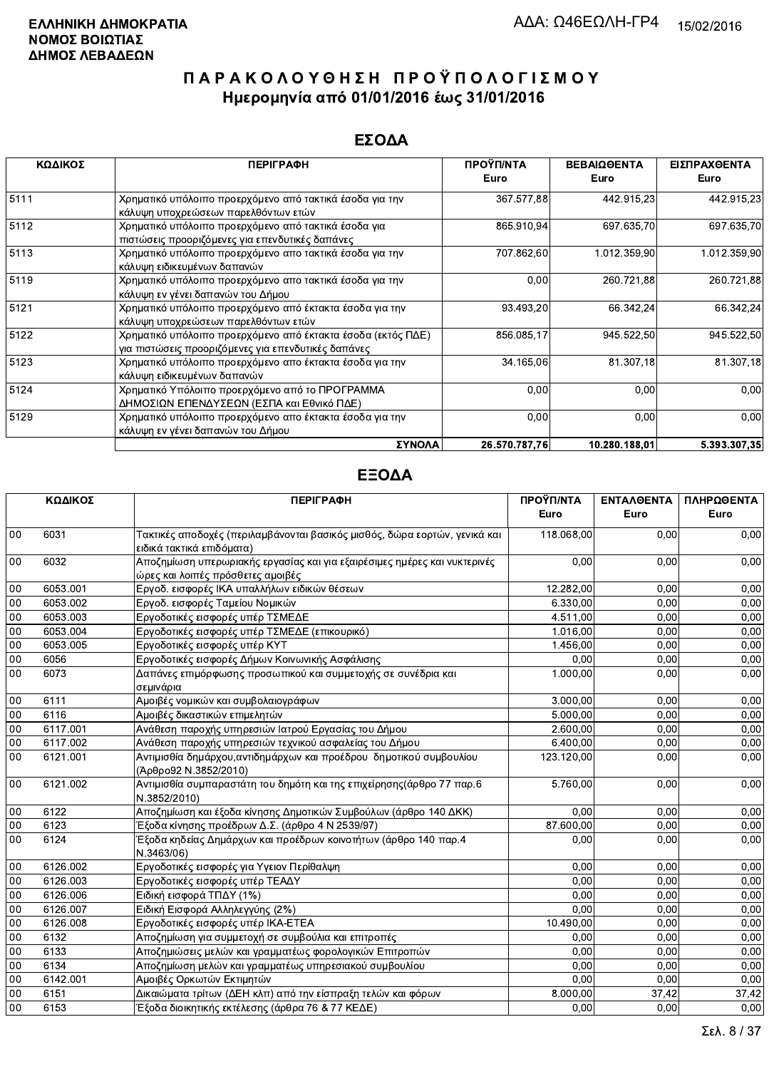**ΕΛΛΗΝΙΚΗ ΔΗΜΟΚΡΑΤΙΑ**
**ΝΟΜΟΣ ΒΟΙΩΤΙΑΣ**
**ΔΗΜΟΣ ΛΕΒΑΔΕΩΝ**

ΑΔΑ: Ω46ΕΩΛΗ-ΓΡ4 15/02/2016

# ΠΑΡΑΚΟΛΟΥΘΗΣΗ ΠΡΟΫΠΟΛΟΓΙΣΜΟΥ
## Ημερομηνία από 01/01/2016 έως 31/01/2016

## ΕΣΟΔΑ

| ΚΩΔΙΚΟΣ | ΠΕΡΙΓΡΑΦΗ | ΠΡΟΫΠ/ΝΤΑ Euro | ΒΕΒΑΙΩΘΕΝΤΑ Euro | ΕΙΣΠΡΑΧΘΕΝΤΑ Euro |
|---|---|---|---|---|
| 5111 | Χρηματικό υπόλοιπο προερχόμενο από τακτικά έσοδα για την κάλυψη υποχρεώσεων παρελθόντων ετών | 367.577,88 | 442.915,23 | 442.915,23 |
| 5112 | Χρηματικό υπόλοιπο προερχόμενο από τακτικά έσοδα για πιστώσεις προοριζόμενες για επενδυτικές δαπάνες | 865.910,94 | 697.635,70 | 697.635,70 |
| 5113 | Χρηματικό υπόλοιπο προερχόμενο απο τακτικά έσοδα για την κάλυψη ειδικευμένων δαπανών | 707.862,60 | 1.012.359,90 | 1.012.359,90 |
| 5119 | Χρηματικό υπόλοιπο προερχόμενο απο τακτικά έσοδα για την κάλυψη εν γένει δαπανών του Δήμου | 0,00 | 260.721,88 | 260.721,88 |
| 5121 | Χρηματικό υπόλοιπο προερχόμενο από έκτακτα έσοδα για την κάλυψη υποχρεώσεων παρελθόντων ετών | 93.493,20 | 66.342,24 | 66.342,24 |
| 5122 | Χρηματικό υπόλοιπο προερχόμενο από έκτακτα έσοδα (εκτός ΠΔΕ) για πιστώσεις προοριζόμενες για επενδυτικές δαπάνες | 856.085,17 | 945.522,50 | 945.522,50 |
| 5123 | Χρηματικό υπόλοιπο προερχόμενο απο έκτακτα έσοδα για την κάλυψη ειδικευμένων δαπανών | 34.165,06 | 81.307,18 | 81.307,18 |
| 5124 | Χρηματικό Υπόλοιπο προερχόμενο από το ΠΡΟΓΡΑΜΜΑ ΔΗΜΟΣΙΩΝ ΕΠΕΝΔΥΣΕΩΝ (ΕΣΠΑ και Εθνικό ΠΔΕ) | 0,00 | 0,00 | 0,00 |
| 5129 | Χρηματικό υπόλοιπο προερχόμενο απο έκτακτα έσοδα για την κάλυψη εν γένει δαπανών του Δήμου | 0,00 | 0,00 | 0,00 |
| | **ΣΥΝΟΛΑ** | **26.570.787,76** | **10.280.188,01** | **5.393.307,35** |

## ΕΞΟΔΑ

| ΚΩΔΙΚΟΣ | | ΠΕΡΙΓΡΑΦΗ | ΠΡΟΫΠ/ΝΤΑ Euro | ΕΝΤΑΛΘΕΝΤΑ Euro | ΠΛΗΡΩΘΕΝΤΑ Euro |
|---|---|---|---|---|---|
| 00 | 6031 | Τακτικές αποδοχές (περιλαμβάνονται βασικός μισθός, δώρα εορτών, γενικά και ειδικά τακτικά επιδόματα) | 118.068,00 | 0,00 | 0,00 |
| 00 | 6032 | Αποζημίωση υπερωριακής εργασίας και για εξαιρέσιμες ημέρες και νυκτερινές ώρες και λοιπές πρόσθετες αμοιβές | 0,00 | 0,00 | 0,00 |
| 00 | 6053.001 | Εργοδ. εισφορές ΙΚΑ υπαλλήλων ειδικών θέσεων | 12.282,00 | 0,00 | 0,00 |
| 00 | 6053.002 | Εργοδ. εισφορές Ταμείου Νομικών | 6.330,00 | 0,00 | 0,00 |
| 00 | 6053.003 | Εργοδοτικές εισφορές υπέρ ΤΣΜΕΔΕ | 4.511,00 | 0,00 | 0,00 |
| 00 | 6053.004 | Εργοδοτικές εισφορές υπέρ ΤΣΜΕΔΕ (επικουρικό) | 1.016,00 | 0,00 | 0,00 |
| 00 | 6053.005 | Εργοδοτικές εισφορές υπέρ ΚΥΤ | 1.456,00 | 0,00 | 0,00 |
| 00 | 6056 | Εργοδοτικές εισφορές Δήμων Κοινωνικής Ασφάλισης | 0,00 | 0,00 | 0,00 |
| 00 | 6073 | Δαπάνες επιμόρφωσης προσωπικού και συμμετοχής σε συνέδρια και σεμινάρια | 1.000,00 | 0,00 | 0,00 |
| 00 | 6111 | Αμοιβές νομικών και συμβολαιογράφων | 3.000,00 | 0,00 | 0,00 |
| 00 | 6116 | Αμοιβές δικαστικών επιμελητών | 5.000,00 | 0,00 | 0,00 |
| 00 | 6117.001 | Ανάθεση παροχής υπηρεσιών Ιατρού Εργασίας του Δήμου | 2.600,00 | 0,00 | 0,00 |
| 00 | 6117.002 | Ανάθεση παροχής υπηρεσιών τεχνικού ασφαλείας του Δήμου | 6.400,00 | 0,00 | 0,00 |
| 00 | 6121.001 | Αντιμισθία δημάρχου,αντιδημάρχων και προέδρου δημοτικού συμβουλίου (Άρθρο92 Ν.3852/2010) | 123.120,00 | 0,00 | 0,00 |
| 00 | 6121.002 | Αντιμισθία συμπαραστάτη του δημότη και της επιχείρησης(άρθρο 77 παρ.6 Ν.3852/2010) | 5.760,00 | 0,00 | 0,00 |
| 00 | 6122 | Αποζημίωση και έξοδα κίνησης Δημοτικών Συμβούλων (άρθρο 140 ΔΚΚ) | 0,00 | 0,00 | 0,00 |
| 00 | 6123 | Έξοδα κίνησης προέδρων Δ.Σ. (άρθρο 4 Ν 2539/97) | 87.600,00 | 0,00 | 0,00 |
| 00 | 6124 | Έξοδα κηδείας Δημάρχων και προέδρων κοινοτήτων (άρθρο 140 παρ.4 Ν.3463/06) | 0,00 | 0,00 | 0,00 |
| 00 | 6126.002 | Εργοδοτικές εισφορές για Υγειον Περίθαλψη | 0,00 | 0,00 | 0,00 |
| 00 | 6126.003 | Εργοδοτικές εισφορές υπέρ ΤΕΑΔΥ | 0,00 | 0,00 | 0,00 |
| 00 | 6126.006 | Ειδική εισφορά ΤΠΔΥ (1%) | 0,00 | 0,00 | 0,00 |
| 00 | 6126.007 | Ειδική Εισφορά Αλληλεγγύης (2%) | 0,00 | 0,00 | 0,00 |
| 00 | 6126.008 | Εργοδοτικές εισφορές υπέρ ΙΚΑ-ΕΤΕΑ | 10.490,00 | 0,00 | 0,00 |
| 00 | 6132 | Αποζημίωση για συμμετοχή σε συμβούλια και επιτροπές | 0,00 | 0,00 | 0,00 |
| 00 | 6133 | Αποζημιώσεις μελών και γραμματέως φορολογικών Επιτροπών | 0,00 | 0,00 | 0,00 |
| 00 | 6134 | Αποζημίωση μελών και γραμματέως υπηρεσιακού συμβουλίου | 0,00 | 0,00 | 0,00 |
| 00 | 6142.001 | Αμοιβές Ορκωτών Εκτιμητών | 0,00 | 0,00 | 0,00 |
| 00 | 6151 | Δικαιώματα τρίτων (ΔΕΗ κλπ) από την είσπραξη τελών και φόρων | 8.000,00 | 37,42 | 37,42 |
| 00 | 6153 | Έξοδα διοικητικής εκτέλεσης (άρθρα 76 & 77 ΚΕΔΕ) | 0,00 | 0,00 | 0,00 |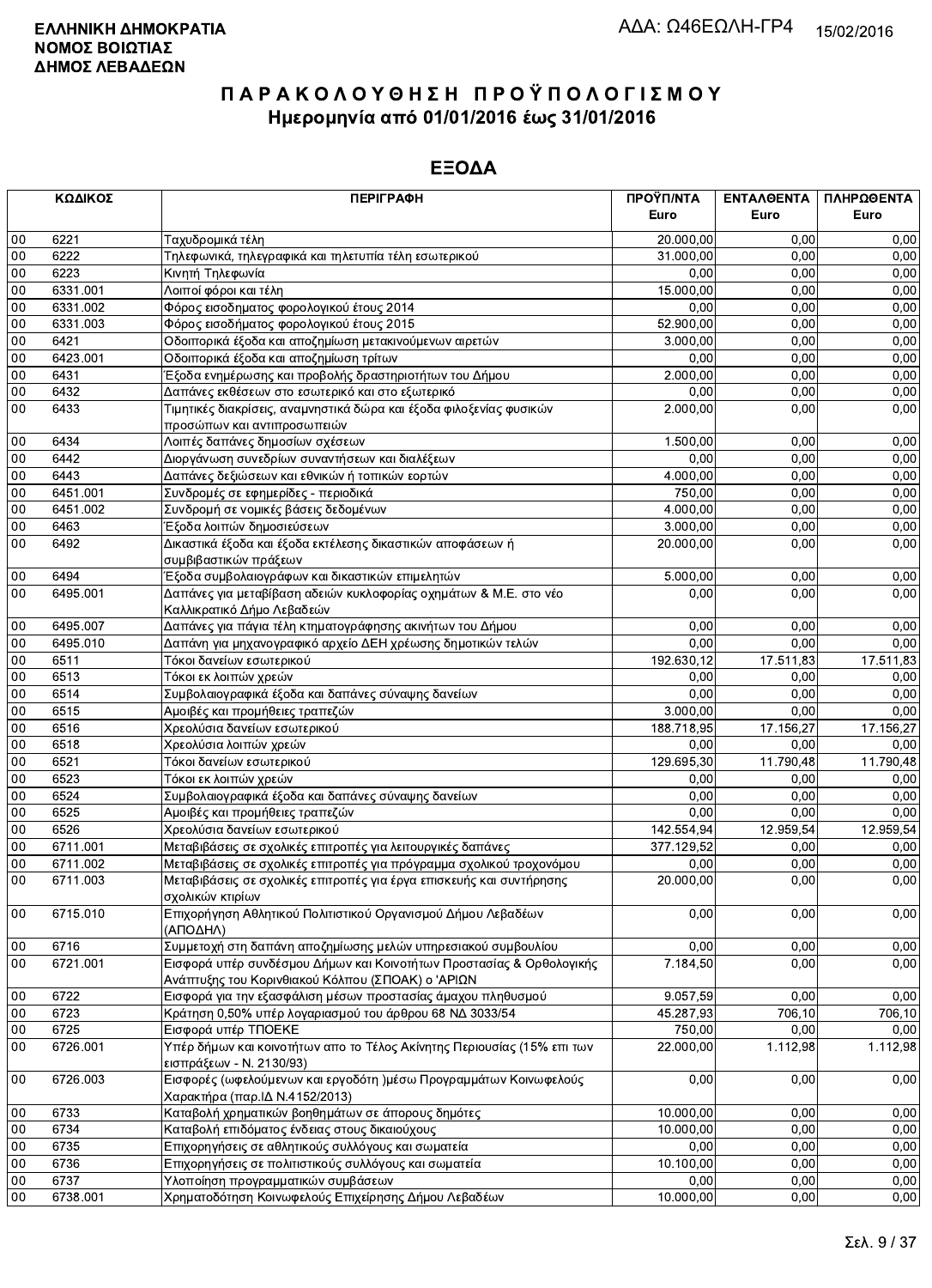**ΕΛΛΗΝΙΚΗ ΔΗΜΟΚΡΑΤΙΑ**
**ΝΟΜΟΣ ΒΟΙΩΤΙΑΣ**
**ΔΗΜΟΣ ΛΕΒΑΔΕΩΝ**

ΑΔΑ: Ω46ΕΩΛΗ-ΓΡ4 15/02/2016

# ΠΑΡΑΚΟΛΟΥΘΗΣΗ ΠΡΟΫΠΟΛΟΓΙΣΜΟΥ
## Ημερομηνία από 01/01/2016 έως 31/01/2016

## ΕΞΟΔΑ

| ΚΩΔΙΚΟΣ | | ΠΕΡΙΓΡΑΦΗ | ΠΡΟΫΠ/ΝΤΑ Euro | ΕΝΤΑΛΘΕΝΤΑ Euro | ΠΛΗΡΩΘΕΝΤΑ Euro |
|---|---|---|---|---|---|
| 00 | 6221 | Ταχυδρομικά τέλη | 20.000,00 | 0,00 | 0,00 |
| 00 | 6222 | Τηλεφωνικά, τηλεγραφικά και τηλετυπία τέλη εσωτερικού | 31.000,00 | 0,00 | 0,00 |
| 00 | 6223 | Κινητή Τηλεφωνία | 0,00 | 0,00 | 0,00 |
| 00 | 6331.001 | Λοιποί φόροι και τέλη | 15.000,00 | 0,00 | 0,00 |
| 00 | 6331.002 | Φόρος εισοδηματος φορολογικού έτους 2014 | 0,00 | 0,00 | 0,00 |
| 00 | 6331.003 | Φόρος εισοδήματος φορολογικού έτους 2015 | 52.900,00 | 0,00 | 0,00 |
| 00 | 6421 | Οδοιπορικά έξοδα και αποζημίωση μετακινούμενων αιρετών | 3.000,00 | 0,00 | 0,00 |
| 00 | 6423.001 | Οδοιπορικά έξοδα και αποζημίωση τρίτων | 0,00 | 0,00 | 0,00 |
| 00 | 6431 | Έξοδα ενημέρωσης και προβολής δραστηριοτήτων του Δήμου | 2.000,00 | 0,00 | 0,00 |
| 00 | 6432 | Δαπάνες εκθέσεων στο εσωτερικό και στο εξωτερικό | 0,00 | 0,00 | 0,00 |
| 00 | 6433 | Τιμητικές διακρίσεις, αναμνηστικά δώρα και έξοδα φιλοξενίας φυσικών προσώπων και αντιπροσωπειών | 2.000,00 | 0,00 | 0,00 |
| 00 | 6434 | Λοιπές δαπάνες δημοσίων σχέσεων | 1.500,00 | 0,00 | 0,00 |
| 00 | 6442 | Διοργάνωση συνεδρίων συναντήσεων και διαλέξεων | 0,00 | 0,00 | 0,00 |
| 00 | 6443 | Δαπάνες δεξιώσεων και εθνικών ή τοπικών εορτών | 4.000,00 | 0,00 | 0,00 |
| 00 | 6451.001 | Συνδρομές σε εφημερίδες - περιοδικά | 750,00 | 0,00 | 0,00 |
| 00 | 6451.002 | Συνδρομή σε νομικές βάσεις δεδομένων | 4.000,00 | 0,00 | 0,00 |
| 00 | 6463 | Έξοδα λοιπών δημοσιεύσεων | 3.000,00 | 0,00 | 0,00 |
| 00 | 6492 | Δικαστικά έξοδα και έξοδα εκτέλεσης δικαστικών αποφάσεων ή συμβιβαστικών πράξεων | 20.000,00 | 0,00 | 0,00 |
| 00 | 6494 | Έξοδα συμβολαιογράφων και δικαστικών επιμελητών | 5.000,00 | 0,00 | 0,00 |
| 00 | 6495.001 | Δαπάνες για μεταβίβαση αδειών κυκλοφορίας οχημάτων & Μ.Ε. στο νέο Καλλικρατικό Δήμο Λεβαδεών | 0,00 | 0,00 | 0,00 |
| 00 | 6495.007 | Δαπάνες για πάγια τέλη κτηματογράφησης ακινήτων του Δήμου | 0,00 | 0,00 | 0,00 |
| 00 | 6495.010 | Δαπάνη για μηχανογραφικό αρχείο ΔΕΗ χρέωσης δημοτικών τελών | 0,00 | 0,00 | 0,00 |
| 00 | 6511 | Τόκοι δανείων εσωτερικού | 192.630,12 | 17.511,83 | 17.511,83 |
| 00 | 6513 | Τόκοι εκ λοιπών χρεών | 0,00 | 0,00 | 0,00 |
| 00 | 6514 | Συμβολαιογραφικά έξοδα και δαπάνες σύναψης δανείων | 0,00 | 0,00 | 0,00 |
| 00 | 6515 | Αμοιβές και προμήθειες τραπεζών | 3.000,00 | 0,00 | 0,00 |
| 00 | 6516 | Χρεολύσια δανείων εσωτερικού | 188.718,95 | 17.156,27 | 17.156,27 |
| 00 | 6518 | Χρεολύσια λοιπών χρεών | 0,00 | 0,00 | 0,00 |
| 00 | 6521 | Τόκοι δανείων εσωτερικού | 129.695,30 | 11.790,48 | 11.790,48 |
| 00 | 6523 | Τόκοι εκ λοιπών χρεών | 0,00 | 0,00 | 0,00 |
| 00 | 6524 | Συμβολαιογραφικά έξοδα και δαπάνες σύναψης δανείων | 0,00 | 0,00 | 0,00 |
| 00 | 6525 | Αμοιβές και προμήθειες τραπεζών | 0,00 | 0,00 | 0,00 |
| 00 | 6526 | Χρεολύσια δανείων εσωτερικού | 142.554,94 | 12.959,54 | 12.959,54 |
| 00 | 6711.001 | Μεταβιβάσεις σε σχολικές επιτροπές για λειτουργικές δαπάνες | 377.129,52 | 0,00 | 0,00 |
| 00 | 6711.002 | Μεταβιβάσεις σε σχολικές επιτροπές για πρόγραμμα σχολικού τροχονόμου | 0,00 | 0,00 | 0,00 |
| 00 | 6711.003 | Μεταβιβάσεις σε σχολικές επιτροπές για έργα επισκευής και συντήρησης σχολικών κτιρίων | 20.000,00 | 0,00 | 0,00 |
| 00 | 6715.010 | Επιχορήγηση Αθλητικού Πολιτιστικού Οργανισμού Δήμου Λεβαδέων (ΑΠΟΔΗΛ) | 0,00 | 0,00 | 0,00 |
| 00 | 6716 | Συμμετοχή στη δαπάνη αποζημίωσης μελών υπηρεσιακού συμβουλίου | 0,00 | 0,00 | 0,00 |
| 00 | 6721.001 | Εισφορά υπέρ συνδέσμου Δήμων και Κοινοτήτων Προστασίας & Ορθολογικής Ανάπτυξης του Κορινθιακού Κόλπου (ΣΠΟΑΚ) ο 'ΑΡΙΩΝ | 7.184,50 | 0,00 | 0,00 |
| 00 | 6722 | Εισφορά για την εξασφάλιση μέσων προστασίας άμαχου πληθυσμού | 9.057,59 | 0,00 | 0,00 |
| 00 | 6723 | Κράτηση 0,50% υπέρ λογαριασμού του άρθρου 68 ΝΔ 3033/54 | 45.287,93 | 706,10 | 706,10 |
| 00 | 6725 | Εισφορά υπέρ ΤΠΟΕΚΕ | 750,00 | 0,00 | 0,00 |
| 00 | 6726.001 | Υπέρ δήμων και κοινοτήτων απο το Τέλος Ακίνητης Περιουσίας (15% επι των εισπράξεων - Ν. 2130/93) | 22.000,00 | 1.112,98 | 1.112,98 |
| 00 | 6726.003 | Εισφορές (ωφελούμενων και εργοδότη )μέσω Προγραμμάτων Κοινωφελούς Χαρακτήρα (παρ.ΙΔ Ν.4152/2013) | 0,00 | 0,00 | 0,00 |
| 00 | 6733 | Καταβολή χρηματικών βοηθημάτων σε άπορους δημότες | 10.000,00 | 0,00 | 0,00 |
| 00 | 6734 | Καταβολή επιδόματος ένδειας στους δικαιούχους | 10.000,00 | 0,00 | 0,00 |
| 00 | 6735 | Επιχορηγήσεις σε αθλητικούς συλλόγους και σωματεία | 0,00 | 0,00 | 0,00 |
| 00 | 6736 | Επιχορηγήσεις σε πολιτιστικούς συλλόγους και σωματεία | 10.100,00 | 0,00 | 0,00 |
| 00 | 6737 | Υλοποίηση προγραμματικών συμβάσεων | 0,00 | 0,00 | 0,00 |
| 00 | 6738.001 | Χρηματοδότηση Κοινωφελούς Επιχείρησης Δήμου Λεβαδέων | 10.000,00 | 0,00 | 0,00 |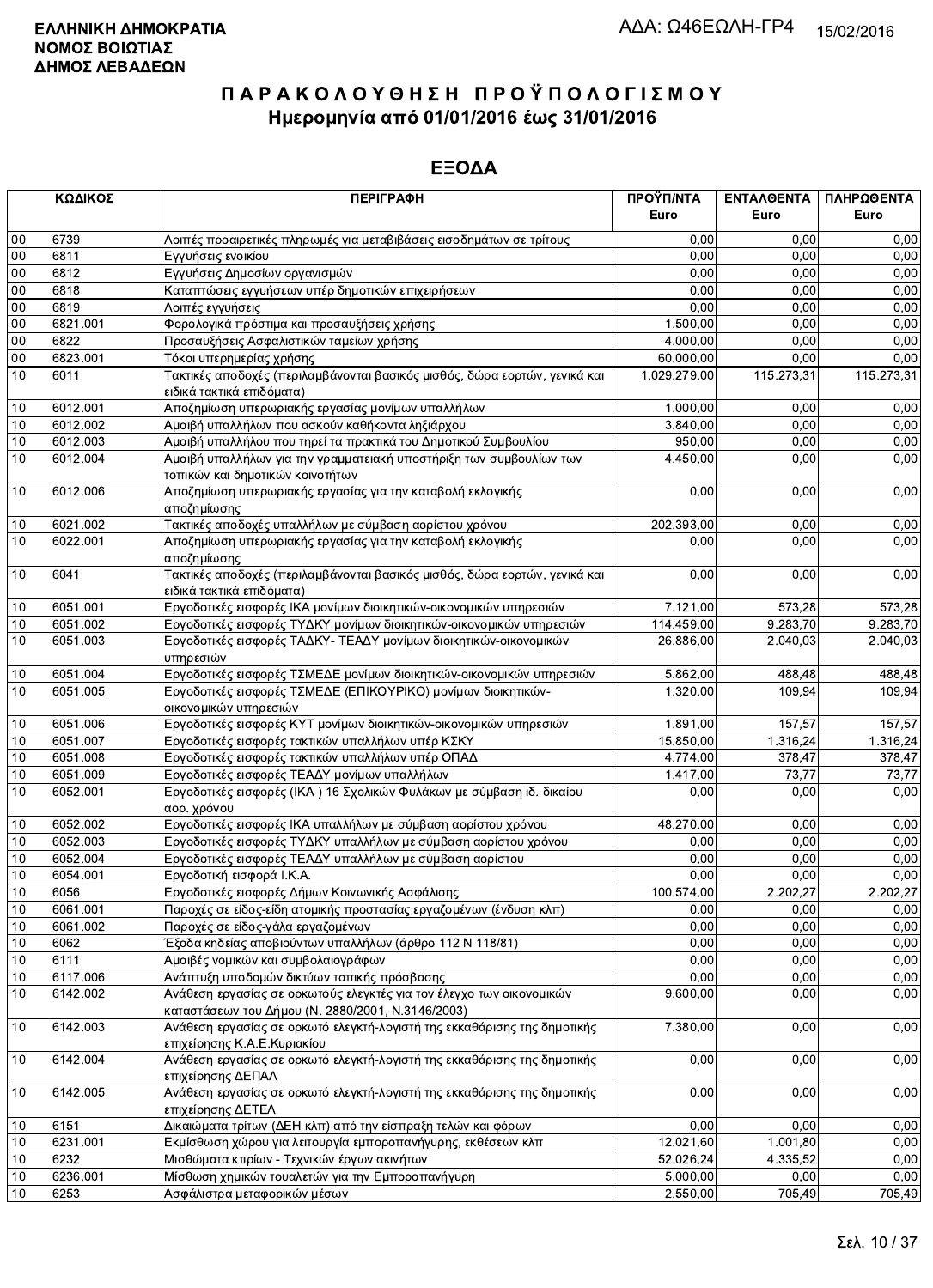**ΕΛΛΗΝΙΚΗ ΔΗΜΟΚΡΑΤΙΑ**
**ΝΟΜΟΣ ΒΟΙΩΤΙΑΣ**
**ΔΗΜΟΣ ΛΕΒΑΔΕΩΝ**

ΑΔΑ: Ω46ΕΩΛΗ-ΓΡ4 15/02/2016

# ΠΑΡΑΚΟΛΟΥΘΗΣΗ ΠΡΟΫΠΟΛΟΓΙΣΜΟΥ
## Ημερομηνία από 01/01/2016 έως 31/01/2016

## ΕΞΟΔΑ

| ΚΩΔΙΚΟΣ | | ΠΕΡΙΓΡΑΦΗ | ΠΡΟΫΠ/ΝΤΑ Euro | ΕΝΤΑΛΘΕΝΤΑ Euro | ΠΛΗΡΩΘΕΝΤΑ Euro |
|---|---|---|---|---|---|
| 00 | 6739 | Λοιπές προαιρετικές πληρωμές για μεταβιβάσεις εισοδημάτων σε τρίτους | 0,00 | 0,00 | 0,00 |
| 00 | 6811 | Εγγυήσεις ενοικίου | 0,00 | 0,00 | 0,00 |
| 00 | 6812 | Εγγυήσεις Δημοσίων οργανισμών | 0,00 | 0,00 | 0,00 |
| 00 | 6818 | Καταπτώσεις εγγυήσεων υπέρ δημοτικών επιχειρήσεων | 0,00 | 0,00 | 0,00 |
| 00 | 6819 | Λοιπές εγγυήσεις | 0,00 | 0,00 | 0,00 |
| 00 | 6821.001 | Φορολογικά πρόστιμα και προσαυξήσεις χρήσης | 1.500,00 | 0,00 | 0,00 |
| 00 | 6822 | Προσαυξήσεις Ασφαλιστικών ταμείων χρήσης | 4.000,00 | 0,00 | 0,00 |
| 00 | 6823.001 | Τόκοι υπερημερίας χρήσης | 60.000,00 | 0,00 | 0,00 |
| 10 | 6011 | Τακτικές αποδοχές (περιλαμβάνονται βασικός μισθός, δώρα εορτών, γενικά και ειδικά τακτικά επιδόματα) | 1.029.279,00 | 115.273,31 | 115.273,31 |
| 10 | 6012.001 | Αποζημίωση υπερωριακής εργασίας μονίμων υπαλλήλων | 1.000,00 | 0,00 | 0,00 |
| 10 | 6012.002 | Αμοιβή υπαλλήλων που ασκούν καθήκοντα ληξιάρχου | 3.840,00 | 0,00 | 0,00 |
| 10 | 6012.003 | Αμοιβή υπαλλήλου που τηρεί τα πρακτικά του Δημοτικού Συμβουλίου | 950,00 | 0,00 | 0,00 |
| 10 | 6012.004 | Αμοιβή υπαλλήλων για την γραμματειακή υποστήριξη των συμβουλίων των τοπικών και δημοτικών κοινοτήτων | 4.450,00 | 0,00 | 0,00 |
| 10 | 6012.006 | Αποζημίωση υπερωριακής εργασίας για την καταβολή εκλογικής αποζημίωσης | 0,00 | 0,00 | 0,00 |
| 10 | 6021.002 | Τακτικές αποδοχές υπαλλήλων με σύμβαση αορίστου χρόνου | 202.393,00 | 0,00 | 0,00 |
| 10 | 6022.001 | Αποζημίωση υπερωριακής εργασίας για την καταβολή εκλογικής αποζημίωσης | 0,00 | 0,00 | 0,00 |
| 10 | 6041 | Τακτικές αποδοχές (περιλαμβάνονται βασικός μισθός, δώρα εορτών, γενικά και ειδικά τακτικά επιδόματα) | 0,00 | 0,00 | 0,00 |
| 10 | 6051.001 | Εργοδοτικές εισφορές ΙΚΑ μονίμων διοικητικών-οικονομικών υπηρεσιών | 7.121,00 | 573,28 | 573,28 |
| 10 | 6051.002 | Εργοδοτικές εισφορές ΤΥΔΚΥ μονίμων διοικητικών-οικονομικών υπηρεσιών | 114.459,00 | 9.283,70 | 9.283,70 |
| 10 | 6051.003 | Εργοδοτικές εισφορές ΤΑΔΚΥ- ΤΕΑΔΥ μονίμων διοικητικών-οικονομικών υπηρεσιών | 26.886,00 | 2.040,03 | 2.040,03 |
| 10 | 6051.004 | Εργοδοτικές εισφορές ΤΣΜΕΔΕ μονίμων διοικητικών-οικονομικών υπηρεσιών | 5.862,00 | 488,48 | 488,48 |
| 10 | 6051.005 | Εργοδοτικές εισφορές ΤΣΜΕΔΕ (ΕΠΙΚΟΥΡΙΚΟ) μονίμων διοικητικών-οικονομικών υπηρεσιών | 1.320,00 | 109,94 | 109,94 |
| 10 | 6051.006 | Εργοδοτικές εισφορές ΚΥΤ μονίμων διοικητικών-οικονομικών υπηρεσιών | 1.891,00 | 157,57 | 157,57 |
| 10 | 6051.007 | Εργοδοτικές εισφορές τακτικών υπαλλήλων υπέρ ΚΣΚΥ | 15.850,00 | 1.316,24 | 1.316,24 |
| 10 | 6051.008 | Εργοδοτικές εισφορές τακτικών υπαλλήλων υπέρ ΟΠΑΔ | 4.774,00 | 378,47 | 378,47 |
| 10 | 6051.009 | Εργοδοτικές εισφορές ΤΕΑΔΥ μονίμων υπαλλήλων | 1.417,00 | 73,77 | 73,77 |
| 10 | 6052.001 | Εργοδοτικές εισφορές (ΙΚΑ ) 16 Σχολικών Φυλάκων με σύμβαση ιδ. δικαίου αορ. χρόνου | 0,00 | 0,00 | 0,00 |
| 10 | 6052.002 | Εργοδοτικές εισφορές ΙΚΑ υπαλλήλων με σύμβαση αορίστου χρόνου | 48.270,00 | 0,00 | 0,00 |
| 10 | 6052.003 | Εργοδοτικές εισφορές ΤΥΔΚΥ υπαλλήλων με σύμβαση αορίστου χρόνου | 0,00 | 0,00 | 0,00 |
| 10 | 6052.004 | Εργοδοτικές εισφορές ΤΕΑΔΥ υπαλλήλων με σύμβαση αορίστου | 0,00 | 0,00 | 0,00 |
| 10 | 6054.001 | Εργοδοτική εισφορά Ι.Κ.Α. | 0,00 | 0,00 | 0,00 |
| 10 | 6056 | Εργοδοτικές εισφορές Δήμων Κοινωνικής Ασφάλισης | 100.574,00 | 2.202,27 | 2.202,27 |
| 10 | 6061.001 | Παροχές σε είδος-είδη ατομικής προστασίας εργαζομένων (ένδυση κλπ) | 0,00 | 0,00 | 0,00 |
| 10 | 6061.002 | Παροχές σε είδος-γάλα εργαζομένων | 0,00 | 0,00 | 0,00 |
| 10 | 6062 | Έξοδα κηδείας αποβιούντων υπαλλήλων (άρθρο 112 Ν 118/81) | 0,00 | 0,00 | 0,00 |
| 10 | 6111 | Αμοιβές νομικών και συμβολαιογράφων | 0,00 | 0,00 | 0,00 |
| 10 | 6117.006 | Ανάπτυξη υποδομών δικτύων τοπικής πρόσβασης | 0,00 | 0,00 | 0,00 |
| 10 | 6142.002 | Ανάθεση εργασίας σε ορκωτούς ελεγκτές για τον έλεγχο των οικονομικών καταστάσεων του Δήμου (Ν. 2880/2001, Ν.3146/2003) | 9.600,00 | 0,00 | 0,00 |
| 10 | 6142.003 | Ανάθεση εργασίας σε ορκωτό ελεγκτή-λογιστή της εκκαθάρισης της δημοτικής επιχείρησης Κ.Α.Ε.Κυριακίου | 7.380,00 | 0,00 | 0,00 |
| 10 | 6142.004 | Ανάθεση εργασίας σε ορκωτό ελεγκτή-λογιστή της εκκαθάρισης της δημοτικής επιχείρησης ΔΕΠΑΛ | 0,00 | 0,00 | 0,00 |
| 10 | 6142.005 | Ανάθεση εργασίας σε ορκωτό ελεγκτή-λογιστή της εκκαθάρισης της δημοτικής επιχείρησης ΔΕΤΕΛ | 0,00 | 0,00 | 0,00 |
| 10 | 6151 | Δικαιώματα τρίτων (ΔΕΗ κλπ) από την είσπραξη τελών και φόρων | 0,00 | 0,00 | 0,00 |
| 10 | 6231.001 | Εκμίσθωση χώρου για λειτουργία εμποροπανήγυρης, εκθέσεων κλπ | 12.021,60 | 1.001,80 | 0,00 |
| 10 | 6232 | Μισθώματα κτιρίων - Τεχνικών έργων ακινήτων | 52.026,24 | 4.335,52 | 0,00 |
| 10 | 6236.001 | Μίσθωση χημικών τουαλετών για την Εμποροπανήγυρη | 5.000,00 | 0,00 | 0,00 |
| 10 | 6253 | Ασφάλιστρα μεταφορικών μέσων | 2.550,00 | 705,49 | 705,49 |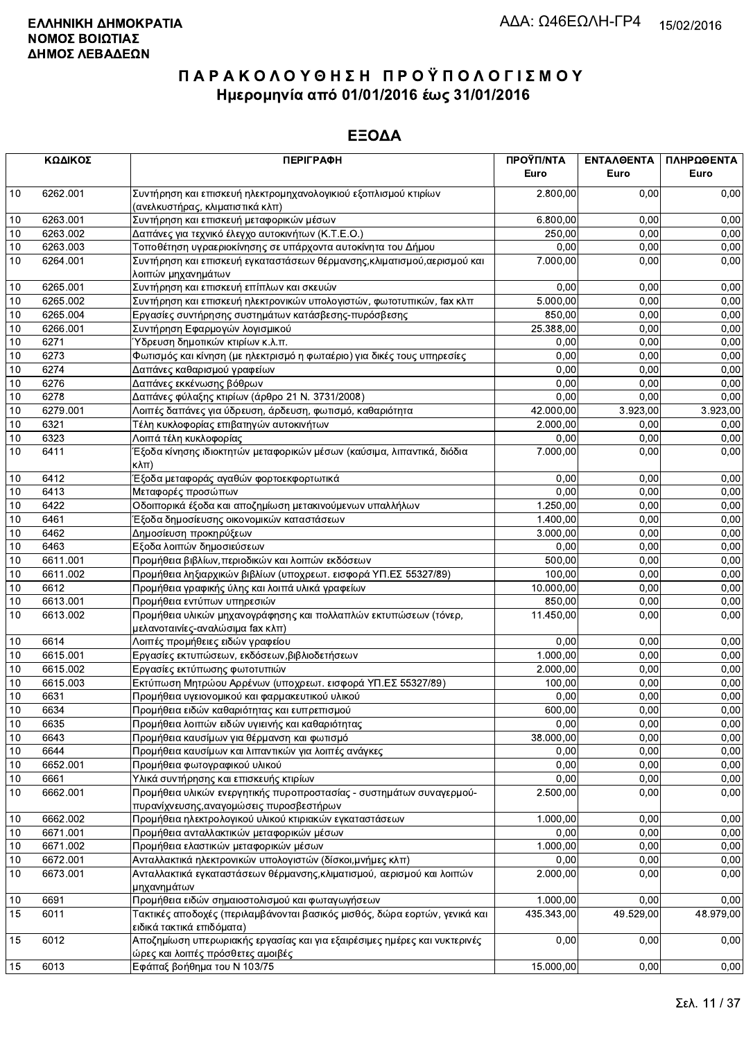**ΕΛΛΗΝΙΚΗ ΔΗΜΟΚΡΑΤΙΑ**
**ΝΟΜΟΣ ΒΟΙΩΤΙΑΣ**
**ΔΗΜΟΣ ΛΕΒΑΔΕΩΝ**

ΑΔΑ: Ω46ΕΩΛΗ-ΓΡ4 15/02/2016

# ΠΑΡΑΚΟΛΟΥΘΗΣΗ ΠΡΟΫΠΟΛΟΓΙΣΜΟΥ
## Ημερομηνία από 01/01/2016 έως 31/01/2016

## ΕΞΟΔΑ

| ΚΩΔΙΚΟΣ | | ΠΕΡΙΓΡΑΦΗ | ΠΡΟΫΠ/ΝΤΑ Euro | ΕΝΤΑΛΘΕΝΤΑ Euro | ΠΛΗΡΩΘΕΝΤΑ Euro |
|---|---|---|---|---|---|
| 10 | 6262.001 | Συντήρηση και επισκευή ηλεκτρομηχανολογικιού εξοπλισμού κτιρίων (ανελκυστήρας, κλιματιστικά κλπ) | 2.800,00 | 0,00 | 0,00 |
| 10 | 6263.001 | Συντήρηση και επισκευή μεταφορικών μέσων | 6.800,00 | 0,00 | 0,00 |
| 10 | 6263.002 | Δαπάνες για τεχνικό έλεγχο αυτοκινήτων (Κ.Τ.Ε.Ο.) | 250,00 | 0,00 | 0,00 |
| 10 | 6263.003 | Τοποθέτηση υγραεριοκίνησης σε υπάρχοντα αυτοκίνητα του Δήμου | 0,00 | 0,00 | 0,00 |
| 10 | 6264.001 | Συντήρηση και επισκευή εγκαταστάσεων θέρμανσης,κλιματισμού,αερισμού και λοιπών μηχανημάτων | 7.000,00 | 0,00 | 0,00 |
| 10 | 6265.001 | Συντήρηση και επισκευή επίπλων και σκευών | 0,00 | 0,00 | 0,00 |
| 10 | 6265.002 | Συντήρηση και επισκευή ηλεκτρονικών υπολογιστών, φωτοτυπικών, fax κλπ | 5.000,00 | 0,00 | 0,00 |
| 10 | 6265.004 | Εργασίες συντήρησης συστημάτων κατάσβεσης-πυρόσβεσης | 850,00 | 0,00 | 0,00 |
| 10 | 6266.001 | Συντήρηση Εφαρμογών λογισμικού | 25.388,00 | 0,00 | 0,00 |
| 10 | 6271 | Ύδρευση δημοτικών κτιρίων κ.λ.π. | 0,00 | 0,00 | 0,00 |
| 10 | 6273 | Φωτισμός και κίνηση (με ηλεκτρισμό η φωταέριο) για δικές τους υπηρεσίες | 0,00 | 0,00 | 0,00 |
| 10 | 6274 | Δαπάνες καθαρισμού γραφείων | 0,00 | 0,00 | 0,00 |
| 10 | 6276 | Δαπάνες εκκένωσης βόθρων | 0,00 | 0,00 | 0,00 |
| 10 | 6278 | Δαπάνες φύλαξης κτιρίων (άρθρο 21 Ν. 3731/2008) | 0,00 | 0,00 | 0,00 |
| 10 | 6279.001 | Λοιπές δαπάνες για ύδρευση, άρδευση, φωτισμό, καθαριότητα | 42.000,00 | 3.923,00 | 3.923,00 |
| 10 | 6321 | Τέλη κυκλοφορίας επιβατηγών αυτοκινήτων | 2.000,00 | 0,00 | 0,00 |
| 10 | 6323 | Λοιπά τέλη κυκλοφορίας | 0,00 | 0,00 | 0,00 |
| 10 | 6411 | Έξοδα κίνησης ιδιοκτητών μεταφορικών μέσων (καύσιμα, λιπαντικά, διόδια κλπ) | 7.000,00 | 0,00 | 0,00 |
| 10 | 6412 | Έξοδα μεταφοράς αγαθών φορτοεκφορτωτικά | 0,00 | 0,00 | 0,00 |
| 10 | 6413 | Μεταφορές προσώπων | 0,00 | 0,00 | 0,00 |
| 10 | 6422 | Οδοιπορικά έξοδα και αποζημίωση μετακινούμενων υπαλλήλων | 1.250,00 | 0,00 | 0,00 |
| 10 | 6461 | Έξοδα δημοσίευσης οικονομικών καταστάσεων | 1.400,00 | 0,00 | 0,00 |
| 10 | 6462 | Δημοσίευση προκηρύξεων | 3.000,00 | 0,00 | 0,00 |
| 10 | 6463 | Εξοδα λοιπών δημοσιεύσεων | 0,00 | 0,00 | 0,00 |
| 10 | 6611.001 | Προμήθεια βιβλίων,περιοδικών και λοιπών εκδόσεων | 500,00 | 0,00 | 0,00 |
| 10 | 6611.002 | Προμήθεια ληξιαρχικών βιβλίων (υποχρεωτ. εισφορά ΥΠ.ΕΣ 55327/89) | 100,00 | 0,00 | 0,00 |
| 10 | 6612 | Προμήθεια γραφικής ύλης και λοιπά υλικά γραφείων | 10.000,00 | 0,00 | 0,00 |
| 10 | 6613.001 | Προμήθεια εντύπων υπηρεσιών | 850,00 | 0,00 | 0,00 |
| 10 | 6613.002 | Προμήθεια υλικών μηχανογράφησης και πολλαπλών εκτυπώσεων (τόνερ, μελανοταινίες-αναλώσιμα fax κλπ) | 11.450,00 | 0,00 | 0,00 |
| 10 | 6614 | Λοιπές προμήθειες ειδών γραφείου | 0,00 | 0,00 | 0,00 |
| 10 | 6615.001 | Εργασίες εκτυπώσεων, εκδόσεων,βιβλιοδετήσεων | 1.000,00 | 0,00 | 0,00 |
| 10 | 6615.002 | Εργασίες εκτύπωσης φωτοτυπιών | 2.000,00 | 0,00 | 0,00 |
| 10 | 6615.003 | Εκτύπωση Μητρώου Αρρένων (υποχρεωτ. εισφορά ΥΠ.ΕΣ 55327/89) | 100,00 | 0,00 | 0,00 |
| 10 | 6631 | Προμήθεια υγειονομικού και φαρμακευτικού υλικού | 0,00 | 0,00 | 0,00 |
| 10 | 6634 | Προμήθεια ειδών καθαριότητας και ευπρεπισμού | 600,00 | 0,00 | 0,00 |
| 10 | 6635 | Προμήθεια λοιπών ειδών υγιεινής και καθαριότητας | 0,00 | 0,00 | 0,00 |
| 10 | 6643 | Προμήθεια καυσίμων για θέρμανση και φωτισμό | 38.000,00 | 0,00 | 0,00 |
| 10 | 6644 | Προμήθεια καυσίμων και λιπαντικών για λοιπές ανάγκες | 0,00 | 0,00 | 0,00 |
| 10 | 6652.001 | Προμήθεια φωτογραφικού υλικού | 0,00 | 0,00 | 0,00 |
| 10 | 6661 | Υλικά συντήρησης και επισκευής κτιρίων | 0,00 | 0,00 | 0,00 |
| 10 | 6662.001 | Προμήθεια υλικών ενεργητικής πυροπροστασίας - συστημάτων συναγερμού-πυρανίχνευσης,αναγομώσεις πυροσβεστήρων | 2.500,00 | 0,00 | 0,00 |
| 10 | 6662.002 | Προμήθεια ηλεκτρολογικού υλικού κτιριακών εγκαταστάσεων | 1.000,00 | 0,00 | 0,00 |
| 10 | 6671.001 | Προμήθεια ανταλλακτικών μεταφορικών μέσων | 0,00 | 0,00 | 0,00 |
| 10 | 6671.002 | Προμήθεια ελαστικών μεταφορικών μέσων | 1.000,00 | 0,00 | 0,00 |
| 10 | 6672.001 | Ανταλλακτικά ηλεκτρονικών υπολογιστών (δίσκοι,μνήμες κλπ) | 0,00 | 0,00 | 0,00 |
| 10 | 6673.001 | Ανταλλακτικά εγκαταστάσεων θέρμανσης,κλιματισμού, αερισμού και λοιπών μηχανημάτων | 2.000,00 | 0,00 | 0,00 |
| 10 | 6691 | Προμήθεια ειδών σημαιοστολισμού και φωταγωγήσεων | 1.000,00 | 0,00 | 0,00 |
| 15 | 6011 | Τακτικές αποδοχές (περιλαμβάνονται βασικός μισθός, δώρα εορτών, γενικά και ειδικά τακτικά επιδόματα) | 435.343,00 | 49.529,00 | 48.979,00 |
| 15 | 6012 | Αποζημίωση υπερωριακής εργασίας και για εξαιρέσιμες ημέρες και νυκτερινές ώρες και λοιπές πρόσθετες αμοιβές | 0,00 | 0,00 | 0,00 |
| 15 | 6013 | Εφάπαξ βοήθημα του Ν 103/75 | 15.000,00 | 0,00 | 0,00 |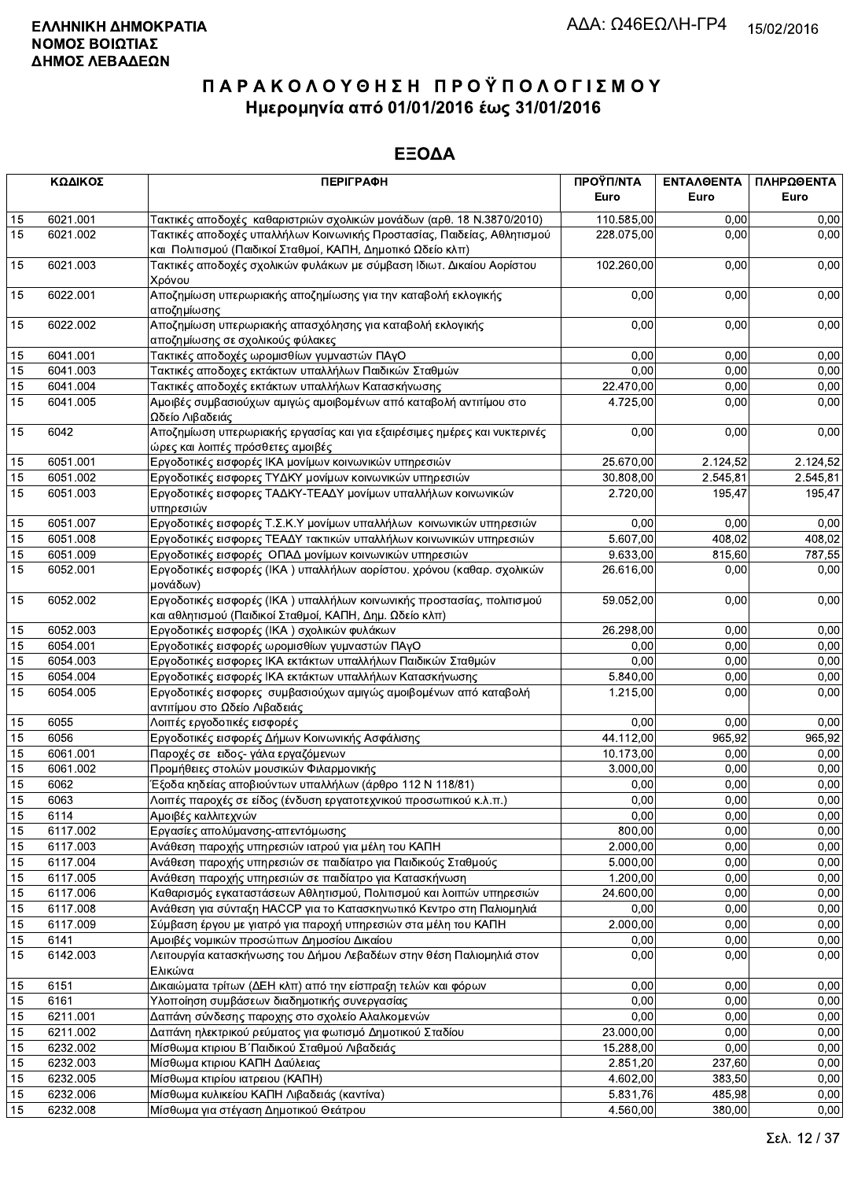**ΕΛΛΗΝΙΚΗ ΔΗΜΟΚΡΑΤΙΑ**
**ΝΟΜΟΣ ΒΟΙΩΤΙΑΣ**
**ΔΗΜΟΣ ΛΕΒΑΔΕΩΝ**

ΑΔΑ: Ω46ΕΩΛΗ-ΓΡ4 15/02/2016

# ΠΑΡΑΚΟΛΟΥΘΗΣΗ ΠΡΟΫΠΟΛΟΓΙΣΜΟΥ
## Ημερομηνία από 01/01/2016 έως 31/01/2016

## ΕΞΟΔΑ

| ΚΩΔΙΚΟΣ | | ΠΕΡΙΓΡΑΦΗ | ΠΡΟΫΠ/ΝΤΑ Euro | ΕΝΤΑΛΘΕΝΤΑ Euro | ΠΛΗΡΩΘΕΝΤΑ Euro |
|---|---|---|---|---|---|
| 15 | 6021.001 | Τακτικές αποδοχές καθαριστριών σχολικών μονάδων (αρθ. 18 Ν.3870/2010) | 110.585,00 | 0,00 | 0,00 |
| 15 | 6021.002 | Τακτικές αποδοχές υπαλλήλων Κοινωνικής Προστασίας, Παιδείας, Αθλητισμού και Πολιτισμού (Παιδικοί Σταθμοί, ΚΑΠΗ, Δημοτικό Ωδείο κλπ) | 228.075,00 | 0,00 | 0,00 |
| 15 | 6021.003 | Τακτικές αποδοχές σχολικών φυλάκων με σύμβαση Ιδιωτ. Δικαίου Αορίστου Χρόνου | 102.260,00 | 0,00 | 0,00 |
| 15 | 6022.001 | Αποζημίωση υπερωριακής αποζημίωσης για την καταβολή εκλογικής αποζημίωσης | 0,00 | 0,00 | 0,00 |
| 15 | 6022.002 | Αποζημίωση υπερωριακής απασχόλησης για καταβολή εκλογικής αποζημίωσης σε σχολικούς φύλακες | 0,00 | 0,00 | 0,00 |
| 15 | 6041.001 | Τακτικές αποδοχές ωρομισθίων γυμναστών ΠΑγΟ | 0,00 | 0,00 | 0,00 |
| 15 | 6041.003 | Τακτικές αποδοχες εκτάκτων υπαλλήλων Παιδικών Σταθμών | 0,00 | 0,00 | 0,00 |
| 15 | 6041.004 | Τακτικές αποδοχές εκτάκτων υπαλλήλων Κατασκήνωσης | 22.470,00 | 0,00 | 0,00 |
| 15 | 6041.005 | Αμοιβές συμβασιούχων αμιγώς αμοιβομένων από καταβολή αντιτίμου στο Ωδείο Λιβαδειάς | 4.725,00 | 0,00 | 0,00 |
| 15 | 6042 | Αποζημίωση υπερωριακής εργασίας και για εξαιρέσιμες ημέρες και νυκτερινές ώρες και λοιπές πρόσθετες αμοιβές | 0,00 | 0,00 | 0,00 |
| 15 | 6051.001 | Εργοδοτικές εισφορές ΙΚΑ μονίμων κοινωνικών υπηρεσιών | 25.670,00 | 2.124,52 | 2.124,52 |
| 15 | 6051.002 | Εργοδοτικές εισφορες ΤΥΔΚΥ μονίμων κοινωνικών υπηρεσιών | 30.808,00 | 2.545,81 | 2.545,81 |
| 15 | 6051.003 | Εργοδοτικές εισφορες ΤΑΔΚΥ-ΤΕΑΔΥ μονίμων υπαλλήλων κοινωνικών υπηρεσιών | 2.720,00 | 195,47 | 195,47 |
| 15 | 6051.007 | Εργοδοτικές εισφορές Τ.Σ.Κ.Υ μονίμων υπαλλήλων κοινωνικών υπηρεσιών | 0,00 | 0,00 | 0,00 |
| 15 | 6051.008 | Εργοδοτικές εισφορές ΤΕΑΔΥ τακτικών υπαλλήλων κοινωνικών υπηρεσιών | 5.607,00 | 408,02 | 408,02 |
| 15 | 6051.009 | Εργοδοτικές εισφορές ΟΠΑΔ μονίμων κοινωνικών υπηρεσιών | 9.633,00 | 815,60 | 787,55 |
| 15 | 6052.001 | Εργοδοτικές εισφορές (ΙΚΑ ) υπαλλήλων αορίστου. χρόνου (καθαρ. σχολικών μονάδων) | 26.616,00 | 0,00 | 0,00 |
| 15 | 6052.002 | Εργοδοτικές εισφορές (ΙΚΑ ) υπαλλήλων κοινωνικής προστασίας, πολιτισμού και αθλητισμού (Παιδικοί Σταθμοί, ΚΑΠΗ, Δημ. Ωδείο κλπ) | 59.052,00 | 0,00 | 0,00 |
| 15 | 6052.003 | Εργοδοτικές εισφορές (ΙΚΑ ) σχολικών φυλάκων | 26.298,00 | 0,00 | 0,00 |
| 15 | 6054.001 | Εργοδοτικές εισφορές ωρομισθίων γυμναστών ΠΑγΟ | 0,00 | 0,00 | 0,00 |
| 15 | 6054.003 | Εργοδοτικές εισφορές ΙΚΑ εκτάκτων υπαλλήλων Παιδικών Σταθμών | 0,00 | 0,00 | 0,00 |
| 15 | 6054.004 | Εργοδοτικές εισφορές ΙΚΑ εκτάκτων υπαλλήλων Κατασκήνωσης | 5.840,00 | 0,00 | 0,00 |
| 15 | 6054.005 | Εργοδοτικές εισφορες συμβασιούχων αμιγώς αμοιβομένων από καταβολή αντιτίμου στο Ωδείο Λιβαδειάς | 1.215,00 | 0,00 | 0,00 |
| 15 | 6055 | Λοιπές εργοδοτικές εισφορές | 0,00 | 0,00 | 0,00 |
| 15 | 6056 | Εργοδοτικές εισφορές Δήμων Κοινωνικής Ασφάλισης | 44.112,00 | 965,92 | 965,92 |
| 15 | 6061.001 | Παροχές σε ειδος- γάλα εργαζόμενων | 10.173,00 | 0,00 | 0,00 |
| 15 | 6061.002 | Προμήθειες στολών μουσικών Φιλαρμονικής | 3.000,00 | 0,00 | 0,00 |
| 15 | 6062 | Έξοδα κηδείας αποβιούντων υπαλλήλων (άρθρο 112 Ν 118/81) | 0,00 | 0,00 | 0,00 |
| 15 | 6063 | Λοιπές παροχές σε είδος (ένδυση εργατοτεχνικού προσωπικού κ.λ.π.) | 0,00 | 0,00 | 0,00 |
| 15 | 6114 | Αμοιβές καλλιτεχνών | 0,00 | 0,00 | 0,00 |
| 15 | 6117.002 | Εργασίες απολύμανσης-απεντόμωσης | 800,00 | 0,00 | 0,00 |
| 15 | 6117.003 | Ανάθεση παροχής υπηρεσιών ιατρού για μέλη του ΚΑΠΗ | 2.000,00 | 0,00 | 0,00 |
| 15 | 6117.004 | Ανάθεση παροχής υπηρεσιών σε παιδίατρο για Παιδικούς Σταθμούς | 5.000,00 | 0,00 | 0,00 |
| 15 | 6117.005 | Ανάθεση παροχής υπηρεσιών σε παιδίατρο για Κατασκήνωση | 1.200,00 | 0,00 | 0,00 |
| 15 | 6117.006 | Καθαρισμός εγκαταστάσεων Αθλητισμού, Πολιτισμού και λοιπών υπηρεσιών | 24.600,00 | 0,00 | 0,00 |
| 15 | 6117.008 | Ανάθεση για σύνταξη HACCP για το Κατασκηνωτικό Κεντρο στη Παλιομηλιά | 0,00 | 0,00 | 0,00 |
| 15 | 6117.009 | Σύμβαση έργου με γιατρό για παροχή υπηρεσιών στα μέλη του ΚΑΠΗ | 2.000,00 | 0,00 | 0,00 |
| 15 | 6141 | Αμοιβές νομικών προσώπων Δημοσίου Δικαίου | 0,00 | 0,00 | 0,00 |
| 15 | 6142.003 | Λειτουργία κατασκήνωσης του Δήμου Λεβαδέων στην θέση Παλιομηλιά στον Ελικώνα | 0,00 | 0,00 | 0,00 |
| 15 | 6151 | Δικαιώματα τρίτων (ΔΕΗ κλπ) από την είσπραξη τελών και φόρων | 0,00 | 0,00 | 0,00 |
| 15 | 6161 | Υλοποίηση συμβάσεων διαδημοτικής συνεργασίας | 0,00 | 0,00 | 0,00 |
| 15 | 6211.001 | Δαπάνη σύνδεσης παροχης στο σχολείο Αλαλκομενών | 0,00 | 0,00 | 0,00 |
| 15 | 6211.002 | Δαπάνη ηλεκτρικού ρεύματος για φωτισμό Δημοτικού Σταδίου | 23.000,00 | 0,00 | 0,00 |
| 15 | 6232.002 | Μίσθωμα κτιριου Β΄Παιδικού Σταθμού Λιβαδειάς | 15.288,00 | 0,00 | 0,00 |
| 15 | 6232.003 | Μίσθωμα κτιριου ΚΑΠΗ Δαύλειας | 2.851,20 | 237,60 | 0,00 |
| 15 | 6232.005 | Μίσθωμα κτιρίου ιατρειου (ΚΑΠΗ) | 4.602,00 | 383,50 | 0,00 |
| 15 | 6232.006 | Μίσθωμα κυλικείου ΚΑΠΗ Λιβαδειάς (καντίνα) | 5.831,76 | 485,98 | 0,00 |
| 15 | 6232.008 | Μίσθωμα για στέγαση Δημοτικού Θεάτρου | 4.560,00 | 380,00 | 0,00 |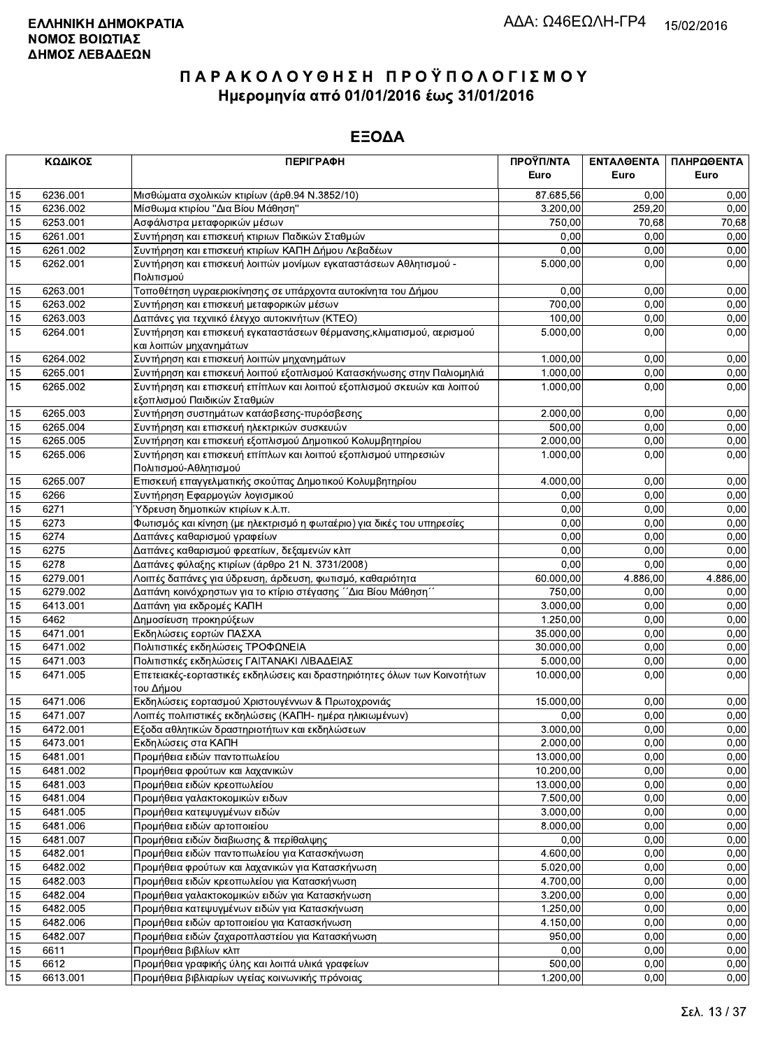**ΕΛΛΗΝΙΚΗ ΔΗΜΟΚΡΑΤΙΑ**
**ΝΟΜΟΣ ΒΟΙΩΤΙΑΣ**
**ΔΗΜΟΣ ΛΕΒΑΔΕΩΝ**

ΑΔΑ: Ω46ΕΩΛΗ-ΓΡ4 15/02/2016

# Π Α Ρ Α Κ Ο Λ Ο Υ Θ Η Σ Η  Π Ρ Ο Ϋ Π Ο Λ Ο Γ Ι Σ Μ Ο Υ
## Ημερομηνία από 01/01/2016 έως 31/01/2016

## ΕΞΟΔΑ

| ΚΩΔΙΚΟΣ | | ΠΕΡΙΓΡΑΦΗ | ΠΡΟΫΠ/ΝΤΑ Euro | ΕΝΤΑΛΘΕΝΤΑ Euro | ΠΛΗΡΩΘΕΝΤΑ Euro |
|---|---|---|---|---|---|
| 15 | 6236.001 | Μισθώματα σχολικών κτιρίων (άρθ.94 Ν.3852/10) | 87.685,56 | 0,00 | 0,00 |
| 15 | 6236.002 | Μίσθωμα κτιρίου "Δια Βίου Μάθηση" | 3.200,00 | 259,20 | 0,00 |
| 15 | 6253.001 | Ασφάλιστρα μεταφορικών μέσων | 750,00 | 70,68 | 70,68 |
| 15 | 6261.001 | Συντήρηση και επισκευή κτιριων Παιδικών Σταθμών | 0,00 | 0,00 | 0,00 |
| 15 | 6261.002 | Συντήρηση και επισκευή κτιρίων ΚΑΠΗ Δήμου Λεβαδέων | 0,00 | 0,00 | 0,00 |
| 15 | 6262.001 | Συντήρηση και επισκευή λοιπών μονίμων εγκαταστάσεων Αθλητισμού - Πολιτισμού | 5.000,00 | 0,00 | 0,00 |
| 15 | 6263.001 | Τοποθέτηση υγραεριοκίνησης σε υπάρχοντα αυτοκίνητα του Δήμου | 0,00 | 0,00 | 0,00 |
| 15 | 6263.002 | Συντήρηση και επισκευή μεταφορικών μέσων | 700,00 | 0,00 | 0,00 |
| 15 | 6263.003 | Δαπάνες για τεχνικό έλεγχο αυτοκινήτων (ΚΤΕΟ) | 100,00 | 0,00 | 0,00 |
| 15 | 6264.001 | Συντήρηση και επισκευή εγκαταστάσεων θέρμανσης,κλιματισμού, αερισμού και λοιπών μηχανημάτων | 5.000,00 | 0,00 | 0,00 |
| 15 | 6264.002 | Συντήρηση και επισκευή λοιπών μηχανημάτων | 1.000,00 | 0,00 | 0,00 |
| 15 | 6265.001 | Συντήρηση και επισκευή λοιπού εξοπλισμού Κατασκήνωσης στην Παλιομηλιά | 1.000,00 | 0,00 | 0,00 |
| 15 | 6265.002 | Συντήρηση και επισκευή επίπλων και λοιπού εξοπλισμού σκευών και λοιπού εξοπλισμού Παιδικών Σταθμών | 1.000,00 | 0,00 | 0,00 |
| 15 | 6265.003 | Συντήρηση συστημάτων κατάσβεσης-πυρόσβεσης | 2.000,00 | 0,00 | 0,00 |
| 15 | 6265.004 | Συντήρηση και επισκευή ηλεκτρικών συσκευών | 500,00 | 0,00 | 0,00 |
| 15 | 6265.005 | Συντήρηση και επισκευή εξοπλισμού Δημοτικού Κολυμβητηρίου | 2.000,00 | 0,00 | 0,00 |
| 15 | 6265.006 | Συντήρηση και επισκευή επίπλων και λοιπού εξοπλισμού υπηρεσιών Πολιτισμού-Αθλητισμού | 1.000,00 | 0,00 | 0,00 |
| 15 | 6265.007 | Επισκευή επαγγελματικής σκούπας Δημοτικού Κολυμβητηρίου | 4.000,00 | 0,00 | 0,00 |
| 15 | 6266 | Συντήρηση Εφαρμογών λογισμικού | 0,00 | 0,00 | 0,00 |
| 15 | 6271 | Ύδρευση δημοτικών κτιρίων κ.λ.π. | 0,00 | 0,00 | 0,00 |
| 15 | 6273 | Φωτισμός και κίνηση (με ηλεκτρισμό η φωταέριο) για δικές του υπηρεσίες | 0,00 | 0,00 | 0,00 |
| 15 | 6274 | Δαπάνες καθαρισμού γραφείων | 0,00 | 0,00 | 0,00 |
| 15 | 6275 | Δαπάνες καθαρισμού φρεατίων, δεξαμενών κλπ | 0,00 | 0,00 | 0,00 |
| 15 | 6278 | Δαπάνες φύλαξης κτιρίων (άρθρο 21 Ν. 3731/2008) | 0,00 | 0,00 | 0,00 |
| 15 | 6279.001 | Λοιπές δαπάνες για ύδρευση, άρδευση, φωτισμό, καθαριότητα | 60.000,00 | 4.886,00 | 4.886,00 |
| 15 | 6279.002 | Δαπάνη κοινόχρηστων για το κτίριο στέγασης ΄΄Δια Βίου Μάθηση΄΄ | 750,00 | 0,00 | 0,00 |
| 15 | 6413.001 | Δαπάνη για εκδρομές ΚΑΠΗ | 3.000,00 | 0,00 | 0,00 |
| 15 | 6462 | Δημοσίευση προκηρύξεων | 1.250,00 | 0,00 | 0,00 |
| 15 | 6471.001 | Εκδηλώσεις εορτών ΠΑΣΧΑ | 35.000,00 | 0,00 | 0,00 |
| 15 | 6471.002 | Πολιτιστικές εκδηλώσεις ΤΡΟΦΩΝΕΙΑ | 30.000,00 | 0,00 | 0,00 |
| 15 | 6471.003 | Πολιτιστικές εκδηλώσεις ΓΑΙΤΑΝΑΚΙ ΛΙΒΑΔΕΙΑΣ | 5.000,00 | 0,00 | 0,00 |
| 15 | 6471.005 | Επετειακές-εορταστικές εκδηλώσεις και δραστηριότητες όλων των Κοινοτήτων του Δήμου | 10.000,00 | 0,00 | 0,00 |
| 15 | 6471.006 | Εκδηλώσεις εορτασμού Χριστουγέννων & Πρωτοχρονιάς | 15.000,00 | 0,00 | 0,00 |
| 15 | 6471.007 | Λοιπές πολιτιστικές εκδηλώσεις (ΚΑΠΗ- ημέρα ηλικιωμένων) | 0,00 | 0,00 | 0,00 |
| 15 | 6472.001 | Εξοδα αθλητικών δραστηριοτήτων και εκδηλώσεων | 3.000,00 | 0,00 | 0,00 |
| 15 | 6473.001 | Εκδηλώσεις στα ΚΑΠΗ | 2.000,00 | 0,00 | 0,00 |
| 15 | 6481.001 | Προμήθεια ειδών παντοπωλείου | 13.000,00 | 0,00 | 0,00 |
| 15 | 6481.002 | Προμήθεια φρούτων και λαχανικών | 10.200,00 | 0,00 | 0,00 |
| 15 | 6481.003 | Προμήθεια ειδών κρεοπωλείου | 13.000,00 | 0,00 | 0,00 |
| 15 | 6481.004 | Προμήθεια γαλακτοκομικών ειδων | 7.500,00 | 0,00 | 0,00 |
| 15 | 6481.005 | Προμήθεια κατεψυγμένων ειδών | 3.000,00 | 0,00 | 0,00 |
| 15 | 6481.006 | Προμήθεια ειδών αρτοποιείου | 8.000,00 | 0,00 | 0,00 |
| 15 | 6481.007 | Προμήθεια ειδών διαβιωσης & περίθαλψης | 0,00 | 0,00 | 0,00 |
| 15 | 6482.001 | Προμήθεια ειδών παντοπωλείου για Κατασκήνωση | 4.600,00 | 0,00 | 0,00 |
| 15 | 6482.002 | Προμήθεια φρούτων και λαχανικών για Κατασκήνωση | 5.020,00 | 0,00 | 0,00 |
| 15 | 6482.003 | Προμήθεια ειδών κρεοπωλείου για Κατασκήνωση | 4.700,00 | 0,00 | 0,00 |
| 15 | 6482.004 | Προμήθεια γαλακτοκομικών ειδών για Κατασκήνωση | 3.200,00 | 0,00 | 0,00 |
| 15 | 6482.005 | Προμήθεια κατεψυγμένων ειδών για Κατασκήνωση | 1.250,00 | 0,00 | 0,00 |
| 15 | 6482.006 | Προμήθεια ειδών αρτοποιείου για Κατασκήνωση | 4.150,00 | 0,00 | 0,00 |
| 15 | 6482.007 | Προμήθεια ειδών ζαχαροπλαστείου για Κατασκήνωση | 950,00 | 0,00 | 0,00 |
| 15 | 6611 | Προμήθεια βιβλίων κλπ | 0,00 | 0,00 | 0,00 |
| 15 | 6612 | Προμήθεια γραφικής ύλης και λοιπά υλικά γραφείων | 500,00 | 0,00 | 0,00 |
| 15 | 6613.001 | Προμήθεια βιβλιαρίων υγείας κοινωνικής πρόνοιας | 1.200,00 | 0,00 | 0,00 |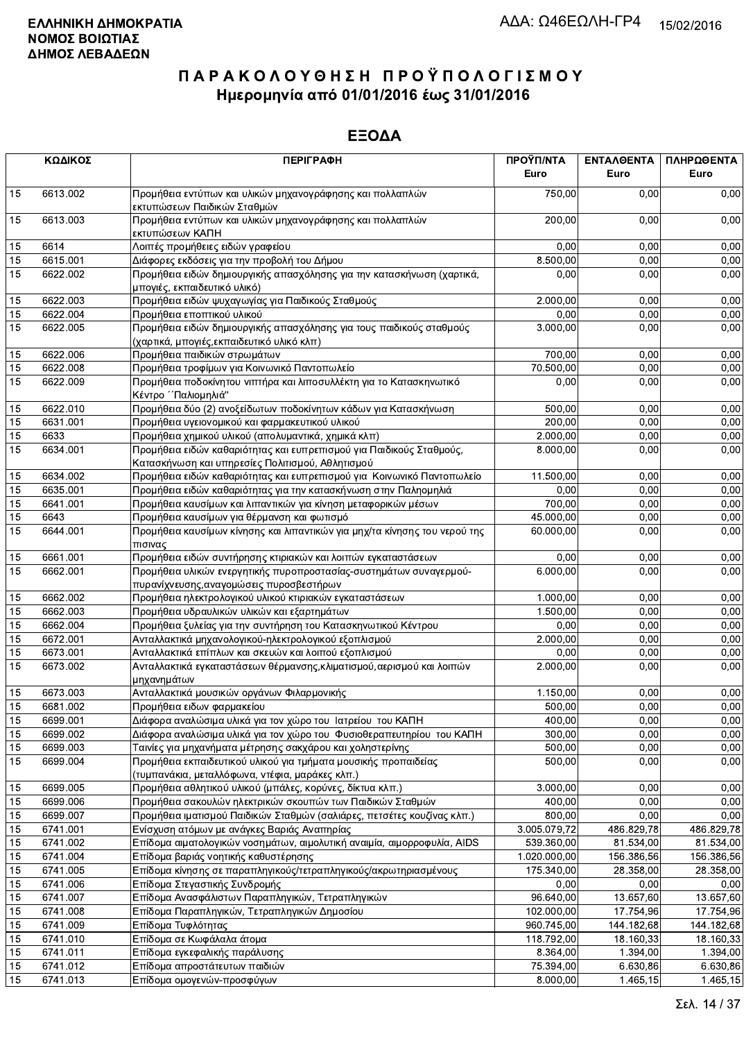**ΕΛΛΗΝΙΚΗ ΔΗΜΟΚΡΑΤΙΑ**
**ΝΟΜΟΣ ΒΟΙΩΤΙΑΣ**
**ΔΗΜΟΣ ΛΕΒΑΔΕΩΝ**

ΑΔΑ: Ω46ΕΩΛΗ-ΓΡ4 15/02/2016

# ΠΑΡΑΚΟΛΟΥΘΗΣΗ ΠΡΟΫΠΟΛΟΓΙΣΜΟΥ
## Ημερομηνία από 01/01/2016 έως 31/01/2016

## ΕΞΟΔΑ

| ΚΩΔΙΚΟΣ | | ΠΕΡΙΓΡΑΦΗ | ΠΡΟΫΠ/ΝΤΑ Euro | ΕΝΤΑΛΘΕΝΤΑ Euro | ΠΛΗΡΩΘΕΝΤΑ Euro |
|---|---|---|---|---|---|
| 15 | 6613.002 | Προμήθεια εντύπων και υλικών μηχανογράφησης και πολλαπλών εκτυπώσεων Παιδικών Σταθμών | 750,00 | 0,00 | 0,00 |
| 15 | 6613.003 | Προμήθεια εντύπων και υλικών μηχανογράφησης και πολλαπλών εκτυπώσεων ΚΑΠΗ | 200,00 | 0,00 | 0,00 |
| 15 | 6614 | Λοιπές προμήθειες ειδών γραφείου | 0,00 | 0,00 | 0,00 |
| 15 | 6615.001 | Διάφορες εκδόσεις για την προβολή του Δήμου | 8.500,00 | 0,00 | 0,00 |
| 15 | 6622.002 | Προμήθεια ειδών δημιουργικής απασχόλησης για την κατασκήνωση (χαρτικά, μπογιές, εκπαιδευτικό υλικό) | 0,00 | 0,00 | 0,00 |
| 15 | 6622.003 | Προμήθεια ειδών ψυχαγωγίας για Παιδικούς Σταθμούς | 2.000,00 | 0,00 | 0,00 |
| 15 | 6622.004 | Προμήθεια εποπτικού υλικού | 0,00 | 0,00 | 0,00 |
| 15 | 6622.005 | Προμήθεια ειδών δημιουργικής απασχόλησης για τους παιδικούς σταθμούς (χαρτικά, μπογιές,εκπαιδευτικό υλικό κλπ) | 3.000,00 | 0,00 | 0,00 |
| 15 | 6622.006 | Προμήθεια παιδικών στρωμάτων | 700,00 | 0,00 | 0,00 |
| 15 | 6622.008 | Προμήθεια τροφίμων για Κοινωνικό Παντοπωλείο | 70.500,00 | 0,00 | 0,00 |
| 15 | 6622.009 | Προμήθεια ποδοκίνητου νιπτήρα και λιποσυλλέκτη για το Κατασκηνωτικό Κέντρο ΄΄Παλιομηλιά'' | 0,00 | 0,00 | 0,00 |
| 15 | 6622.010 | Προμήθεια δύο (2) ανοξείδωτων ποδοκίνητων κάδων για Κατασκήνωση | 500,00 | 0,00 | 0,00 |
| 15 | 6631.001 | Προμήθεια υγειονομικού και φαρμακευτικού υλικού | 200,00 | 0,00 | 0,00 |
| 15 | 6633 | Προμήθεια χημικού υλικού (απολυμαντικά, χημικά κλπ) | 2.000,00 | 0,00 | 0,00 |
| 15 | 6634.001 | Προμήθεια ειδών καθαριότητας και ευπρεπισμού για Παιδικούς Σταθμούς, Κατασκήνωση και υπηρεσίες Πολιτισμού, Αθλητισμού | 8.000,00 | 0,00 | 0,00 |
| 15 | 6634.002 | Προμήθεια ειδών καθαριότητας και ευπρεπισμού για Κοινωνικό Παντοπωλείο | 11.500,00 | 0,00 | 0,00 |
| 15 | 6635.001 | Προμήθεια ειδών καθαριότητας για την κατασκήνωση στην Παληομηλιά | 0,00 | 0,00 | 0,00 |
| 15 | 6641.001 | Προμήθεια καυσίμων και λιπαντικών για κίνηση μεταφορικών μέσων | 700,00 | 0,00 | 0,00 |
| 15 | 6643 | Προμήθεια καυσίμων για θέρμανση και φωτισμό | 45.000,00 | 0,00 | 0,00 |
| 15 | 6644.001 | Προμήθεια καυσίμων κίνησης και λιπαντικών για μηχ/τα κίνησης του νερού της πισινας | 60.000,00 | 0,00 | 0,00 |
| 15 | 6661.001 | Προμήθεια ειδών συντήρησης κτιριακών και λοιπών εγκαταστάσεων | 0,00 | 0,00 | 0,00 |
| 15 | 6662.001 | Προμήθεια υλικών ενεργητικής πυροπροστασίας-συστημάτων συναγερμού-πυρανίχνευσης,αναγομώσεις πυροσβεστήρων | 6.000,00 | 0,00 | 0,00 |
| 15 | 6662.002 | Προμήθεια ηλεκτρολογικού υλικού κτιριακών εγκαταστάσεων | 1.000,00 | 0,00 | 0,00 |
| 15 | 6662.003 | Προμήθεια υδραυλικών υλικών και εξαρτημάτων | 1.500,00 | 0,00 | 0,00 |
| 15 | 6662.004 | Προμήθεια ξυλείας για την συντήρηση του Κατασκηνωτικού Κέντρου | 0,00 | 0,00 | 0,00 |
| 15 | 6672.001 | Ανταλλακτικά μηχανολογικού-ηλεκτρολογικού εξοπλισμού | 2.000,00 | 0,00 | 0,00 |
| 15 | 6673.001 | Ανταλλακτικά επίπλων και σκευών και λοιπού εξοπλισμού | 0,00 | 0,00 | 0,00 |
| 15 | 6673.002 | Ανταλλακτικά εγκαταστάσεων θέρμανσης,κλιματισμού,αερισμού και λοιπών μηχανημάτων | 2.000,00 | 0,00 | 0,00 |
| 15 | 6673.003 | Ανταλλακτικά μουσικών οργάνων Φιλαρμονικής | 1.150,00 | 0,00 | 0,00 |
| 15 | 6681.002 | Προμήθεια ειδων φαρμακείου | 500,00 | 0,00 | 0,00 |
| 15 | 6699.001 | Διάφορα αναλώσιμα υλικά για τον χώρο του Ιατρείου του ΚΑΠΗ | 400,00 | 0,00 | 0,00 |
| 15 | 6699.002 | Διάφορα αναλώσιμα υλικά για τον χώρο του Φυσιοθεραπευτηρίου του ΚΑΠΗ | 300,00 | 0,00 | 0,00 |
| 15 | 6699.003 | Ταινίες για μηχανήματα μέτρησης σακχάρου και χοληστερίνης | 500,00 | 0,00 | 0,00 |
| 15 | 6699.004 | Προμήθεια εκπαιδευτικού υλικού για τμήματα μουσικής προπαιδείας (τυμπανάκια, μεταλλόφωνα, ντέφια, μαράκες κλπ.) | 500,00 | 0,00 | 0,00 |
| 15 | 6699.005 | Προμήθεια αθλητικού υλικού (μπάλες, κορύνες, δίκτυα κλπ.) | 3.000,00 | 0,00 | 0,00 |
| 15 | 6699.006 | Προμήθεια σακουλών ηλεκτρικών σκουπών των Παιδικών Σταθμών | 400,00 | 0,00 | 0,00 |
| 15 | 6699.007 | Προμήθεια ιματισμού Παιδικών Σταθμών (σαλιάρες, πετσέτες κουζίνας κλπ.) | 800,00 | 0,00 | 0,00 |
| 15 | 6741.001 | Ενίσχυση ατόμων με ανάγκες Βαριάς Αναπηρίας | 3.005.079,72 | 486.829,78 | 486.829,78 |
| 15 | 6741.002 | Επίδομα αιματολογικών νοσημάτων, αιμολυτική αναιμία, αιμορροφυλία, AIDS | 539.360,00 | 81.534,00 | 81.534,00 |
| 15 | 6741.004 | Επίδομα βαριάς νοητικής καθυστέρησης | 1.020.000,00 | 156.386,56 | 156.386,56 |
| 15 | 6741.005 | Επίδομα κίνησης σε παραπληγικούς/τετραπληγικούς/ακρωτηριασμένους | 175.340,00 | 28.358,00 | 28.358,00 |
| 15 | 6741.006 | Επίδομα Στεγαστικής Συνδρομής | 0,00 | 0,00 | 0,00 |
| 15 | 6741.007 | Επίδομα Ανασφάλιστων Παραπληγικών, Τετραπληγικών | 96.640,00 | 13.657,60 | 13.657,60 |
| 15 | 6741.008 | Επίδομα Παραπληγικών, Τετραπληγικών Δημοσίου | 102.000,00 | 17.754,96 | 17.754,96 |
| 15 | 6741.009 | Επίδομα Τυφλότητας | 960.745,00 | 144.182,68 | 144.182,68 |
| 15 | 6741.010 | Επίδομα σε Κωφάλαλα άτομα | 118.792,00 | 18.160,33 | 18.160,33 |
| 15 | 6741.011 | Επίδομα εγκεφαλικής παράλυσης | 8.364,00 | 1.394,00 | 1.394,00 |
| 15 | 6741.012 | Επίδομα απροστάτευτων παιδιών | 75.394,00 | 6.630,86 | 6.630,86 |
| 15 | 6741.013 | Επίδομα ομογενών-προσφύγων | 8.000,00 | 1.465,15 | 1.465,15 |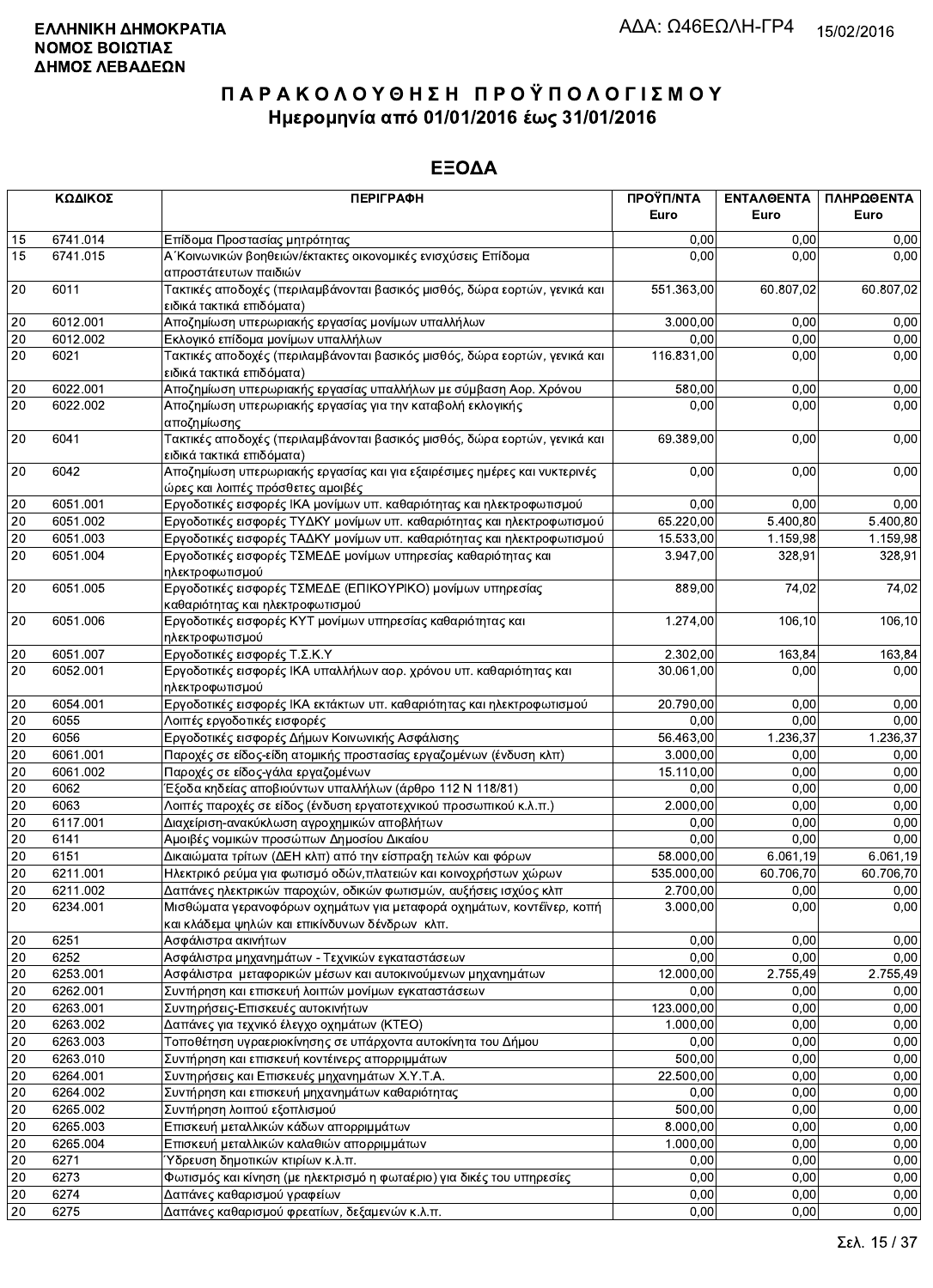**ΕΛΛΗΝΙΚΗ ΔΗΜΟΚΡΑΤΙΑ**
**ΝΟΜΟΣ ΒΟΙΩΤΙΑΣ**
**ΔΗΜΟΣ ΛΕΒΑΔΕΩΝ**

ΑΔΑ: Ω46ΕΩΛΗ-ΓΡ4 15/02/2016

# ΠΑΡΑΚΟΛΟΥΘΗΣΗ ΠΡΟΫΠΟΛΟΓΙΣΜΟΥ
## Ημερομηνία από 01/01/2016 έως 31/01/2016

## ΕΞΟΔΑ

| | ΚΩΔΙΚΟΣ | ΠΕΡΙΓΡΑΦΗ | ΠΡΟΫΠ/ΝΤΑ Euro | ΕΝΤΑΛΘΕΝΤΑ Euro | ΠΛΗΡΩΘΕΝΤΑ Euro |
|---|---|---|---|---|---|
| 15 | 6741.014 | Επίδομα Προστασίας μητρότητας | 0,00 | 0,00 | 0,00 |
| 15 | 6741.015 | Α΄Κοινωνικών βοηθειών/έκτακτες οικονομικές ενισχύσεις Επίδομα απροστάτευτων παιδιών | 0,00 | 0,00 | 0,00 |
| 20 | 6011 | Τακτικές αποδοχές (περιλαμβάνονται βασικός μισθός, δώρα εορτών, γενικά και ειδικά τακτικά επιδόματα) | 551.363,00 | 60.807,02 | 60.807,02 |
| 20 | 6012.001 | Αποζημίωση υπερωριακής εργασίας μονίμων υπαλλήλων | 3.000,00 | 0,00 | 0,00 |
| 20 | 6012.002 | Εκλογικό επίδομα μονίμων υπαλλήλων | 0,00 | 0,00 | 0,00 |
| 20 | 6021 | Τακτικές αποδοχές (περιλαμβάνονται βασικός μισθός, δώρα εορτών, γενικά και ειδικά τακτικά επιδόματα) | 116.831,00 | 0,00 | 0,00 |
| 20 | 6022.001 | Αποζημίωση υπερωριακής εργασίας υπαλλήλων με σύμβαση Αορ. Χρόνου | 580,00 | 0,00 | 0,00 |
| 20 | 6022.002 | Αποζημίωση υπερωριακής εργασίας για την καταβολή εκλογικής αποζημίωσης | 0,00 | 0,00 | 0,00 |
| 20 | 6041 | Τακτικές αποδοχές (περιλαμβάνονται βασικός μισθός, δώρα εορτών, γενικά και ειδικά τακτικά επιδόματα) | 69.389,00 | 0,00 | 0,00 |
| 20 | 6042 | Αποζημίωση υπερωριακής εργασίας και για εξαιρέσιμες ημέρες και νυκτερινές ώρες και λοιπές πρόσθετες αμοιβές | 0,00 | 0,00 | 0,00 |
| 20 | 6051.001 | Εργοδοτικές εισφορές ΙΚΑ μονίμων υπ. καθαριότητας και ηλεκτροφωτισμού | 0,00 | 0,00 | 0,00 |
| 20 | 6051.002 | Εργοδοτικές εισφορές ΤΥΔΚΥ μονίμων υπ. καθαριότητας και ηλεκτροφωτισμού | 65.220,00 | 5.400,80 | 5.400,80 |
| 20 | 6051.003 | Εργοδοτικές εισφορές ΤΑΔΚΥ μονίμων υπ. καθαριότητας και ηλεκτροφωτισμού | 15.533,00 | 1.159,98 | 1.159,98 |
| 20 | 6051.004 | Εργοδοτικές εισφορές ΤΣΜΕΔΕ μονίμων υπηρεσίας καθαριότητας και ηλεκτροφωτισμού | 3.947,00 | 328,91 | 328,91 |
| 20 | 6051.005 | Εργοδοτικές εισφορές ΤΣΜΕΔΕ (ΕΠΙΚΟΥΡΙΚΟ) μονίμων υπηρεσίας καθαριότητας και ηλεκτροφωτισμού | 889,00 | 74,02 | 74,02 |
| 20 | 6051.006 | Εργοδοτικές εισφορές ΚΥΤ μονίμων υπηρεσίας καθαριότητας και ηλεκτροφωτισμού | 1.274,00 | 106,10 | 106,10 |
| 20 | 6051.007 | Εργοδοτικές εισφορές Τ.Σ.Κ.Υ | 2.302,00 | 163,84 | 163,84 |
| 20 | 6052.001 | Εργοδοτικές εισφορές ΙΚΑ υπαλλήλων αορ. χρόνου υπ. καθαριότητας και ηλεκτροφωτισμού | 30.061,00 | 0,00 | 0,00 |
| 20 | 6054.001 | Εργοδοτικές εισφορές ΙΚΑ εκτάκτων υπ. καθαριότητας και ηλεκτροφωτισμού | 20.790,00 | 0,00 | 0,00 |
| 20 | 6055 | Λοιπές εργοδοτικές εισφορές | 0,00 | 0,00 | 0,00 |
| 20 | 6056 | Εργοδοτικές εισφορές Δήμων Κοινωνικής Ασφάλισης | 56.463,00 | 1.236,37 | 1.236,37 |
| 20 | 6061.001 | Παροχές σε είδος-είδη ατομικής προστασίας εργαζομένων (ένδυση κλπ) | 3.000,00 | 0,00 | 0,00 |
| 20 | 6061.002 | Παροχές σε είδος-γάλα εργαζομένων | 15.110,00 | 0,00 | 0,00 |
| 20 | 6062 | Έξοδα κηδείας αποβιούντων υπαλλήλων (άρθρο 112 Ν 118/81) | 0,00 | 0,00 | 0,00 |
| 20 | 6063 | Λοιπές παροχές σε είδος (ένδυση εργατοτεχνικού προσωπικού κ.λ.π.) | 2.000,00 | 0,00 | 0,00 |
| 20 | 6117.001 | Διαχείριση-ανακύκλωση αγροχημικών αποβλήτων | 0,00 | 0,00 | 0,00 |
| 20 | 6141 | Αμοιβές νομικών προσώπων Δημοσίου Δικαίου | 0,00 | 0,00 | 0,00 |
| 20 | 6151 | Δικαιώματα τρίτων (ΔΕΗ κλπ) από την είσπραξη τελών και φόρων | 58.000,00 | 6.061,19 | 6.061,19 |
| 20 | 6211.001 | Ηλεκτρικό ρεύμα για φωτισμό οδών,πλατειών και κοινοχρήστων χώρων | 535.000,00 | 60.706,70 | 60.706,70 |
| 20 | 6211.002 | Δαπάνες ηλεκτρικών παροχών, οδικών φωτισμών, αυξήσεις ισχύος κλπ | 2.700,00 | 0,00 | 0,00 |
| 20 | 6234.001 | Μισθώματα γερανοφόρων οχημάτων για μεταφορά οχημάτων, κοντέινερ, κοπή και κλάδεμα ψηλών και επικίνδυνων δένδρων κλπ. | 3.000,00 | 0,00 | 0,00 |
| 20 | 6251 | Ασφάλιστρα ακινήτων | 0,00 | 0,00 | 0,00 |
| 20 | 6252 | Ασφάλιστρα μηχανημάτων - Τεχνικών εγκαταστάσεων | 0,00 | 0,00 | 0,00 |
| 20 | 6253.001 | Ασφάλιστρα μεταφορικών μέσων και αυτοκινούμενων μηχανημάτων | 12.000,00 | 2.755,49 | 2.755,49 |
| 20 | 6262.001 | Συντήρηση και επισκευή λοιπών μονίμων εγκαταστάσεων | 0,00 | 0,00 | 0,00 |
| 20 | 6263.001 | Συντηρήσεις-Επισκευές αυτοκινήτων | 123.000,00 | 0,00 | 0,00 |
| 20 | 6263.002 | Δαπάνες για τεχνικό έλεγχο οχημάτων (ΚΤΕΟ) | 1.000,00 | 0,00 | 0,00 |
| 20 | 6263.003 | Τοποθέτηση υγραεριοκίνησης σε υπάρχοντα αυτοκίνητα του Δήμου | 0,00 | 0,00 | 0,00 |
| 20 | 6263.010 | Συντήρηση και επισκευή κοντέινερς απορριμμάτων | 500,00 | 0,00 | 0,00 |
| 20 | 6264.001 | Συντηρήσεις και Επισκευές μηχανημάτων Χ.Υ.Τ.Α. | 22.500,00 | 0,00 | 0,00 |
| 20 | 6264.002 | Συντήρηση και επισκευή μηχανημάτων καθαριότητας | 0,00 | 0,00 | 0,00 |
| 20 | 6265.002 | Συντήρηση λοιπού εξοπλισμού | 500,00 | 0,00 | 0,00 |
| 20 | 6265.003 | Επισκευή μεταλλικών κάδων απορριμμάτων | 8.000,00 | 0,00 | 0,00 |
| 20 | 6265.004 | Επισκευή μεταλλικών καλαθιών απορριμμάτων | 1.000,00 | 0,00 | 0,00 |
| 20 | 6271 | Ύδρευση δημοτικών κτιρίων κ.λ.π. | 0,00 | 0,00 | 0,00 |
| 20 | 6273 | Φωτισμός και κίνηση (με ηλεκτρισμό η φωταέριο) για δικές του υπηρεσίες | 0,00 | 0,00 | 0,00 |
| 20 | 6274 | Δαπάνες καθαρισμού γραφείων | 0,00 | 0,00 | 0,00 |
| 20 | 6275 | Δαπάνες καθαρισμού φρεατίων, δεξαμενών κ.λ.π. | 0,00 | 0,00 | 0,00 |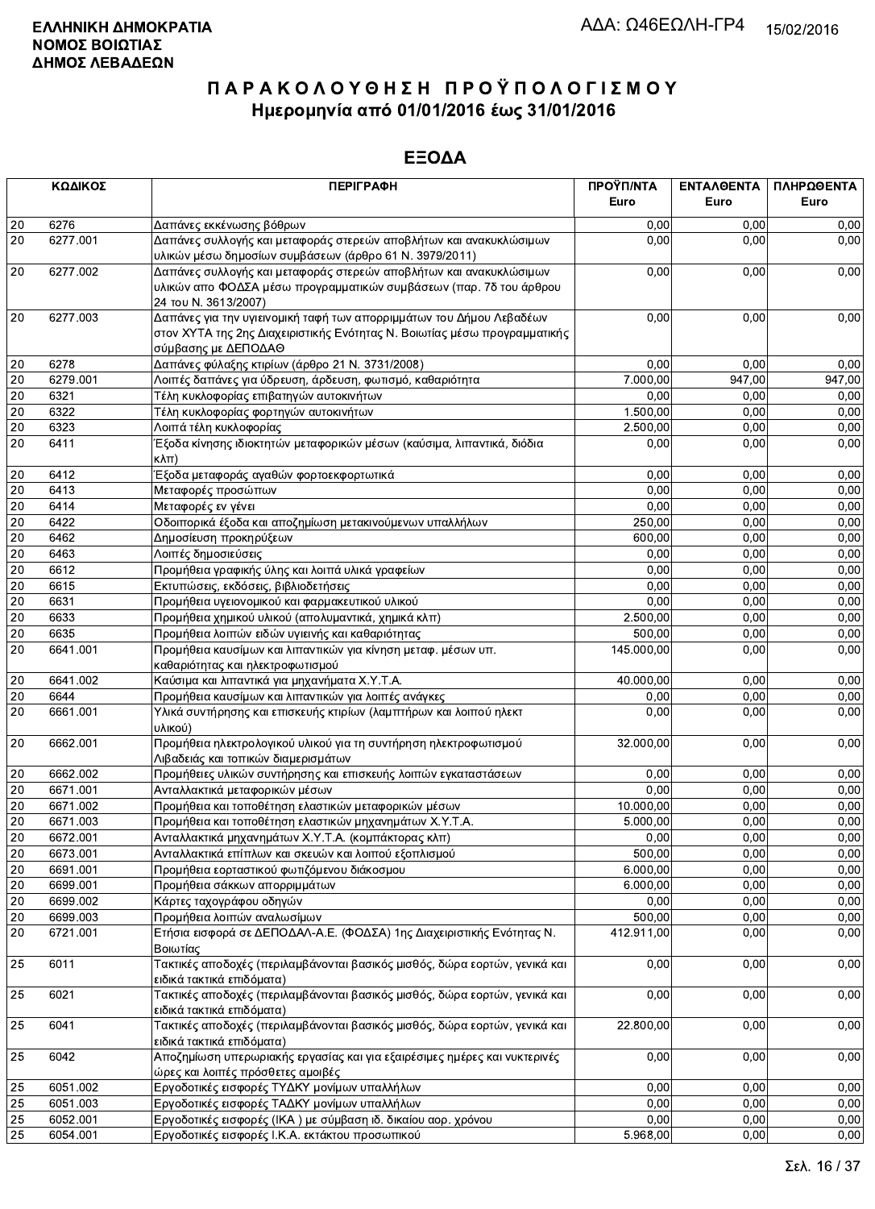**ΕΛΛΗΝΙΚΗ ΔΗΜΟΚΡΑΤΙΑ**
**ΝΟΜΟΣ ΒΟΙΩΤΙΑΣ**
**ΔΗΜΟΣ ΛΕΒΑΔΕΩΝ**

ΑΔΑ: Ω46ΕΩΛΗ-ΓΡ4 15/02/2016

# ΠΑΡΑΚΟΛΟΥΘΗΣΗ ΠΡΟΫΠΟΛΟΓΙΣΜΟΥ
## Ημερομηνία από 01/01/2016 έως 31/01/2016

## ΕΞΟΔΑ

| ΚΩΔΙΚΟΣ | | ΠΕΡΙΓΡΑΦΗ | ΠΡΟΫΠ/ΝΤΑ Euro | ΕΝΤΑΛΘΕΝΤΑ Euro | ΠΛΗΡΩΘΕΝΤΑ Euro |
|---|---|---|---|---|---|
| 20 | 6276 | Δαπάνες εκκένωσης βόθρων | 0,00 | 0,00 | 0,00 |
| 20 | 6277.001 | Δαπάνες συλλογής και μεταφοράς στερεών αποβλήτων και ανακυκλώσιμων υλικών μέσω δημοσίων συμβάσεων (άρθρο 61 Ν. 3979/2011) | 0,00 | 0,00 | 0,00 |
| 20 | 6277.002 | Δαπάνες συλλογής και μεταφοράς στερεών αποβλήτων και ανακυκλώσιμων υλικών απο ΦΟΔΣΑ μέσω προγραμματικών συμβάσεων (παρ. 7δ του άρθρου 24 του Ν. 3613/2007) | 0,00 | 0,00 | 0,00 |
| 20 | 6277.003 | Δαπάνες για την υγειονομική ταφή των απορριμμάτων του Δήμου Λεβαδέων στον ΧΥΤΑ της 2ης Διαχειριστικής Ενότητας Ν. Βοιωτίας μέσω προγραμματικής σύμβασης με ΔΕΠΟΔΑΘ | 0,00 | 0,00 | 0,00 |
| 20 | 6278 | Δαπάνες φύλαξης κτιρίων (άρθρο 21 Ν. 3731/2008) | 0,00 | 0,00 | 0,00 |
| 20 | 6279.001 | Λοιπές δαπάνες για ύδρευση, άρδευση, φωτισμό, καθαριότητα | 7.000,00 | 947,00 | 947,00 |
| 20 | 6321 | Τέλη κυκλοφορίας επιβατηγών αυτοκινήτων | 0,00 | 0,00 | 0,00 |
| 20 | 6322 | Τέλη κυκλοφορίας φορτηγών αυτοκινήτων | 1.500,00 | 0,00 | 0,00 |
| 20 | 6323 | Λοιπά τέλη κυκλοφορίας | 2.500,00 | 0,00 | 0,00 |
| 20 | 6411 | Έξοδα κίνησης ιδιοκτητών μεταφορικών μέσων (καύσιμα, λιπαντικά, διόδια κλπ) | 0,00 | 0,00 | 0,00 |
| 20 | 6412 | Έξοδα μεταφοράς αγαθών φορτοεκφορτωτικά | 0,00 | 0,00 | 0,00 |
| 20 | 6413 | Μεταφορές προσώπων | 0,00 | 0,00 | 0,00 |
| 20 | 6414 | Μεταφορές εν γένει | 0,00 | 0,00 | 0,00 |
| 20 | 6422 | Οδοιπορικά έξοδα και αποζημίωση μετακινούμενων υπαλλήλων | 250,00 | 0,00 | 0,00 |
| 20 | 6462 | Δημοσίευση προκηρύξεων | 600,00 | 0,00 | 0,00 |
| 20 | 6463 | Λοιπές δημοσιεύσεις | 0,00 | 0,00 | 0,00 |
| 20 | 6612 | Προμήθεια γραφικής ύλης και λοιπά υλικά γραφείων | 0,00 | 0,00 | 0,00 |
| 20 | 6615 | Εκτυπώσεις, εκδόσεις, βιβλιοδετήσεις | 0,00 | 0,00 | 0,00 |
| 20 | 6631 | Προμήθεια υγειονομικού και φαρμακευτικού υλικού | 0,00 | 0,00 | 0,00 |
| 20 | 6633 | Προμήθεια χημικού υλικού (απολυμαντικά, χημικά κλπ) | 2.500,00 | 0,00 | 0,00 |
| 20 | 6635 | Προμήθεια λοιπών ειδών υγιεινής και καθαριότητας | 500,00 | 0,00 | 0,00 |
| 20 | 6641.001 | Προμήθεια καυσίμων και λιπαντικών για κίνηση μεταφ. μέσων υπ. καθαριότητας και ηλεκτροφωτισμού | 145.000,00 | 0,00 | 0,00 |
| 20 | 6641.002 | Καύσιμα και λιπαντικά για μηχανήματα Χ.Υ.Τ.Α. | 40.000,00 | 0,00 | 0,00 |
| 20 | 6644 | Προμήθεια καυσίμων και λιπαντικών για λοιπές ανάγκες | 0,00 | 0,00 | 0,00 |
| 20 | 6661.001 | Υλικά συντήρησης και επισκευής κτιρίων (λαμπτήρων και λοιπού ηλεκτ υλικού) | 0,00 | 0,00 | 0,00 |
| 20 | 6662.001 | Προμήθεια ηλεκτρολογικού υλικού για τη συντήρηση ηλεκτροφωτισμού Λιβαδειάς και τοπικών διαμερισμάτων | 32.000,00 | 0,00 | 0,00 |
| 20 | 6662.002 | Προμήθειες υλικών συντήρησης και επισκευής λοιπών εγκαταστάσεων | 0,00 | 0,00 | 0,00 |
| 20 | 6671.001 | Ανταλλακτικά μεταφορικών μέσων | 0,00 | 0,00 | 0,00 |
| 20 | 6671.002 | Προμήθεια και τοποθέτηση ελαστικών μεταφορικών μέσων | 10.000,00 | 0,00 | 0,00 |
| 20 | 6671.003 | Προμήθεια και τοποθέτηση ελαστικών μηχανημάτων Χ.Υ.Τ.Α. | 5.000,00 | 0,00 | 0,00 |
| 20 | 6672.001 | Ανταλλακτικά μηχανημάτων Χ.Υ.Τ.Α. (κομπάκτορας κλπ) | 0,00 | 0,00 | 0,00 |
| 20 | 6673.001 | Ανταλλακτικά επίπλων και σκευών και λοιπού εξοπλισμού | 500,00 | 0,00 | 0,00 |
| 20 | 6691.001 | Προμήθεια εορταστικού φωτιζόμενου διάκοσμου | 6.000,00 | 0,00 | 0,00 |
| 20 | 6699.001 | Προμήθεια σάκκων απορριμμάτων | 6.000,00 | 0,00 | 0,00 |
| 20 | 6699.002 | Κάρτες ταχογράφου οδηγών | 0,00 | 0,00 | 0,00 |
| 20 | 6699.003 | Προμήθεια λοιπών αναλωσίμων | 500,00 | 0,00 | 0,00 |
| 20 | 6721.001 | Ετήσια εισφορά σε ΔΕΠΟΔΑΛ-Α.Ε. (ΦΟΔΣΑ) 1ης Διαχειριστικής Ενότητας Ν. Βοιωτίας | 412.911,00 | 0,00 | 0,00 |
| 25 | 6011 | Τακτικές αποδοχές (περιλαμβάνονται βασικός μισθός, δώρα εορτών, γενικά και ειδικά τακτικά επιδόματα) | 0,00 | 0,00 | 0,00 |
| 25 | 6021 | Τακτικές αποδοχές (περιλαμβάνονται βασικός μισθός, δώρα εορτών, γενικά και ειδικά τακτικά επιδόματα) | 0,00 | 0,00 | 0,00 |
| 25 | 6041 | Τακτικές αποδοχές (περιλαμβάνονται βασικός μισθός, δώρα εορτών, γενικά και ειδικά τακτικά επιδόματα) | 22.800,00 | 0,00 | 0,00 |
| 25 | 6042 | Αποζημίωση υπερωριακής εργασίας και για εξαιρέσιμες ημέρες και νυκτερινές ώρες και λοιπές πρόσθετες αμοιβές | 0,00 | 0,00 | 0,00 |
| 25 | 6051.002 | Εργοδοτικές εισφορές ΤΥΔΚΥ μονίμων υπαλλήλων | 0,00 | 0,00 | 0,00 |
| 25 | 6051.003 | Εργοδοτικές εισφορές ΤΑΔΚΥ μονίμων υπαλλήλων | 0,00 | 0,00 | 0,00 |
| 25 | 6052.001 | Εργοδοτικές εισφορές (ΙΚΑ ) με σύμβαση ιδ. δικαίου αορ. χρόνου | 0,00 | 0,00 | 0,00 |
| 25 | 6054.001 | Εργοδοτικές εισφορές Ι.Κ.Α. εκτάκτου προσωπικού | 5.968,00 | 0,00 | 0,00 |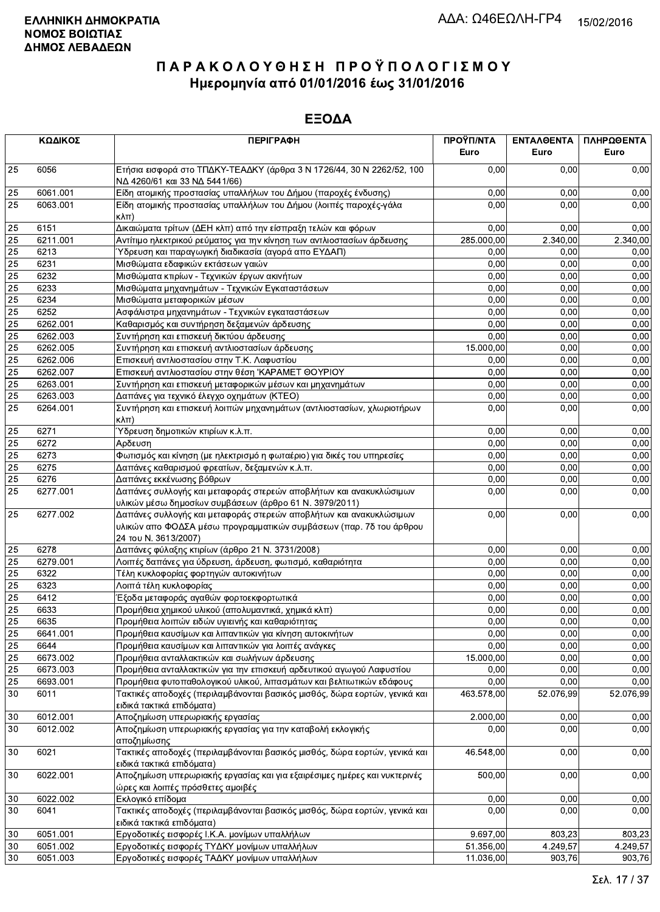**ΕΛΛΗΝΙΚΗ ΔΗΜΟΚΡΑΤΙΑ**
**ΝΟΜΟΣ ΒΟΙΩΤΙΑΣ**
**ΔΗΜΟΣ ΛΕΒΑΔΕΩΝ**

ΑΔΑ: Ω46ΕΩΛΗ-ΓΡ4 15/02/2016

# Π Α Ρ Α Κ Ο Λ Ο Υ Θ Η Σ Η  Π Ρ Ο Ϋ Π Ο Λ Ο Γ Ι Σ Μ Ο Υ
## Ημερομηνία από 01/01/2016 έως 31/01/2016

## ΕΞΟΔΑ

| ΚΩΔΙΚΟΣ | | ΠΕΡΙΓΡΑΦΗ | ΠΡΟΫΠ/ΝΤΑ Euro | ΕΝΤΑΛΘΕΝΤΑ Euro | ΠΛΗΡΩΘΕΝΤΑ Euro |
|---|---|---|---|---|---|
| 25 | 6056 | Ετήσια εισφορά στο ΤΠΔΚΥ-ΤΕΑΔΚΥ (άρθρα 3 Ν 1726/44, 30 Ν 2262/52, 100 ΝΔ 4260/61 και 33 ΝΔ 5441/66) | 0,00 | 0,00 | 0,00 |
| 25 | 6061.001 | Είδη ατομικής προστασίας υπαλλήλων του Δήμου (παροχές ένδυσης) | 0,00 | 0,00 | 0,00 |
| 25 | 6063.001 | Είδη ατομικής προστασίας υπαλλήλων του Δήμου (λοιπές παροχές-γάλα κλπ) | 0,00 | 0,00 | 0,00 |
| 25 | 6151 | Δικαιώματα τρίτων (ΔΕΗ κλπ) από την είσπραξη τελών και φόρων | 0,00 | 0,00 | 0,00 |
| 25 | 6211.001 | Αντίτιμο ηλεκτρικού ρεύματος για την κίνηση των αντλιοστασίων άρδευσης | 285.000,00 | 2.340,00 | 2.340,00 |
| 25 | 6213 | Ύδρευση και παραγωγική διαδικασία (αγορά απο ΕΥΔΑΠ) | 0,00 | 0,00 | 0,00 |
| 25 | 6231 | Μισθώματα εδαφικών εκτάσεων γαιών | 0,00 | 0,00 | 0,00 |
| 25 | 6232 | Μισθώματα κτιρίων - Τεχνικών έργων ακινήτων | 0,00 | 0,00 | 0,00 |
| 25 | 6233 | Μισθώματα μηχανημάτων - Τεχνικών Εγκαταστάσεων | 0,00 | 0,00 | 0,00 |
| 25 | 6234 | Μισθώματα μεταφορικών μέσων | 0,00 | 0,00 | 0,00 |
| 25 | 6252 | Ασφάλιστρα μηχανημάτων - Τεχνικών εγκαταστάσεων | 0,00 | 0,00 | 0,00 |
| 25 | 6262.001 | Καθαρισμός και συντήρηση δεξαμενών άρδευσης | 0,00 | 0,00 | 0,00 |
| 25 | 6262.003 | Συντήρηση και επισκευή δικτύου άρδευσης | 0,00 | 0,00 | 0,00 |
| 25 | 6262.005 | Συντήρηση και επισκευή αντλιοστασίων άρδευσης | 15.000,00 | 0,00 | 0,00 |
| 25 | 6262.006 | Επισκευή αντλιοστασίου στην Τ.Κ. Λαφυστίου | 0,00 | 0,00 | 0,00 |
| 25 | 6262.007 | Επισκευή αντλιοστασίου στην θέση 'ΚΑΡΑΜΕΤ ΘΟΥΡΙΟΥ | 0,00 | 0,00 | 0,00 |
| 25 | 6263.001 | Συντήρηση και επισκευή μεταφορικών μέσων και μηχανημάτων | 0,00 | 0,00 | 0,00 |
| 25 | 6263.003 | Δαπάνες για τεχνικό έλεγχο οχημάτων (ΚΤΕΟ) | 0,00 | 0,00 | 0,00 |
| 25 | 6264.001 | Συντήρηση και επισκευή λοιπών μηχανημάτων (αντλιοστασίων, χλωριοτήρων κλπ) | 0,00 | 0,00 | 0,00 |
| 25 | 6271 | Ύδρευση δημοτικών κτιρίων κ.λ.π. | 0,00 | 0,00 | 0,00 |
| 25 | 6272 | Αρδευση | 0,00 | 0,00 | 0,00 |
| 25 | 6273 | Φωτισμός και κίνηση (με ηλεκτρισμό η φωταέριο) για δικές του υπηρεσίες | 0,00 | 0,00 | 0,00 |
| 25 | 6275 | Δαπάνες καθαρισμού φρεατίων, δεξαμενών κ.λ.π. | 0,00 | 0,00 | 0,00 |
| 25 | 6276 | Δαπάνες εκκένωσης βόθρων | 0,00 | 0,00 | 0,00 |
| 25 | 6277.001 | Δαπάνες συλλογής και μεταφοράς στερεών αποβλήτων και ανακυκλώσιμων υλικών μέσω δημοσίων συμβάσεων (άρθρο 61 Ν. 3979/2011) | 0,00 | 0,00 | 0,00 |
| 25 | 6277.002 | Δαπάνες συλλογής και μεταφοράς στερεών αποβλήτων και ανακυκλώσιμων υλικών απο ΦΟΔΣΑ μέσω προγραμματικών συμβάσεων (παρ. 7δ του άρθρου 24 του Ν. 3613/2007) | 0,00 | 0,00 | 0,00 |
| 25 | 6278 | Δαπάνες φύλαξης κτιρίων (άρθρο 21 Ν. 3731/2008) | 0,00 | 0,00 | 0,00 |
| 25 | 6279.001 | Λοιπές δαπάνες για ύδρευση, άρδευση, φωτισμό, καθαριότητα | 0,00 | 0,00 | 0,00 |
| 25 | 6322 | Τέλη κυκλοφορίας φορτηγών αυτοκινήτων | 0,00 | 0,00 | 0,00 |
| 25 | 6323 | Λοιπά τέλη κυκλοφορίας | 0,00 | 0,00 | 0,00 |
| 25 | 6412 | Έξοδα μεταφοράς αγαθών φορτοεκφορτωτικά | 0,00 | 0,00 | 0,00 |
| 25 | 6633 | Προμήθεια χημικού υλικού (απολυμαντικά, χημικά κλπ) | 0,00 | 0,00 | 0,00 |
| 25 | 6635 | Προμήθεια λοιπών ειδών υγιεινής και καθαριότητας | 0,00 | 0,00 | 0,00 |
| 25 | 6641.001 | Προμήθεια καυσίμων και λιπαντικών για κίνηση αυτοκινήτων | 0,00 | 0,00 | 0,00 |
| 25 | 6644 | Προμήθεια καυσίμων και λιπαντικών για λοιπές ανάγκες | 0,00 | 0,00 | 0,00 |
| 25 | 6673.002 | Προμήθεια ανταλλακτικών και σωλήνων άρδευσης | 15.000,00 | 0,00 | 0,00 |
| 25 | 6673.003 | Προμήθεια ανταλλακτικών για την επισκευή αρδευτικού αγωγού Λαφυστίου | 0,00 | 0,00 | 0,00 |
| 25 | 6693.001 | Προμήθεια φυτοπαθολογικού υλικού, λιπασμάτων και βελτιωτικών εδάφους | 0,00 | 0,00 | 0,00 |
| 30 | 6011 | Τακτικές αποδοχές (περιλαμβάνονται βασικός μισθός, δώρα εορτών, γενικά και ειδικά τακτικά επιδόματα) | 463.578,00 | 52.076,99 | 52.076,99 |
| 30 | 6012.001 | Αποζημίωση υπερωριακής εργασίας | 2.000,00 | 0,00 | 0,00 |
| 30 | 6012.002 | Αποζημίωση υπερωριακής εργασίας για την καταβολή εκλογικής αποζημίωσης | 0,00 | 0,00 | 0,00 |
| 30 | 6021 | Τακτικές αποδοχές (περιλαμβάνονται βασικός μισθός, δώρα εορτών, γενικά και ειδικά τακτικά επιδόματα) | 46.548,00 | 0,00 | 0,00 |
| 30 | 6022.001 | Αποζημίωση υπερωριακής εργασίας και για εξαιρέσιμες ημέρες και νυκτερινές ώρες και λοιπές πρόσθετες αμοιβές | 500,00 | 0,00 | 0,00 |
| 30 | 6022.002 | Εκλογικό επίδομα | 0,00 | 0,00 | 0,00 |
| 30 | 6041 | Τακτικές αποδοχές (περιλαμβάνονται βασικός μισθός, δώρα εορτών, γενικά και ειδικά τακτικά επιδόματα) | 0,00 | 0,00 | 0,00 |
| 30 | 6051.001 | Εργοδοτικές εισφορές Ι.Κ.Α. μονίμων υπαλλήλων | 9.697,00 | 803,23 | 803,23 |
| 30 | 6051.002 | Εργοδοτικές εισφορές ΤΥΔΚΥ μονίμων υπαλλήλων | 51.356,00 | 4.249,57 | 4.249,57 |
| 30 | 6051.003 | Εργοδοτικές εισφορές ΤΑΔΚΥ μονίμων υπαλλήλων | 11.036,00 | 903,76 | 903,76 |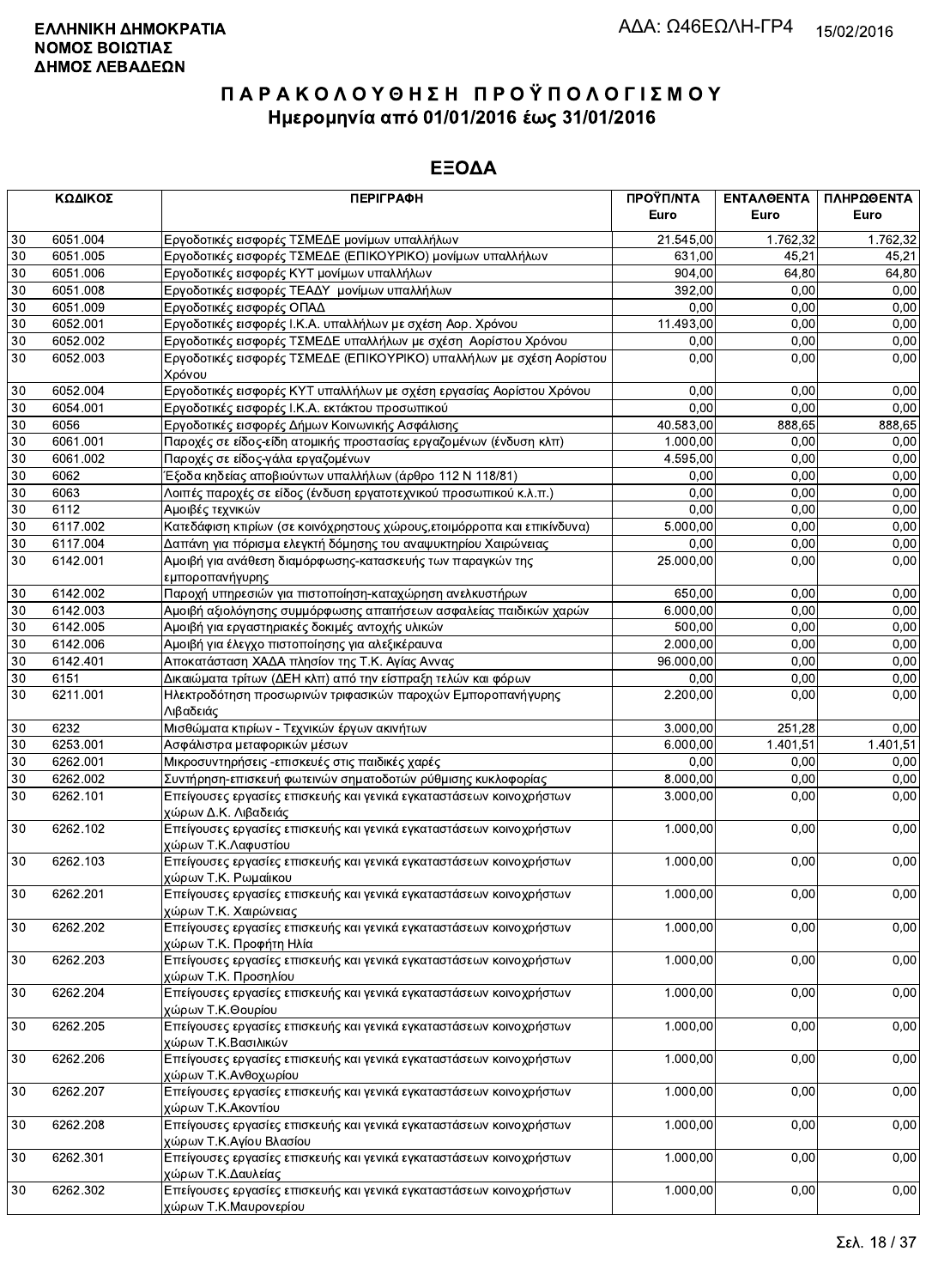**ΕΛΛΗΝΙΚΗ ΔΗΜΟΚΡΑΤΙΑ**
**ΝΟΜΟΣ ΒΟΙΩΤΙΑΣ**
**ΔΗΜΟΣ ΛΕΒΑΔΕΩΝ**

ΑΔΑ: Ω46ΕΩΛΗ-ΓΡ4 15/02/2016

# ΠΑΡΑΚΟΛΟΥΘΗΣΗ ΠΡΟΫΠΟΛΟΓΙΣΜΟΥ

## Ημερομηνία από 01/01/2016 έως 31/01/2016

## ΕΞΟΔΑ

| ΚΩΔΙΚΟΣ | | ΠΕΡΙΓΡΑΦΗ | ΠΡΟΫΠ/ΝΤΑ Euro | ΕΝΤΑΛΘΕΝΤΑ Euro | ΠΛΗΡΩΘΕΝΤΑ Euro |
|---|---|---|---|---|---|
| 30 | 6051.004 | Εργοδοτικές εισφορές ΤΣΜΕΔΕ μονίμων υπαλλήλων | 21.545,00 | 1.762,32 | 1.762,32 |
| 30 | 6051.005 | Εργοδοτικές εισφορές ΤΣΜΕΔΕ (ΕΠΙΚΟΥΡΙΚΟ) μονίμων υπαλλήλων | 631,00 | 45,21 | 45,21 |
| 30 | 6051.006 | Εργοδοτικές εισφορές ΚΥΤ μονίμων υπαλλήλων | 904,00 | 64,80 | 64,80 |
| 30 | 6051.008 | Εργοδοτικές εισφορές ΤΕΑΔΥ μονίμων υπαλλήλων | 392,00 | 0,00 | 0,00 |
| 30 | 6051.009 | Εργοδοτικές εισφορές ΟΠΑΔ | 0,00 | 0,00 | 0,00 |
| 30 | 6052.001 | Εργοδοτικές εισφορές Ι.Κ.Α. υπαλλήλων με σχέση Αορ. Χρόνου | 11.493,00 | 0,00 | 0,00 |
| 30 | 6052.002 | Εργοδοτικές εισφορές ΤΣΜΕΔΕ υπαλλήλων με σχέση Αορίστου Χρόνου | 0,00 | 0,00 | 0,00 |
| 30 | 6052.003 | Εργοδοτικές εισφορές ΤΣΜΕΔΕ (ΕΠΙΚΟΥΡΙΚΟ) υπαλλήλων με σχέση Αορίστου Χρόνου | 0,00 | 0,00 | 0,00 |
| 30 | 6052.004 | Εργοδοτικές εισφορές ΚΥΤ υπαλλήλων με σχέση εργασίας Αορίστου Χρόνου | 0,00 | 0,00 | 0,00 |
| 30 | 6054.001 | Εργοδοτικές εισφορές Ι.Κ.Α. εκτάκτου προσωπικού | 0,00 | 0,00 | 0,00 |
| 30 | 6056 | Εργοδοτικές εισφορές Δήμων Κοινωνικής Ασφάλισης | 40.583,00 | 888,65 | 888,65 |
| 30 | 6061.001 | Παροχές σε είδος-είδη ατομικής προστασίας εργαζομένων (ένδυση κλπ) | 1.000,00 | 0,00 | 0,00 |
| 30 | 6061.002 | Παροχές σε είδος-γάλα εργαζομένων | 4.595,00 | 0,00 | 0,00 |
| 30 | 6062 | Έξοδα κηδείας αποβιούντων υπαλλήλων (άρθρο 112 Ν 118/81) | 0,00 | 0,00 | 0,00 |
| 30 | 6063 | Λοιπές παροχές σε είδος (ένδυση εργατοτεχνικού προσωπικού κ.λ.π.) | 0,00 | 0,00 | 0,00 |
| 30 | 6112 | Αμοιβές τεχνικών | 0,00 | 0,00 | 0,00 |
| 30 | 6117.002 | Κατεδάφιση κτιρίων (σε κοινόχρηστους χώρους,ετοιμόρροπα και επικίνδυνα) | 5.000,00 | 0,00 | 0,00 |
| 30 | 6117.004 | Δαπάνη για πόρισμα ελεγκτή δόμησης του αναψυκτηρίου Χαιρώνειας | 0,00 | 0,00 | 0,00 |
| 30 | 6142.001 | Αμοιβή για ανάθεση διαμόρφωσης-κατασκευής των παραγκών της εμποροπανήγυρης | 25.000,00 | 0,00 | 0,00 |
| 30 | 6142.002 | Παροχή υπηρεσιών για πιστοποίηση-καταχώρηση ανελκυστήρων | 650,00 | 0,00 | 0,00 |
| 30 | 6142.003 | Αμοιβή αξιολόγησης συμμόρφωσης απαιτήσεων ασφαλείας παιδικών χαρών | 6.000,00 | 0,00 | 0,00 |
| 30 | 6142.005 | Αμοιβή για εργαστηριακές δοκιμές αντοχής υλικών | 500,00 | 0,00 | 0,00 |
| 30 | 6142.006 | Αμοιβή για έλεγχο πιστοποίησης για αλεξικέραυνα | 2.000,00 | 0,00 | 0,00 |
| 30 | 6142.401 | Αποκατάσταση ΧΑΔΑ πλησίον της Τ.Κ. Αγίας Αννας | 96.000,00 | 0,00 | 0,00 |
| 30 | 6151 | Δικαιώματα τρίτων (ΔΕΗ κλπ) από την είσπραξη τελών και φόρων | 0,00 | 0,00 | 0,00 |
| 30 | 6211.001 | Ηλεκτροδότηση προσωρινών τριφασικών παροχών Εμποροπανήγυρης Λιβαδειάς | 2.200,00 | 0,00 | 0,00 |
| 30 | 6232 | Μισθώματα κτιρίων - Τεχνικών έργων ακινήτων | 3.000,00 | 251,28 | 0,00 |
| 30 | 6253.001 | Ασφάλιστρα μεταφορικών μέσων | 6.000,00 | 1.401,51 | 1.401,51 |
| 30 | 6262.001 | Μικροσυντηρήσεις -επισκευές στις παιδικές χαρές | 0,00 | 0,00 | 0,00 |
| 30 | 6262.002 | Συντήρηση-επισκευή φωτεινών σηματοδοτών ρύθμισης κυκλοφορίας | 8.000,00 | 0,00 | 0,00 |
| 30 | 6262.101 | Επείγουσες εργασίες επισκευής και γενικά εγκαταστάσεων κοινοχρήστων χώρων Δ.Κ. Λιβαδειάς | 3.000,00 | 0,00 | 0,00 |
| 30 | 6262.102 | Επείγουσες εργασίες επισκευής και γενικά εγκαταστάσεων κοινοχρήστων χώρων Τ.Κ.Λαφυστίου | 1.000,00 | 0,00 | 0,00 |
| 30 | 6262.103 | Επείγουσες εργασίες επισκευής και γενικά εγκαταστάσεων κοινοχρήστων χώρων Τ.Κ. Ρωμαίικου | 1.000,00 | 0,00 | 0,00 |
| 30 | 6262.201 | Επείγουσες εργασίες επισκευής και γενικά εγκαταστάσεων κοινοχρήστων χώρων Τ.Κ. Χαιρώνειας | 1.000,00 | 0,00 | 0,00 |
| 30 | 6262.202 | Επείγουσες εργασίες επισκευής και γενικά εγκαταστάσεων κοινοχρήστων χώρων Τ.Κ. Προφήτη Ηλία | 1.000,00 | 0,00 | 0,00 |
| 30 | 6262.203 | Επείγουσες εργασίες επισκευής και γενικά εγκαταστάσεων κοινοχρήστων χώρων Τ.Κ. Προσηλίου | 1.000,00 | 0,00 | 0,00 |
| 30 | 6262.204 | Επείγουσες εργασίες επισκευής και γενικά εγκαταστάσεων κοινοχρήστων χώρων Τ.Κ.Θουρίου | 1.000,00 | 0,00 | 0,00 |
| 30 | 6262.205 | Επείγουσες εργασίες επισκευής και γενικά εγκαταστάσεων κοινοχρήστων χώρων Τ.Κ.Βασιλικών | 1.000,00 | 0,00 | 0,00 |
| 30 | 6262.206 | Επείγουσες εργασίες επισκευής και γενικά εγκαταστάσεων κοινοχρήστων χώρων Τ.Κ.Ανθοχωρίου | 1.000,00 | 0,00 | 0,00 |
| 30 | 6262.207 | Επείγουσες εργασίες επισκευής και γενικά εγκαταστάσεων κοινοχρήστων χώρων Τ.Κ.Ακοντίου | 1.000,00 | 0,00 | 0,00 |
| 30 | 6262.208 | Επείγουσες εργασίες επισκευής και γενικά εγκαταστάσεων κοινοχρήστων χώρων Τ.Κ.Αγίου Βλασίου | 1.000,00 | 0,00 | 0,00 |
| 30 | 6262.301 | Επείγουσες εργασίες επισκευής και γενικά εγκαταστάσεων κοινοχρήστων χώρων Τ.Κ.Δαυλείας | 1.000,00 | 0,00 | 0,00 |
| 30 | 6262.302 | Επείγουσες εργασίες επισκευής και γενικά εγκαταστάσεων κοινοχρήστων χώρων Τ.Κ.Μαυρονερίου | 1.000,00 | 0,00 | 0,00 |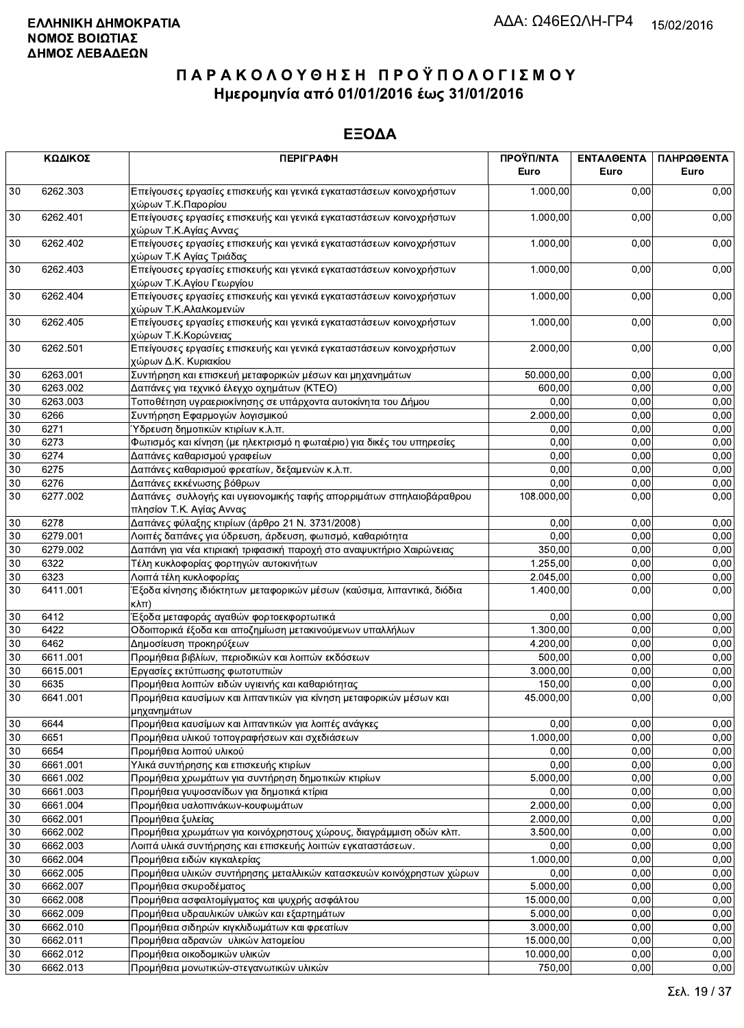**ΕΛΛΗΝΙΚΗ ΔΗΜΟΚΡΑΤΙΑ**
**ΝΟΜΟΣ ΒΟΙΩΤΙΑΣ**
**ΔΗΜΟΣ ΛΕΒΑΔΕΩΝ**

ΑΔΑ: Ω46ΕΩΛΗ-ΓΡ4 15/02/2016

# ΠΑΡΑΚΟΛΟΥΘΗΣΗ ΠΡΟΫΠΟΛΟΓΙΣΜΟΥ
## Ημερομηνία από 01/01/2016 έως 31/01/2016

## ΕΞΟΔΑ

| ΚΩΔΙΚΟΣ | | ΠΕΡΙΓΡΑΦΗ | ΠΡΟΫΠ/ΝΤΑ Euro | ΕΝΤΑΛΘΕΝΤΑ Euro | ΠΛΗΡΩΘΕΝΤΑ Euro |
|---|---|---|---|---|---|
| 30 | 6262.303 | Επείγουσες εργασίες επισκευής και γενικά εγκαταστάσεων κοινοχρήστων χώρων Τ.Κ.Παρορίου | 1.000,00 | 0,00 | 0,00 |
| 30 | 6262.401 | Επείγουσες εργασίες επισκευής και γενικά εγκαταστάσεων κοινοχρήστων χώρων Τ.Κ.Αγίας Αννας | 1.000,00 | 0,00 | 0,00 |
| 30 | 6262.402 | Επείγουσες εργασίες επισκευής και γενικά εγκαταστάσεων κοινοχρήστων χώρων Τ.Κ Αγίας Τριάδας | 1.000,00 | 0,00 | 0,00 |
| 30 | 6262.403 | Επείγουσες εργασίες επισκευής και γενικά εγκαταστάσεων κοινοχρήστων χώρων Τ.Κ.Αγίου Γεωργίου | 1.000,00 | 0,00 | 0,00 |
| 30 | 6262.404 | Επείγουσες εργασίες επισκευής και γενικά εγκαταστάσεων κοινοχρήστων χώρων Τ.Κ.Αλαλκομενών | 1.000,00 | 0,00 | 0,00 |
| 30 | 6262.405 | Επείγουσες εργασίες επισκευής και γενικά εγκαταστάσεων κοινοχρήστων χώρων Τ.Κ.Κορώνειας | 1.000,00 | 0,00 | 0,00 |
| 30 | 6262.501 | Επείγουσες εργασίες επισκευής και γενικά εγκαταστάσεων κοινοχρήστων χώρων Δ.Κ. Κυριακίου | 2.000,00 | 0,00 | 0,00 |
| 30 | 6263.001 | Συντήρηση και επισκευή μεταφορικών μέσων και μηχανημάτων | 50.000,00 | 0,00 | 0,00 |
| 30 | 6263.002 | Δαπάνες για τεχνικό έλεγχο οχημάτων (ΚΤΕΟ) | 600,00 | 0,00 | 0,00 |
| 30 | 6263.003 | Τοποθέτηση υγραεριοκίνησης σε υπάρχοντα αυτοκίνητα του Δήμου | 0,00 | 0,00 | 0,00 |
| 30 | 6266 | Συντήρηση Εφαρμογών λογισμικού | 2.000,00 | 0,00 | 0,00 |
| 30 | 6271 | Ύδρευση δημοτικών κτιρίων κ.λ.π. | 0,00 | 0,00 | 0,00 |
| 30 | 6273 | Φωτισμός και κίνηση (με ηλεκτρισμό η φωταέριο) για δικές του υπηρεσίες | 0,00 | 0,00 | 0,00 |
| 30 | 6274 | Δαπάνες καθαρισμού γραφείων | 0,00 | 0,00 | 0,00 |
| 30 | 6275 | Δαπάνες καθαρισμού φρεατίων, δεξαμενών κ.λ.π. | 0,00 | 0,00 | 0,00 |
| 30 | 6276 | Δαπάνες εκκένωσης βόθρων | 0,00 | 0,00 | 0,00 |
| 30 | 6277.002 | Δαπάνες συλλογής και υγειονομικής ταφής απορριμάτων σπηλαιοβάραθρου πλησίον Τ.Κ. Αγίας Αννας | 108.000,00 | 0,00 | 0,00 |
| 30 | 6278 | Δαπάνες φύλαξης κτιρίων (άρθρο 21 Ν. 3731/2008) | 0,00 | 0,00 | 0,00 |
| 30 | 6279.001 | Λοιπές δαπάνες για ύδρευση, άρδευση, φωτισμό, καθαριότητα | 0,00 | 0,00 | 0,00 |
| 30 | 6279.002 | Δαπάνη για νέα κτιριακή τριφασική παροχή στο αναψυκτήριο Χαιρώνειας | 350,00 | 0,00 | 0,00 |
| 30 | 6322 | Τέλη κυκλοφορίας φορτηγών αυτοκινήτων | 1.255,00 | 0,00 | 0,00 |
| 30 | 6323 | Λοιπά τέλη κυκλοφορίας | 2.045,00 | 0,00 | 0,00 |
| 30 | 6411.001 | Έξοδα κίνησης ιδιόκτητων μεταφορικών μέσων (καύσιμα, λιπαντικά, διόδια κλπ) | 1.400,00 | 0,00 | 0,00 |
| 30 | 6412 | Έξοδα μεταφοράς αγαθών φορτοεκφορτωτικά | 0,00 | 0,00 | 0,00 |
| 30 | 6422 | Οδοιπορικά έξοδα και αποζημίωση μετακινούμενων υπαλλήλων | 1.300,00 | 0,00 | 0,00 |
| 30 | 6462 | Δημοσίευση προκηρύξεων | 4.200,00 | 0,00 | 0,00 |
| 30 | 6611.001 | Προμήθεια βιβλίων, περιοδικών και λοιπών εκδόσεων | 500,00 | 0,00 | 0,00 |
| 30 | 6615.001 | Εργασίες εκτύπωσης φωτοτυπιών | 3.000,00 | 0,00 | 0,00 |
| 30 | 6635 | Προμήθεια λοιπών ειδών υγιεινής και καθαριότητας | 150,00 | 0,00 | 0,00 |
| 30 | 6641.001 | Προμήθεια καυσίμων και λιπαντικών για κίνηση μεταφορικών μέσων και μηχανημάτων | 45.000,00 | 0,00 | 0,00 |
| 30 | 6644 | Προμήθεια καυσίμων και λιπαντικών για λοιπές ανάγκες | 0,00 | 0,00 | 0,00 |
| 30 | 6651 | Προμήθεια υλικού τοπογραφήσεων και σχεδιάσεων | 1.000,00 | 0,00 | 0,00 |
| 30 | 6654 | Προμήθεια λοιπού υλικού | 0,00 | 0,00 | 0,00 |
| 30 | 6661.001 | Υλικά συντήρησης και επισκευής κτιρίων | 0,00 | 0,00 | 0,00 |
| 30 | 6661.002 | Προμήθεια χρωμάτων για συντήρηση δημοτικών κτιρίων | 5.000,00 | 0,00 | 0,00 |
| 30 | 6661.003 | Προμήθεια γυψοσανίδων για δημοτικά κτίρια | 0,00 | 0,00 | 0,00 |
| 30 | 6661.004 | Προμήθεια υαλοπινάκων-κουφωμάτων | 2.000,00 | 0,00 | 0,00 |
| 30 | 6662.001 | Προμήθεια ξυλείας | 2.000,00 | 0,00 | 0,00 |
| 30 | 6662.002 | Προμήθεια χρωμάτων για κοινόχρηστους χώρους, διαγράμμιση οδών κλπ. | 3.500,00 | 0,00 | 0,00 |
| 30 | 6662.003 | Λοιπά υλικά συντήρησης και επισκευής λοιπών εγκαταστάσεων. | 0,00 | 0,00 | 0,00 |
| 30 | 6662.004 | Προμήθεια ειδών κιγκαλερίας | 1.000,00 | 0,00 | 0,00 |
| 30 | 6662.005 | Προμήθεια υλικών συντήρησης μεταλλικών κατασκευών κοινόχρηστων χώρων | 0,00 | 0,00 | 0,00 |
| 30 | 6662.007 | Προμήθεια σκυροδέματος | 5.000,00 | 0,00 | 0,00 |
| 30 | 6662.008 | Προμήθεια ασφαλτομίγματος και ψυχρής ασφάλτου | 15.000,00 | 0,00 | 0,00 |
| 30 | 6662.009 | Προμήθεια υδραυλικών υλικών και εξαρτημάτων | 5.000,00 | 0,00 | 0,00 |
| 30 | 6662.010 | Προμήθεια σιδηρών κιγκλιδωμάτων και φρεατίων | 3.000,00 | 0,00 | 0,00 |
| 30 | 6662.011 | Προμήθεια αδρανών υλικών λατομείου | 15.000,00 | 0,00 | 0,00 |
| 30 | 6662.012 | Προμήθεια οικοδομικών υλικών | 10.000,00 | 0,00 | 0,00 |
| 30 | 6662.013 | Προμήθεια μονωτικών-στεγανωτικών υλικών | 750,00 | 0,00 | 0,00 |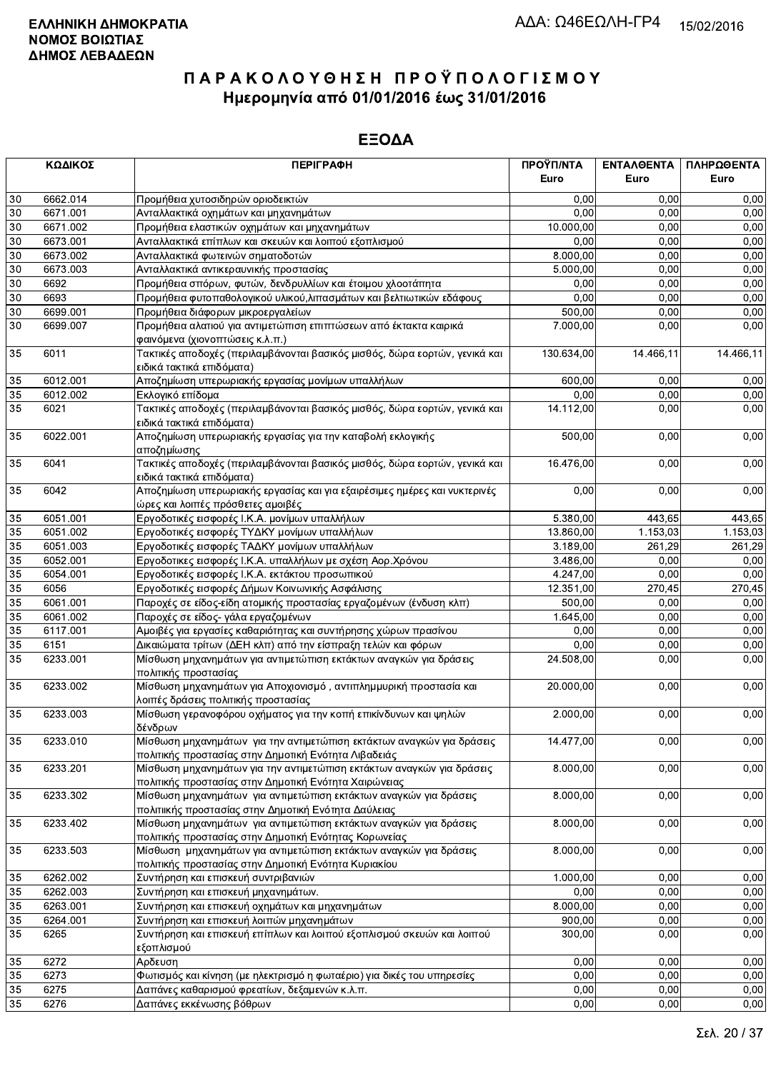**ΕΛΛΗΝΙΚΗ ΔΗΜΟΚΡΑΤΙΑ**
**ΝΟΜΟΣ ΒΟΙΩΤΙΑΣ**
**ΔΗΜΟΣ ΛΕΒΑΔΕΩΝ**

ΑΔΑ: Ω46ΕΩΛΗ-ΓΡ4 15/02/2016

# ΠΑΡΑΚΟΛΟΥΘΗΣΗ ΠΡΟΫΠΟΛΟΓΙΣΜΟΥ
## Ημερομηνία από 01/01/2016 έως 31/01/2016

## ΕΞΟΔΑ

| ΚΩΔΙΚΟΣ | | ΠΕΡΙΓΡΑΦΗ | ΠΡΟΫΠ/ΝΤΑ Euro | ΕΝΤΑΛΘΕΝΤΑ Euro | ΠΛΗΡΩΘΕΝΤΑ Euro |
|---|---|---|---|---|---|
| 30 | 6662.014 | Προμήθεια χυτοσιδηρών οριοδεικτών | 0,00 | 0,00 | 0,00 |
| 30 | 6671.001 | Ανταλλακτικά οχημάτων και μηχανημάτων | 0,00 | 0,00 | 0,00 |
| 30 | 6671.002 | Προμήθεια ελαστικών οχημάτων και μηχανημάτων | 10.000,00 | 0,00 | 0,00 |
| 30 | 6673.001 | Ανταλλακτικά επίπλων και σκευών και λοιπού εξοπλισμού | 0,00 | 0,00 | 0,00 |
| 30 | 6673.002 | Ανταλλακτικά φωτεινών σηματοδοτών | 8.000,00 | 0,00 | 0,00 |
| 30 | 6673.003 | Ανταλλακτικά αντικεραυνικής προστασίας | 5.000,00 | 0,00 | 0,00 |
| 30 | 6692 | Προμήθεια σπόρων, φυτών, δενδρυλλίων και έτοιμου χλοοτάπητα | 0,00 | 0,00 | 0,00 |
| 30 | 6693 | Προμήθεια φυτοπαθολογικού υλικού,λιπασμάτων και βελτιωτικών εδάφους | 0,00 | 0,00 | 0,00 |
| 30 | 6699.001 | Προμήθεια διάφορων μικροεργαλείων | 500,00 | 0,00 | 0,00 |
| 30 | 6699.007 | Προμήθεια αλατιού για αντιμετώπιση επιπτώσεων από έκτακτα καιρικά φαινόμενα (χιονοπτώσεις κ.λ.π.) | 7.000,00 | 0,00 | 0,00 |
| 35 | 6011 | Τακτικές αποδοχές (περιλαμβάνονται βασικός μισθός, δώρα εορτών, γενικά και ειδικά τακτικά επιδόματα) | 130.634,00 | 14.466,11 | 14.466,11 |
| 35 | 6012.001 | Αποζημίωση υπερωριακής εργασίας μονίμων υπαλλήλων | 600,00 | 0,00 | 0,00 |
| 35 | 6012.002 | Εκλογικό επίδομα | 0,00 | 0,00 | 0,00 |
| 35 | 6021 | Τακτικές αποδοχές (περιλαμβάνονται βασικός μισθός, δώρα εορτών, γενικά και ειδικά τακτικά επιδόματα) | 14.112,00 | 0,00 | 0,00 |
| 35 | 6022.001 | Αποζημίωση υπερωριακής εργασίας για την καταβολή εκλογικής αποζημίωσης | 500,00 | 0,00 | 0,00 |
| 35 | 6041 | Τακτικές αποδοχές (περιλαμβάνονται βασικός μισθός, δώρα εορτών, γενικά και ειδικά τακτικά επιδόματα) | 16.476,00 | 0,00 | 0,00 |
| 35 | 6042 | Αποζημίωση υπερωριακής εργασίας και για εξαιρέσιμες ημέρες και νυκτερινές ώρες και λοιπές πρόσθετες αμοιβές | 0,00 | 0,00 | 0,00 |
| 35 | 6051.001 | Εργοδοτικές εισφορές Ι.Κ.Α. μονίμων υπαλλήλων | 5.380,00 | 443,65 | 443,65 |
| 35 | 6051.002 | Εργοδοτικές εισφορές ΤΥΔΚΥ μονίμων υπαλλήλων | 13.860,00 | 1.153,03 | 1.153,03 |
| 35 | 6051.003 | Εργοδοτικές εισφορές ΤΑΔΚΥ μονίμων υπαλλήλων | 3.189,00 | 261,29 | 261,29 |
| 35 | 6052.001 | Εργοδοτικες εισφορές Ι.Κ.Α. υπαλλήλων με σχέση Αορ.Χρόνου | 3.486,00 | 0,00 | 0,00 |
| 35 | 6054.001 | Εργοδοτικές εισφορές Ι.Κ.Α. εκτάκτου προσωπικού | 4.247,00 | 0,00 | 0,00 |
| 35 | 6056 | Εργοδοτικές εισφορές Δήμων Κοινωνικής Ασφάλισης | 12.351,00 | 270,45 | 270,45 |
| 35 | 6061.001 | Παροχές σε είδος-είδη ατομικής προστασίας εργαζομένων (ένδυση κλπ) | 500,00 | 0,00 | 0,00 |
| 35 | 6061.002 | Παροχές σε είδος- γάλα εργαζομένων | 1.645,00 | 0,00 | 0,00 |
| 35 | 6117.001 | Αμοιβές για εργασίες καθαριότητας και συντήρησης χώρων πρασίνου | 0,00 | 0,00 | 0,00 |
| 35 | 6151 | Δικαιώματα τρίτων (ΔΕΗ κλπ) από την είσπραξη τελών και φόρων | 0,00 | 0,00 | 0,00 |
| 35 | 6233.001 | Μίσθωση μηχανημάτων για αντιμετώπιση εκτάκτων αναγκών για δράσεις πολιτικής προστασίας | 24.508,00 | 0,00 | 0,00 |
| 35 | 6233.002 | Μίσθωση μηχανημάτων για Αποχιονισμό , αντιπλημμυρική προστασία και λοιπές δράσεις πολιτικής προστασίας | 20.000,00 | 0,00 | 0,00 |
| 35 | 6233.003 | Μίσθωση γερανοφόρου οχήματος για την κοπή επικίνδυνων και ψηλών δένδρων | 2.000,00 | 0,00 | 0,00 |
| 35 | 6233.010 | Μίσθωση μηχανημάτων για την αντιμετώπιση εκτάκτων αναγκών για δράσεις πολιτικής προστασίας στην Δημοτική Ενότητα Λιβαδειάς | 14.477,00 | 0,00 | 0,00 |
| 35 | 6233.201 | Μίσθωση μηχανημάτων για την αντιμετώπιση εκτάκτων αναγκών για δράσεις πολιτικής προστασίας στην Δημοτική Ενότητα Χαιρώνειας | 8.000,00 | 0,00 | 0,00 |
| 35 | 6233.302 | Μίσθωση μηχανημάτων για αντιμετώπιση εκτάκτων αναγκών για δράσεις πολιτιικής προστασίας στην Δημοτική Ενότητα Δαύλειας | 8.000,00 | 0,00 | 0,00 |
| 35 | 6233.402 | Μίσθωση μηχανημάτων για αντιμετώπιση εκτάκτων αναγκών για δράσεις πολιτικής προστασίας στην Δημοτική Ενότητας Κορωνείας | 8.000,00 | 0,00 | 0,00 |
| 35 | 6233.503 | Μίσθωση μηχανημάτων για αντιμετώπιση εκτάκτων αναγκών για δράσεις πολιτικής προστασίας στην Δημοτική Ενότητα Κυριακίου | 8.000,00 | 0,00 | 0,00 |
| 35 | 6262.002 | Συντήρηση και επισκευή συντριβανιών | 1.000,00 | 0,00 | 0,00 |
| 35 | 6262.003 | Συντήρηση και επισκευή μηχανημάτων. | 0,00 | 0,00 | 0,00 |
| 35 | 6263.001 | Συντήρηση και επισκευή οχημάτων και μηχανημάτων | 8.000,00 | 0,00 | 0,00 |
| 35 | 6264.001 | Συντήρηση και επισκευή λοιπών μηχανημάτων | 900,00 | 0,00 | 0,00 |
| 35 | 6265 | Συντήρηση και επισκευή επίπλων και λοιπού εξοπλισμού σκευών και λοιπού εξοπλισμού | 300,00 | 0,00 | 0,00 |
| 35 | 6272 | Αρδευση | 0,00 | 0,00 | 0,00 |
| 35 | 6273 | Φωτισμός και κίνηση (με ηλεκτρισμό η φωταέριο) για δικές του υπηρεσίες | 0,00 | 0,00 | 0,00 |
| 35 | 6275 | Δαπάνες καθαρισμού φρεατίων, δεξαμενών κ.λ.π. | 0,00 | 0,00 | 0,00 |
| 35 | 6276 | Δαπάνες εκκένωσης βόθρων | 0,00 | 0,00 | 0,00 |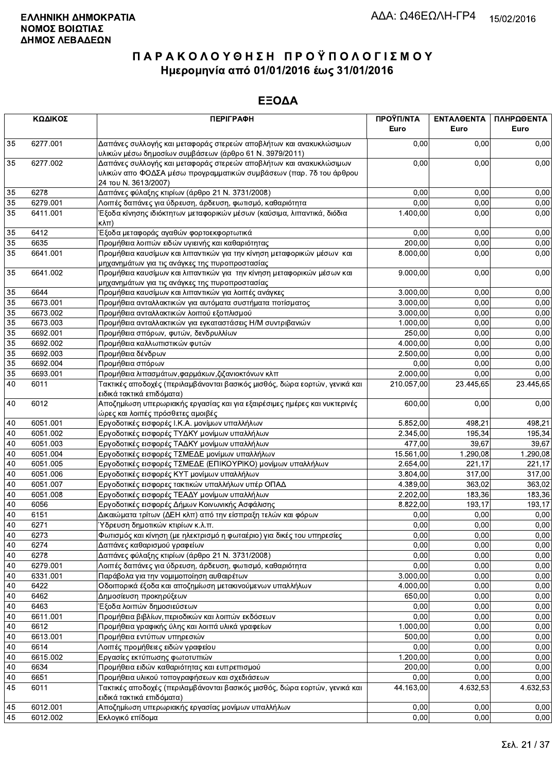**ΕΛΛΗΝΙΚΗ ΔΗΜΟΚΡΑΤΙΑ**
**ΝΟΜΟΣ ΒΟΙΩΤΙΑΣ**
**ΔΗΜΟΣ ΛΕΒΑΔΕΩΝ**

ΑΔΑ: Ω46ΕΩΛΗ-ΓΡ4 15/02/2016

# ΠΑΡΑΚΟΛΟΥΘΗΣΗ ΠΡΟΫΠΟΛΟΓΙΣΜΟΥ
## Ημερομηνία από 01/01/2016 έως 31/01/2016

## ΕΞΟΔΑ

| ΚΩΔΙΚΟΣ | | ΠΕΡΙΓΡΑΦΗ | ΠΡΟΫΠ/ΝΤΑ Euro | ΕΝΤΑΛΘΕΝΤΑ Euro | ΠΛΗΡΩΘΕΝΤΑ Euro |
|---|---|---|---|---|---|
| 35 | 6277.001 | Δαπάνες συλλογής και μεταφοράς στερεών αποβλήτων και ανακυκλώσιμων υλικών μέσω δημοσίων συμβάσεων (άρθρο 61 Ν. 3979/2011) | 0,00 | 0,00 | 0,00 |
| 35 | 6277.002 | Δαπάνες συλλογής και μεταφοράς στερεών αποβλήτων και ανακυκλώσιμων υλικών απο ΦΟΔΣΑ μέσω προγραμματικών συμβάσεων (παρ. 7δ του άρθρου 24 του Ν. 3613/2007) | 0,00 | 0,00 | 0,00 |
| 35 | 6278 | Δαπάνες φύλαξης κτιρίων (άρθρο 21 Ν. 3731/2008) | 0,00 | 0,00 | 0,00 |
| 35 | 6279.001 | Λοιπές δαπάνες για ύδρευση, άρδευση, φωτισμό, καθαριότητα | 0,00 | 0,00 | 0,00 |
| 35 | 6411.001 | Έξοδα κίνησης ιδιόκτητων μεταφορικών μέσων (καύσιμα, λιπαντικά, διόδια κλπ) | 1.400,00 | 0,00 | 0,00 |
| 35 | 6412 | Έξοδα μεταφοράς αγαθών φορτοεκφορτωτικά | 0,00 | 0,00 | 0,00 |
| 35 | 6635 | Προμήθεια λοιπών ειδών υγιεινής και καθαριότητας | 200,00 | 0,00 | 0,00 |
| 35 | 6641.001 | Προμήθεια καυσίμων και λιπαντικών για την κίνηση μεταφορικών μέσων και μηχανημάτων για τις ανάγκες της πυροπροστασίας | 8.000,00 | 0,00 | 0,00 |
| 35 | 6641.002 | Προμήθεια καυσίμων και λιπαντικών για την κίνηση μεταφορικών μέσων και μηχανημάτων για τις ανάγκες της πυροπροστασίας | 9.000,00 | 0,00 | 0,00 |
| 35 | 6644 | Προμήθεια καυσίμων και λιπαντικών για λοιπές ανάγκες | 3.000,00 | 0,00 | 0,00 |
| 35 | 6673.001 | Προμήθεια ανταλλακτικών για αυτόματα συστήματα ποτίσματος | 3.000,00 | 0,00 | 0,00 |
| 35 | 6673.002 | Προμήθεια ανταλλακτικών λοιπού εξοπλισμού | 3.000,00 | 0,00 | 0,00 |
| 35 | 6673.003 | Προμήθεια ανταλλακτικών για εγκαταστάσεις Η/Μ συντριβανιών | 1.000,00 | 0,00 | 0,00 |
| 35 | 6692.001 | Προμήθεια σπόρων, φυτών, δενδρυλλίων | 250,00 | 0,00 | 0,00 |
| 35 | 6692.002 | Προμήθεια καλλωπιστικών φυτών | 4.000,00 | 0,00 | 0,00 |
| 35 | 6692.003 | Προμήθεια δένδρων | 2.500,00 | 0,00 | 0,00 |
| 35 | 6692.004 | Προμήθεια σπόρων | 0,00 | 0,00 | 0,00 |
| 35 | 6693.001 | Προμήθεια λιπασμάτων,φαρμάκων,ζιζανιοκτόνων κλπ | 2.000,00 | 0,00 | 0,00 |
| 40 | 6011 | Τακτικές αποδοχές (περιλαμβάνονται βασικός μισθός, δώρα εορτών, γενικά και ειδικά τακτικά επιδόματα) | 210.057,00 | 23.445,65 | 23.445,65 |
| 40 | 6012 | Αποζημίωση υπερωριακής εργασίας και για εξαιρέσιμες ημέρες και νυκτερινές ώρες και λοιπές πρόσθετες αμοιβές | 600,00 | 0,00 | 0,00 |
| 40 | 6051.001 | Εργοδοτικές εισφορές Ι.Κ.Α. μονίμων υπαλλήλων | 5.852,00 | 498,21 | 498,21 |
| 40 | 6051.002 | Εργοδοτικές εισφορές ΤΥΔΚΥ μονίμων υπαλλήλων | 2.345,00 | 195,34 | 195,34 |
| 40 | 6051.003 | Εργοδοτικές εισφορές ΤΑΔΚΥ μονίμων υπαλλήλων | 477,00 | 39,67 | 39,67 |
| 40 | 6051.004 | Εργοδοτικές εισφορές ΤΣΜΕΔΕ μονίμων υπαλλήλων | 15.561,00 | 1.290,08 | 1.290,08 |
| 40 | 6051.005 | Εργοδοτικές εισφορές ΤΣΜΕΔΕ (ΕΠΙΚΟΥΡΙΚΟ) μονίμων υπαλλήλων | 2.654,00 | 221,17 | 221,17 |
| 40 | 6051.006 | Εργοδοτικές εισφορές ΚΥΤ μονίμων υπαλλήλων | 3.804,00 | 317,00 | 317,00 |
| 40 | 6051.007 | Εργοδοτικές εισφορές τακτικών υπαλλήλων υπέρ ΟΠΑΔ | 4.389,00 | 363,02 | 363,02 |
| 40 | 6051.008 | Εργοδοτικές εισφορές ΤΕΑΔΥ μονίμων υπαλλήλων | 2.202,00 | 183,36 | 183,36 |
| 40 | 6056 | Εργοδοτικές εισφορές Δήμων Κοινωνικής Ασφάλισης | 8.822,00 | 193,17 | 193,17 |
| 40 | 6151 | Δικαιώματα τρίτων (ΔΕΗ κλπ) από την είσπραξη τελών και φόρων | 0,00 | 0,00 | 0,00 |
| 40 | 6271 | Ύδρευση δημοτικών κτιρίων κ.λ.π. | 0,00 | 0,00 | 0,00 |
| 40 | 6273 | Φωτισμός και κίνηση (με ηλεκτρισμό η φωταέριο) για δικές του υπηρεσίες | 0,00 | 0,00 | 0,00 |
| 40 | 6274 | Δαπάνες καθαρισμού γραφείων | 0,00 | 0,00 | 0,00 |
| 40 | 6278 | Δαπάνες φύλαξης κτιρίων (άρθρο 21 Ν. 3731/2008) | 0,00 | 0,00 | 0,00 |
| 40 | 6279.001 | Λοιπές δαπάνες για ύδρευση, άρδευση, φωτισμό, καθαριότητα | 0,00 | 0,00 | 0,00 |
| 40 | 6331.001 | Παράβολα για την νομιμοποίηση αυθαιρέτων | 3.000,00 | 0,00 | 0,00 |
| 40 | 6422 | Οδοιπορικά έξοδα και αποζημίωση μετακινούμενων υπαλλήλων | 4.000,00 | 0,00 | 0,00 |
| 40 | 6462 | Δημοσίευση προκηρύξεων | 650,00 | 0,00 | 0,00 |
| 40 | 6463 | Έξοδα λοιπών δημοσιεύσεων | 0,00 | 0,00 | 0,00 |
| 40 | 6611.001 | Προμήθεια βιβλίων,περιοδικών και λοιπών εκδόσεων | 0,00 | 0,00 | 0,00 |
| 40 | 6612 | Προμήθεια γραφικής ύλης και λοιπά υλικά γραφείων | 1.000,00 | 0,00 | 0,00 |
| 40 | 6613.001 | Προμήθεια εντύπων υπηρεσιών | 500,00 | 0,00 | 0,00 |
| 40 | 6614 | Λοιπές προμήθειες ειδών γραφείου | 0,00 | 0,00 | 0,00 |
| 40 | 6615.002 | Εργασίες εκτύπωσης φωτοτυπιών | 1.200,00 | 0,00 | 0,00 |
| 40 | 6634 | Προμήθεια ειδών καθαριότητας και ευπρεπισμού | 200,00 | 0,00 | 0,00 |
| 40 | 6651 | Προμήθεια υλικού τοπογραφήσεων και σχεδιάσεων | 0,00 | 0,00 | 0,00 |
| 45 | 6011 | Τακτικές αποδοχές (περιλαμβάνονται βασικός μισθός, δώρα εορτών, γενικά και ειδικά τακτικά επιδόματα) | 44.163,00 | 4.632,53 | 4.632,53 |
| 45 | 6012.001 | Αποζημίωση υπερωριακής εργασίας μονίμων υπαλλήλων | 0,00 | 0,00 | 0,00 |
| 45 | 6012.002 | Εκλογικό επίδομα | 0,00 | 0,00 | 0,00 |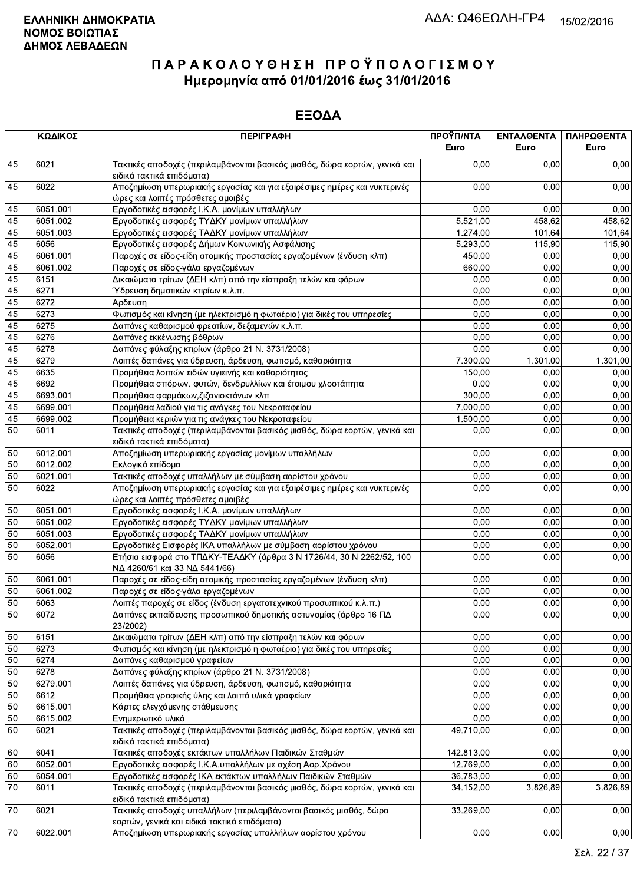**ΕΛΛΗΝΙΚΗ ΔΗΜΟΚΡΑΤΙΑ**
**ΝΟΜΟΣ ΒΟΙΩΤΙΑΣ**
**ΔΗΜΟΣ ΛΕΒΑΔΕΩΝ**

ΑΔΑ: Ω46ΕΩΛΗ-ΓΡ4 15/02/2016

# ΠΑΡΑΚΟΛΟΥΘΗΣΗ ΠΡΟΫΠΟΛΟΓΙΣΜΟΥ
## Ημερομηνία από 01/01/2016 έως 31/01/2016

## ΕΞΟΔΑ

| ΚΩΔΙΚΟΣ | | ΠΕΡΙΓΡΑΦΗ | ΠΡΟΫΠ/ΝΤΑ Euro | ΕΝΤΑΛΘΕΝΤΑ Euro | ΠΛΗΡΩΘΕΝΤΑ Euro |
|---|---|---|---|---|---|
| 45 | 6021 | Τακτικές αποδοχές (περιλαμβάνονται βασικός μισθός, δώρα εορτών, γενικά και ειδικά τακτικά επιδόματα) | 0,00 | 0,00 | 0,00 |
| 45 | 6022 | Αποζημίωση υπερωριακής εργασίας και για εξαιρέσιμες ημέρες και νυκτερινές ώρες και λοιπές πρόσθετες αμοιβές | 0,00 | 0,00 | 0,00 |
| 45 | 6051.001 | Εργοδοτικές εισφορές Ι.Κ.Α. μονίμων υπαλλήλων | 0,00 | 0,00 | 0,00 |
| 45 | 6051.002 | Εργοδοτικές εισφορές ΤΥΔΚΥ μονίμων υπαλλήλων | 5.521,00 | 458,62 | 458,62 |
| 45 | 6051.003 | Εργοδοτικές εισφορές ΤΑΔΚΥ μονίμων υπαλλήλων | 1.274,00 | 101,64 | 101,64 |
| 45 | 6056 | Εργοδοτικές εισφορές Δήμων Κοινωνικής Ασφάλισης | 5.293,00 | 115,90 | 115,90 |
| 45 | 6061.001 | Παροχές σε είδος-είδη ατομικής προστασίας εργαζομένων (ένδυση κλπ) | 450,00 | 0,00 | 0,00 |
| 45 | 6061.002 | Παροχές σε είδος-γάλα εργαζομένων | 660,00 | 0,00 | 0,00 |
| 45 | 6151 | Δικαιώματα τρίτων (ΔΕΗ κλπ) από την είσπραξη τελών και φόρων | 0,00 | 0,00 | 0,00 |
| 45 | 6271 | Ύδρευση δημοτικών κτιρίων κ.λ.π. | 0,00 | 0,00 | 0,00 |
| 45 | 6272 | Αρδευση | 0,00 | 0,00 | 0,00 |
| 45 | 6273 | Φωτισμός και κίνηση (με ηλεκτρισμό η φωταέριο) για δικές του υπηρεσίες | 0,00 | 0,00 | 0,00 |
| 45 | 6275 | Δαπάνες καθαρισμού φρεατίων, δεξαμενών κ.λ.π. | 0,00 | 0,00 | 0,00 |
| 45 | 6276 | Δαπάνες εκκένωσης βόθρων | 0,00 | 0,00 | 0,00 |
| 45 | 6278 | Δαπάνες φύλαξης κτιρίων (άρθρο 21 Ν. 3731/2008) | 0,00 | 0,00 | 0,00 |
| 45 | 6279 | Λοιπές δαπάνες για ύδρευση, άρδευση, φωτισμό, καθαριότητα | 7.300,00 | 1.301,00 | 1.301,00 |
| 45 | 6635 | Προμήθεια λοιπών ειδών υγιεινής και καθαριότητας | 150,00 | 0,00 | 0,00 |
| 45 | 6692 | Προμήθεια σπόρων, φυτών, δενδρυλλίων και έτοιμου χλοοτάπητα | 0,00 | 0,00 | 0,00 |
| 45 | 6693.001 | Προμήθεια φαρμάκων,ζιζανιοκτόνων κλπ | 300,00 | 0,00 | 0,00 |
| 45 | 6699.001 | Προμήθεια λαδιού για τις ανάγκες του Νεκροταφείου | 7.000,00 | 0,00 | 0,00 |
| 45 | 6699.002 | Προμήθεια κεριών για τις ανάγκες του Νεκροταφείου | 1.500,00 | 0,00 | 0,00 |
| 50 | 6011 | Τακτικές αποδοχές (περιλαμβάνονται βασικός μισθός, δώρα εορτών, γενικά και ειδικά τακτικά επιδόματα) | 0,00 | 0,00 | 0,00 |
| 50 | 6012.001 | Αποζημίωση υπερωριακής εργασίας μονίμων υπαλλήλων | 0,00 | 0,00 | 0,00 |
| 50 | 6012.002 | Εκλογικό επίδομα | 0,00 | 0,00 | 0,00 |
| 50 | 6021.001 | Τακτικές αποδοχές υπαλλήλων με σύμβαση αορίστου χρόνου | 0,00 | 0,00 | 0,00 |
| 50 | 6022 | Αποζημίωση υπερωριακής εργασίας και για εξαιρέσιμες ημέρες και νυκτερινές ώρες και λοιπές πρόσθετες αμοιβές | 0,00 | 0,00 | 0,00 |
| 50 | 6051.001 | Εργοδοτικές εισφορές Ι.Κ.Α. μονίμων υπαλλήλων | 0,00 | 0,00 | 0,00 |
| 50 | 6051.002 | Εργοδοτικές εισφορές ΤΥΔΚΥ μονίμων υπαλλήλων | 0,00 | 0,00 | 0,00 |
| 50 | 6051.003 | Εργοδοτικές εισφορές ΤΑΔΚΥ μονίμων υπαλλήλων | 0,00 | 0,00 | 0,00 |
| 50 | 6052.001 | Εργοδοτικές Εισφορές ΙΚΑ υπαλλήλων με σύμβαση αορίστου χρόνου | 0,00 | 0,00 | 0,00 |
| 50 | 6056 | Ετήσια εισφορά στο ΤΠΔΚΥ-ΤΕΑΔΚΥ (άρθρα 3 Ν 1726/44, 30 Ν 2262/52, 100 ΝΔ 4260/61 και 33 ΝΔ 5441/66) | 0,00 | 0,00 | 0,00 |
| 50 | 6061.001 | Παροχές σε είδος-είδη ατομικής προστασίας εργαζομένων (ένδυση κλπ) | 0,00 | 0,00 | 0,00 |
| 50 | 6061.002 | Παροχές σε είδος-γάλα εργαζομένων | 0,00 | 0,00 | 0,00 |
| 50 | 6063 | Λοιπές παροχές σε είδος (ένδυση εργατοτεχνικού προσωπικού κ.λ.π.) | 0,00 | 0,00 | 0,00 |
| 50 | 6072 | Δαπάνες εκπαίδευσης προσωπικού δημοτικής αστυνομίας (άρθρο 16 ΠΔ 23/2002) | 0,00 | 0,00 | 0,00 |
| 50 | 6151 | Δικαιώματα τρίτων (ΔΕΗ κλπ) από την είσπραξη τελών και φόρων | 0,00 | 0,00 | 0,00 |
| 50 | 6273 | Φωτισμός και κίνηση (με ηλεκτρισμό η φωταέριο) για δικές του υπηρεσίες | 0,00 | 0,00 | 0,00 |
| 50 | 6274 | Δαπάνες καθαρισμού γραφείων | 0,00 | 0,00 | 0,00 |
| 50 | 6278 | Δαπάνες φύλαξης κτιρίων (άρθρο 21 Ν. 3731/2008) | 0,00 | 0,00 | 0,00 |
| 50 | 6279.001 | Λοιπές δαπάνες για ύδρευση, άρδευση, φωτισμό, καθαριότητα | 0,00 | 0,00 | 0,00 |
| 50 | 6612 | Προμήθεια γραφικής ύλης και λοιπά υλικά γραφείων | 0,00 | 0,00 | 0,00 |
| 50 | 6615.001 | Κάρτες ελεγχόμενης στάθμευσης | 0,00 | 0,00 | 0,00 |
| 50 | 6615.002 | Ενημερωτικό υλικό | 0,00 | 0,00 | 0,00 |
| 60 | 6021 | Τακτικές αποδοχές (περιλαμβάνονται βασικός μισθός, δώρα εορτών, γενικά και ειδικά τακτικά επιδόματα) | 49.710,00 | 0,00 | 0,00 |
| 60 | 6041 | Τακτικές αποδοχές εκτάκτων υπαλλήλων Παιδικών Σταθμών | 142.813,00 | 0,00 | 0,00 |
| 60 | 6052.001 | Εργοδοτικές εισφορές Ι.Κ.Α.υπαλλήλων με σχέση Αορ.Χρόνου | 12.769,00 | 0,00 | 0,00 |
| 60 | 6054.001 | Εργοδοτικές εισφορές ΙΚΑ εκτάκτων υπαλλήλων Παιδικών Σταθμών | 36.783,00 | 0,00 | 0,00 |
| 70 | 6011 | Τακτικές αποδοχές (περιλαμβάνονται βασικός μισθός, δώρα εορτών, γενικά και ειδικά τακτικά επιδόματα) | 34.152,00 | 3.826,89 | 3.826,89 |
| 70 | 6021 | Τακτικές αποδοχές υπαλλήλων (περιλαμβάνονται βασικός μισθός, δώρα εορτών, γενικά και ειδικά τακτικά επιδόματα) | 33.269,00 | 0,00 | 0,00 |
| 70 | 6022.001 | Αποζημίωση υπερωριακής εργασίας υπαλλήλων αορίστου χρόνου | 0,00 | 0,00 | 0,00 |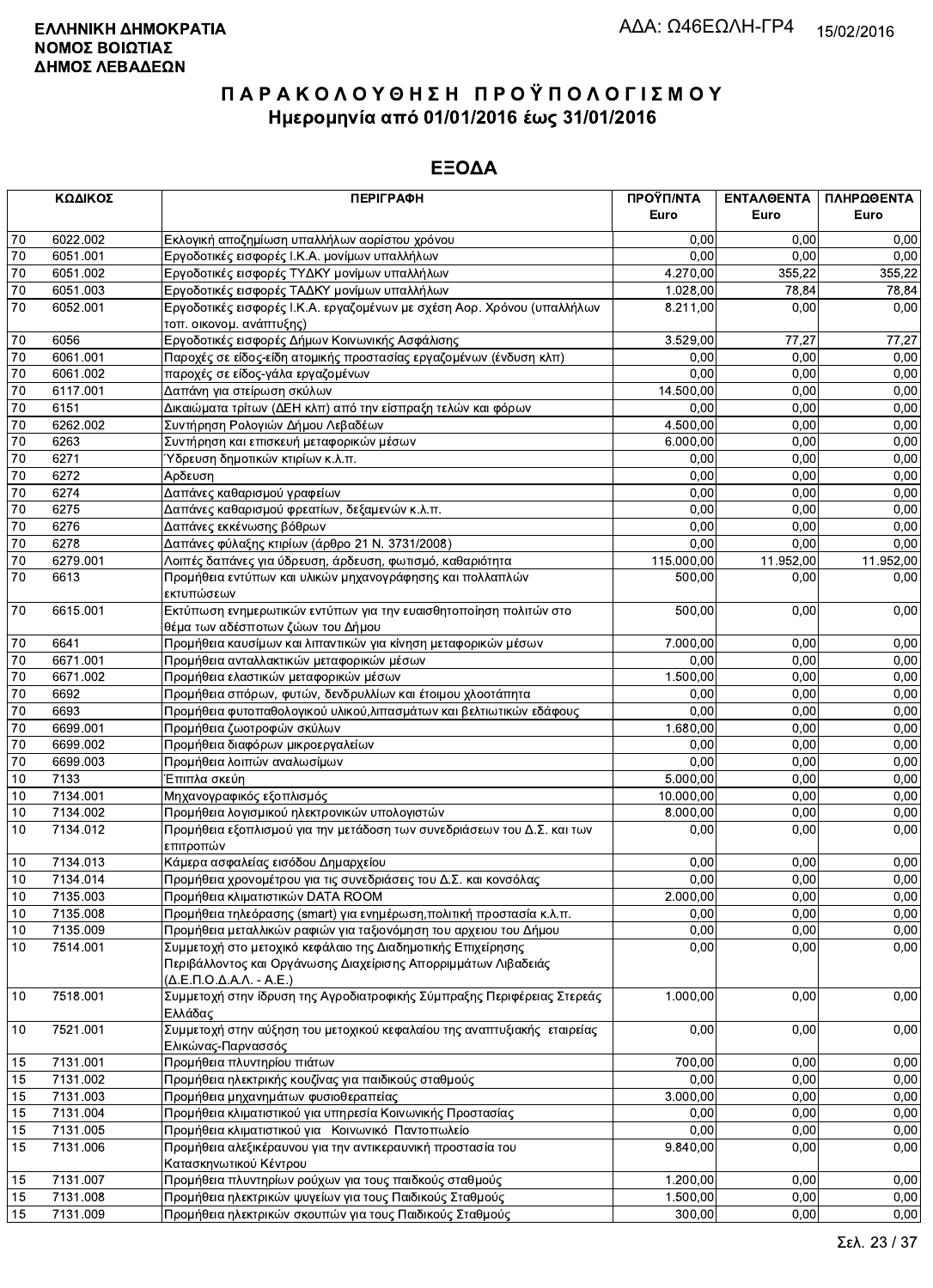**ΕΛΛΗΝΙΚΗ ΔΗΜΟΚΡΑΤΙΑ**
**ΝΟΜΟΣ ΒΟΙΩΤΙΑΣ**
**ΔΗΜΟΣ ΛΕΒΑΔΕΩΝ**

ΑΔΑ: Ω46ΕΩΛΗ-ΓΡ4 15/02/2016

# ΠΑΡΑΚΟΛΟΥΘΗΣΗ ΠΡΟΫΠΟΛΟΓΙΣΜΟΥ
## Ημερομηνία από 01/01/2016 έως 31/01/2016

## ΕΞΟΔΑ

| ΚΩΔΙΚΟΣ | | ΠΕΡΙΓΡΑΦΗ | ΠΡΟΫΠ/ΝΤΑ Euro | ΕΝΤΑΛΘΕΝΤΑ Euro | ΠΛΗΡΩΘΕΝΤΑ Euro |
|---|---|---|---|---|---|
| 70 | 6022.002 | Εκλογική αποζημίωση υπαλλήλων αορίστου χρόνου | 0,00 | 0,00 | 0,00 |
| 70 | 6051.001 | Εργοδοτικές εισφορές Ι.Κ.Α. μονίμων υπαλλήλων | 0,00 | 0,00 | 0,00 |
| 70 | 6051.002 | Εργοδοτικές εισφορές ΤΥΔΚΥ μονίμων υπαλλήλων | 4.270,00 | 355,22 | 355,22 |
| 70 | 6051.003 | Εργοδοτικές εισφορές ΤΑΔΚΥ μονίμων υπαλλήλων | 1.028,00 | 78,84 | 78,84 |
| 70 | 6052.001 | Εργοδοτικές εισφορές Ι.Κ.Α. εργαζομένων με σχέση Αορ. Χρόνου (υπαλλήλων τοπ. οικονομ. ανάπτυξης) | 8.211,00 | 0,00 | 0,00 |
| 70 | 6056 | Εργοδοτικές εισφορές Δήμων Κοινωνικής Ασφάλισης | 3.529,00 | 77,27 | 77,27 |
| 70 | 6061.001 | Παροχές σε είδος-είδη ατομικής προστασίας εργαζομένων (ένδυση κλπ) | 0,00 | 0,00 | 0,00 |
| 70 | 6061.002 | παροχές σε είδος-γάλα εργαζομένων | 0,00 | 0,00 | 0,00 |
| 70 | 6117.001 | Δαπάνη για στείρωση σκύλων | 14.500,00 | 0,00 | 0,00 |
| 70 | 6151 | Δικαιώματα τρίτων (ΔΕΗ κλπ) από την είσπραξη τελών και φόρων | 0,00 | 0,00 | 0,00 |
| 70 | 6262.002 | Συντήρηση Ρολογιών Δήμου Λεβαδέων | 4.500,00 | 0,00 | 0,00 |
| 70 | 6263 | Συντήρηση και επισκευή μεταφορικών μέσων | 6.000,00 | 0,00 | 0,00 |
| 70 | 6271 | Ύδρευση δημοτικών κτιρίων κ.λ.π. | 0,00 | 0,00 | 0,00 |
| 70 | 6272 | Αρδευση | 0,00 | 0,00 | 0,00 |
| 70 | 6274 | Δαπάνες καθαρισμού γραφείων | 0,00 | 0,00 | 0,00 |
| 70 | 6275 | Δαπάνες καθαρισμού φρεατίων, δεξαμενών κ.λ.π. | 0,00 | 0,00 | 0,00 |
| 70 | 6276 | Δαπάνες εκκένωσης βόθρων | 0,00 | 0,00 | 0,00 |
| 70 | 6278 | Δαπάνες φύλαξης κτιρίων (άρθρο 21 Ν. 3731/2008) | 0,00 | 0,00 | 0,00 |
| 70 | 6279.001 | Λοιπές δαπάνες για ύδρευση, άρδευση, φωτισμό, καθαριότητα | 115.000,00 | 11.952,00 | 11.952,00 |
| 70 | 6613 | Προμήθεια εντύπων και υλικών μηχανογράφησης και πολλαπλών εκτυπώσεων | 500,00 | 0,00 | 0,00 |
| 70 | 6615.001 | Εκτύπωση ενημερωτικών εντύπων για την ευαισθητοποίηση πολιτών στο θέμα των αδέσποτων ζώων του Δήμου | 500,00 | 0,00 | 0,00 |
| 70 | 6641 | Προμήθεια καυσίμων και λιπαντικών για κίνηση μεταφορικών μέσων | 7.000,00 | 0,00 | 0,00 |
| 70 | 6671.001 | Προμήθεια ανταλλακτικών μεταφορικών μέσων | 0,00 | 0,00 | 0,00 |
| 70 | 6671.002 | Προμήθεια ελαστικών μεταφορικών μέσων | 1.500,00 | 0,00 | 0,00 |
| 70 | 6692 | Προμήθεια σπόρων, φυτών, δενδρυλλίων και έτοιμου χλοοτάπητα | 0,00 | 0,00 | 0,00 |
| 70 | 6693 | Προμήθεια φυτοπαθολογικού υλικού,λιπασμάτων και βελτιωτικών εδάφους | 0,00 | 0,00 | 0,00 |
| 70 | 6699.001 | Προμήθεια ζωοτροφών σκύλων | 1.680,00 | 0,00 | 0,00 |
| 70 | 6699.002 | Προμήθεια διαφόρων μικροεργαλείων | 0,00 | 0,00 | 0,00 |
| 70 | 6699.003 | Προμήθεια λοιπών αναλωσίμων | 0,00 | 0,00 | 0,00 |
| 10 | 7133 | Έπιπλα σκεύη | 5.000,00 | 0,00 | 0,00 |
| 10 | 7134.001 | Μηχανογραφικός εξοπλισμός | 10.000,00 | 0,00 | 0,00 |
| 10 | 7134.002 | Προμήθεια λογισμικού ηλεκτρονικών υπολογιστών | 8.000,00 | 0,00 | 0,00 |
| 10 | 7134.012 | Προμήθεια εξοπλισμού για την μετάδοση των συνεδριάσεων του Δ.Σ. και των επιτροπών | 0,00 | 0,00 | 0,00 |
| 10 | 7134.013 | Κάμερα ασφαλείας εισόδου Δημαρχείου | 0,00 | 0,00 | 0,00 |
| 10 | 7134.014 | Προμήθεια χρονομέτρου για τις συνεδριάσεις του Δ.Σ. και κονσόλας | 0,00 | 0,00 | 0,00 |
| 10 | 7135.003 | Προμήθεια κλιματιστικών DATA ROOM | 2.000,00 | 0,00 | 0,00 |
| 10 | 7135.008 | Προμήθεια τηλεόρασης (smart) για ενημέρωση,πολιτική προστασία κ.λ.π. | 0,00 | 0,00 | 0,00 |
| 10 | 7135.009 | Προμήθεια μεταλλικών ραφιών για ταξινόμηση του αρχειου του Δήμου | 0,00 | 0,00 | 0,00 |
| 10 | 7514.001 | Συμμετοχή στο μετοχικό κεφάλαιο της Διαδημοτικής Επιχείρησης Περιβάλλοντος και Οργάνωσης Διαχείρισης Απορριμμάτων Λιβαδειάς (Δ.Ε.Π.Ο.Δ.Α.Λ. - Α.Ε.) | 0,00 | 0,00 | 0,00 |
| 10 | 7518.001 | Συμμετοχή στην ίδρυση της Αγροδιατροφικής Σύμπραξης Περιφέρειας Στερεάς Ελλάδας | 1.000,00 | 0,00 | 0,00 |
| 10 | 7521.001 | Συμμετοχή στην αύξηση του μετοχικού κεφαλαίου της αναπτυξιακής εταιρείας Ελικώνας-Παρνασσός | 0,00 | 0,00 | 0,00 |
| 15 | 7131.001 | Προμήθεια πλυντηρίου πιάτων | 700,00 | 0,00 | 0,00 |
| 15 | 7131.002 | Προμήθεια ηλεκτρικής κουζίνας για παιδικούς σταθμούς | 0,00 | 0,00 | 0,00 |
| 15 | 7131.003 | Προμήθεια μηχανημάτων φυσιοθεραπείας | 3.000,00 | 0,00 | 0,00 |
| 15 | 7131.004 | Προμήθεια κλιματιστικού για υπηρεσία Κοινωνικής Προστασίας | 0,00 | 0,00 | 0,00 |
| 15 | 7131.005 | Προμήθεια κλιματιστικού για Κοινωνικό Παντοπωλείο | 0,00 | 0,00 | 0,00 |
| 15 | 7131.006 | Προμήθεια αλεξικέραυνου για την αντικεραυνική προστασία του Κατασκηνωτικού Κέντρου | 9.840,00 | 0,00 | 0,00 |
| 15 | 7131.007 | Προμήθεια πλυντηρίων ρούχων για τους παιδκούς σταθμούς | 1.200,00 | 0,00 | 0,00 |
| 15 | 7131.008 | Προμήθεια ηλεκτρικών ψυγείων για τους Παιδικούς Σταθμούς | 1.500,00 | 0,00 | 0,00 |
| 15 | 7131.009 | Προμήθεια ηλεκτρικών σκουπών για τους Παιδικούς Σταθμούς | 300,00 | 0,00 | 0,00 |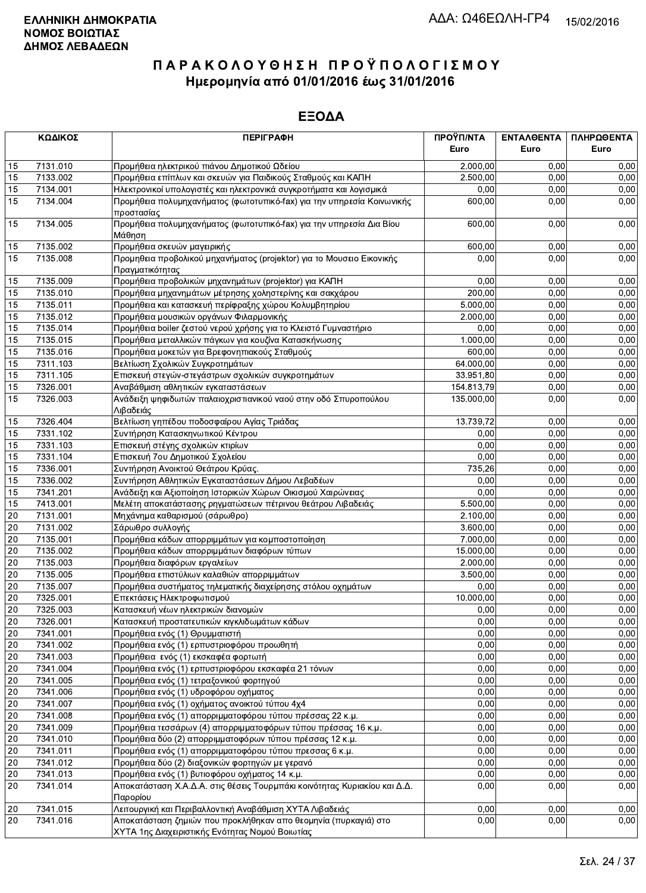**ΕΛΛΗΝΙΚΗ ΔΗΜΟΚΡΑΤΙΑ**
**ΝΟΜΟΣ ΒΟΙΩΤΙΑΣ**
**ΔΗΜΟΣ ΛΕΒΑΔΕΩΝ**

ΑΔΑ: Ω46ΕΩΛΗ-ΓΡ4 15/02/2016

# ΠΑΡΑΚΟΛΟΥΘΗΣΗ ΠΡΟΫΠΟΛΟΓΙΣΜΟΥ
## Ημερομηνία από 01/01/2016 έως 31/01/2016

## ΕΞΟΔΑ

| ΚΩΔΙΚΟΣ | | ΠΕΡΙΓΡΑΦΗ | ΠΡΟΫΠ/ΝΤΑ Euro | ΕΝΤΑΛΘΕΝΤΑ Euro | ΠΛΗΡΩΘΕΝΤΑ Euro |
|---|---|---|---|---|---|
| 15 | 7131.010 | Προμήθεια ηλεκτρικού πιάνου Δημοτικού Ωδείου | 2.000,00 | 0,00 | 0,00 |
| 15 | 7133.002 | Προμήθεια επίπλων και σκευών για Παιδικούς Σταθμούς και ΚΑΠΗ | 2.500,00 | 0,00 | 0,00 |
| 15 | 7134.001 | Ηλεκτρονικοί υπολογιστές και ηλεκτρονικά συγκροτήματα και λογισμικά | 0,00 | 0,00 | 0,00 |
| 15 | 7134.004 | Προμήθεια πολυμηχανήματος (φωτοτυπικό-fax) για την υπηρεσία Κοινωνικής προστασίας | 600,00 | 0,00 | 0,00 |
| 15 | 7134.005 | Προμήθεια πολυμηχανήματος (φωτοτυπικό-fax) για την υπηρεσία Δια Βίου Μάθηση | 600,00 | 0,00 | 0,00 |
| 15 | 7135.002 | Προμήθεια σκευών μαγειρικής | 600,00 | 0,00 | 0,00 |
| 15 | 7135.008 | Προμηθεια προβολικού μηχανήματος (projektor) για το Μουσειο Εικονικής Πραγματικότητας | 0,00 | 0,00 | 0,00 |
| 15 | 7135.009 | Προμήθεια προβολικών μηχανημάτων (projektor) για ΚΑΠΗ | 0,00 | 0,00 | 0,00 |
| 15 | 7135.010 | Προμήθεια μηχανημάτων μέτρησης χοληστερίνης και σακχάρου | 200,00 | 0,00 | 0,00 |
| 15 | 7135.011 | Προμήθεια και κατασκευή περίφραξης χώρου Κολυμβητηρίου | 5.000,00 | 0,00 | 0,00 |
| 15 | 7135.012 | Προμήθεια μουσικών οργάνων Φιλαρμονικής | 2.000,00 | 0,00 | 0,00 |
| 15 | 7135.014 | Προμήθεια boiler ζεστού νερού χρήσης για το Κλειστό Γυμναστήριο | 0,00 | 0,00 | 0,00 |
| 15 | 7135.015 | Προμήθεια μεταλλικών πάγκων για κουζίνα Κατασκήνωσης | 1.000,00 | 0,00 | 0,00 |
| 15 | 7135.016 | Προμήθεια μοκετών για Βρεφονηπιακούς Σταθμούς | 600,00 | 0,00 | 0,00 |
| 15 | 7311.103 | Βελτίωση Σχολικών Συγκροτημάτων | 64.000,00 | 0,00 | 0,00 |
| 15 | 7311.105 | Επισκευή στεγών-στεγάστρων σχολικών συγκροτημάτων | 33.951,80 | 0,00 | 0,00 |
| 15 | 7326.001 | Αναβάθμιση αθλητικών εγκαταστάσεων | 154.813,79 | 0,00 | 0,00 |
| 15 | 7326.003 | Ανάδειξη ψηφιδωτών παλαιοχριστιανικού ναού στην οδό Σπυροπούλου Λιβαδειάς | 135.000,00 | 0,00 | 0,00 |
| 15 | 7326.404 | Βελτίωση γηπέδου ποδοσφαίρου Αγίας Τριάδας | 13.739,72 | 0,00 | 0,00 |
| 15 | 7331.102 | Συντήρηση Κατασκηνωτικού Κέντρου | 0,00 | 0,00 | 0,00 |
| 15 | 7331.103 | Επισκευή στέγης σχολικών κτιρίων | 0,00 | 0,00 | 0,00 |
| 15 | 7331.104 | Επισκευή 7ου Δημοτικού Σχολείου | 0,00 | 0,00 | 0,00 |
| 15 | 7336.001 | Συντήρηση Ανοικτού Θεάτρου Κρύας. | 735,26 | 0,00 | 0,00 |
| 15 | 7336.002 | Συντήρηση Αθλητικών Εγκαταστάσεων Δήμου Λεβαδέων | 0,00 | 0,00 | 0,00 |
| 15 | 7341.201 | Ανάδειξη και Αξιοποίηση Ιστορικών Χώρων Οικισμού Χαιρώνειας | 0,00 | 0,00 | 0,00 |
| 15 | 7413.001 | Μελέτη αποκατάστασης ρηγματώσεων πέτρινου θεάτρου Λιβαδειάς | 5.500,00 | 0,00 | 0,00 |
| 20 | 7131.001 | Μηχάνημα καθαρισμού (σάρωθρο) | 2.100,00 | 0,00 | 0,00 |
| 20 | 7131.002 | Σάρωθρο συλλογής | 3.600,00 | 0,00 | 0,00 |
| 20 | 7135.001 | Προμήθεια κάδων απορριμμάτων για κομποστοποίηση | 7.000,00 | 0,00 | 0,00 |
| 20 | 7135.002 | Προμήθεια κάδων απορριμμάτων διαφόρων τύπων | 15.000,00 | 0,00 | 0,00 |
| 20 | 7135.003 | Προμήθεια διαφόρων εργαλείων | 2.000,00 | 0,00 | 0,00 |
| 20 | 7135.005 | Προμήθεια επιστύλιων καλαθιών απορριμμάτων | 3.500,00 | 0,00 | 0,00 |
| 20 | 7135.007 | Προμήθεια συστήματος τηλεματικής διαχείρησης στόλου οχημάτων | 0,00 | 0,00 | 0,00 |
| 20 | 7325.001 | Επεκτάσεις Ηλεκτροφωτισμού | 10.000,00 | 0,00 | 0,00 |
| 20 | 7325.003 | Κατασκευή νέων ηλεκτρικών διανομών | 0,00 | 0,00 | 0,00 |
| 20 | 7326.001 | Κατασκευή προστατευτικών κιγκλιδωμάτων κάδων | 0,00 | 0,00 | 0,00 |
| 20 | 7341.001 | Προμήθεια ενός (1) Θρυμματιστή | 0,00 | 0,00 | 0,00 |
| 20 | 7341.002 | Προμήθεια ενός (1) ερπυστριοφόρου προωθητή | 0,00 | 0,00 | 0,00 |
| 20 | 7341.003 | Προμήθεια ενός (1) εκσκαφέα φορτωτή | 0,00 | 0,00 | 0,00 |
| 20 | 7341.004 | Προμήθεια ενός (1) ερπυστριοφόρου εκσκαφέα 21 τόνων | 0,00 | 0,00 | 0,00 |
| 20 | 7341.005 | Προμήθεια ενός (1) τετραξονικού φορτηγού | 0,00 | 0,00 | 0,00 |
| 20 | 7341.006 | Προμήθεια ενός (1) υδροφόρου οχήματος | 0,00 | 0,00 | 0,00 |
| 20 | 7341.007 | Προμήθεια ενός (1) οχήματος ανοικτού τύπου 4χ4 | 0,00 | 0,00 | 0,00 |
| 20 | 7341.008 | Προμήθεια ενός (1) απορριμματοφόρου τύπου πρέσσας 22 κ.μ. | 0,00 | 0,00 | 0,00 |
| 20 | 7341.009 | Προμήθεια τεσσάρων (4) απορριμματοφόρων τύπου πρέσσας 16 κ.μ. | 0,00 | 0,00 | 0,00 |
| 20 | 7341.010 | Προμήθεια δύο (2) απορριμματοφόρων τύπου πρέσσας 12 κ.μ. | 0,00 | 0,00 | 0,00 |
| 20 | 7341.011 | Προμήθεια ενός (1) απορριμματοφόρου τύπου πρεσσας 6 κ.μ. | 0,00 | 0,00 | 0,00 |
| 20 | 7341.012 | Προμήθεια δύο (2) διαξονικών φορτηγών με γερανό | 0,00 | 0,00 | 0,00 |
| 20 | 7341.013 | Προμήθεια ενός (1) βυτιοφόρου οχήματος 14 κ.μ. | 0,00 | 0,00 | 0,00 |
| 20 | 7341.014 | Αποκατάσταση Χ.Α.Δ.Α. στις θέσεις Τουρμπάκι κοινότητας Κυριακίου και Δ.Δ. Παρορίου | 0,00 | 0,00 | 0,00 |
| 20 | 7341.015 | Λειτουργική και Περιβαλλοντική Αναβάθμιση ΧΥΤΑ Λιβαδειάς | 0,00 | 0,00 | 0,00 |
| 20 | 7341.016 | Αποκατάσταση ζημιών που προκλήθηκαν απο θεομηνία (πυρκαγιά) στο ΧΥΤΑ 1ης Διαχειριστικής Ενότητας Νομού Βοιωτίας | 0,00 | 0,00 | 0,00 |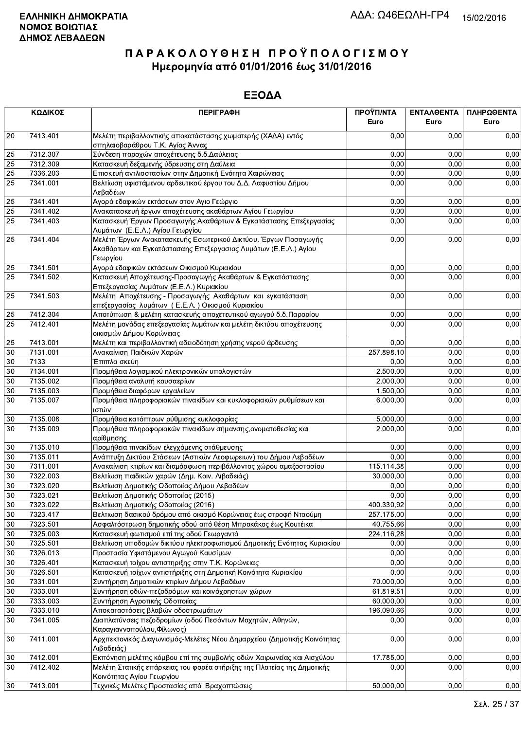**ΕΛΛΗΝΙΚΗ ΔΗΜΟΚΡΑΤΙΑ**
**ΝΟΜΟΣ ΒΟΙΩΤΙΑΣ**
**ΔΗΜΟΣ ΛΕΒΑΔΕΩΝ**

ΑΔΑ: Ω46ΕΩΛΗ-ΓΡ4 15/02/2016

# ΠΑΡΑΚΟΛΟΥΘΗΣΗ ΠΡΟΫΠΟΛΟΓΙΣΜΟΥ
## Ημερομηνία από 01/01/2016 έως 31/01/2016

## ΕΞΟΔΑ

| ΚΩΔΙΚΟΣ | | ΠΕΡΙΓΡΑΦΗ | ΠΡΟΫΠ/ΝΤΑ Euro | ΕΝΤΑΛΘΕΝΤΑ Euro | ΠΛΗΡΩΘΕΝΤΑ Euro |
|---|---|---|---|---|---|
| 20 | 7413.401 | Μελέτη περιβαλλοντικής αποκατάστασης χωματερής (ΧΑΔΑ) εντός σπηλαιοβαράθρου Τ.Κ. Αγίας Άννας | 0,00 | 0,00 | 0,00 |
| 25 | 7312.307 | Σύνδεση παροχών αποχέτευσης δ.δ.Δαύλειας | 0,00 | 0,00 | 0,00 |
| 25 | 7312.309 | Κατασκευή δεξαμενής ύδρευσης στη Δαύλεια | 0,00 | 0,00 | 0,00 |
| 25 | 7336.203 | Επισκευή αντλιοστασίων στην Δημοτική Ενότητα Χαιρώνειας | 0,00 | 0,00 | 0,00 |
| 25 | 7341.001 | Βελτίωση υφιστάμενου αρδευτικού έργου του Δ.Δ. Λαφυστίου Δήμου Λεβαδέων | 0,00 | 0,00 | 0,00 |
| 25 | 7341.401 | Αγορά εδαφικών εκτάσεων στον Αγιο Γεώργιο | 0,00 | 0,00 | 0,00 |
| 25 | 7341.402 | Ανακατασκευή έργων αποχέτευσης ακαθάρτων Αγίου Γεωργίου | 0,00 | 0,00 | 0,00 |
| 25 | 7341.403 | Κατασκευή Έργων Προσαγωγής Ακαθάρτων & Εγκατάστασης Επεξεργασίας Λυμάτων (Ε.Ε.Λ.) Αγίου Γεωργίου | 0,00 | 0,00 | 0,00 |
| 25 | 7341.404 | Μελέτη Έργων Ανακατασκευής Εσωτερικού Δικτύου, Έργων Ποσαγωγής Ακαθάρτων και Εγκατάστασης Επεξεργασιας Λυμάτων (Ε.Ε.Λ.) Αγίου Γεωργίου | 0,00 | 0,00 | 0,00 |
| 25 | 7341.501 | Αγορά εδαφικών εκτάσεων Οικισμού Κυριακίου | 0,00 | 0,00 | 0,00 |
| 25 | 7341.502 | Κατασκευή Αποχέτευσης-Προσαγωγής Ακαθάρτων & Εγκατάστασης Επεξεργασίας Λυμάτων (Ε.Ε.Λ.) Κυριακίου | 0,00 | 0,00 | 0,00 |
| 25 | 7341.503 | Μελέτη Αποχέτευσης - Προσαγωγής Ακαθάρτων και εγκατάσταση επεξεργασίας λυμάτων ( Ε.Ε.Λ. ) Οικισμού Κυριακίου | 0,00 | 0,00 | 0,00 |
| 25 | 7412.304 | Αποτύπωση & μελέτη κατασκευής αποχετευτικού αγωγού δ.δ.Παρορίου | 0,00 | 0,00 | 0,00 |
| 25 | 7412.401 | Μελέτη μονάδας επεξεργασίας λυμάτων και μελέτη δικτύου αποχέτευσης οικισμών Δήμου Κορώνειας | 0,00 | 0,00 | 0,00 |
| 25 | 7413.001 | Μελέτη και περιβαλλοντική αδειοδότηση χρήσης νερού άρδευσης | 0,00 | 0,00 | 0,00 |
| 30 | 7131.001 | Ανακαίνιση Παιδικών Χαρών | 257.898,10 | 0,00 | 0,00 |
| 30 | 7133 | Έπιπλα σκεύη | 0,00 | 0,00 | 0,00 |
| 30 | 7134.001 | Προμήθεια λογισμικού ηλεκτρονικών υπολογιστών | 2.500,00 | 0,00 | 0,00 |
| 30 | 7135.002 | Προμήθεια αναλυτή καυσαερίων | 2.000,00 | 0,00 | 0,00 |
| 30 | 7135.003 | Προμήθεια διαφόρων εργαλείων | 1.500,00 | 0,00 | 0,00 |
| 30 | 7135.007 | Προμήθεια πληροφοριακών πινακίδων και κυκλοφοριακών ρυθμίσεων και ιστών | 6.000,00 | 0,00 | 0,00 |
| 30 | 7135.008 | Προμήθεια κατόπτρων ρύθμισης κυκλοφορίας | 5.000,00 | 0,00 | 0,00 |
| 30 | 7135.009 | Προμήθεια πληροφοριακών πινακίδων σήμανσης,ονοματοθεσίας και αρίθμησης | 2.000,00 | 0,00 | 0,00 |
| 30 | 7135.010 | Προμήθεια πινακίδων ελεγχόμενης στάθμευσης | 0,00 | 0,00 | 0,00 |
| 30 | 7135.011 | Ανάπτυξη Δικτύου Στάσεων (Αστικών Λεοφωρειων) του Δήμου Λεβαδέων | 0,00 | 0,00 | 0,00 |
| 30 | 7311.001 | Ανακαίνιση κτιρίων και διαμόρφωση περιβάλλοντος χώρου αμαξοστασίου | 115.114,38 | 0,00 | 0,00 |
| 30 | 7322.003 | Βελτίωση παιδικών χαρών (Δημ. Κοιν. Λιβαδειάς) | 30.000,00 | 0,00 | 0,00 |
| 30 | 7323.020 | Βελτίωση Δημοτικής Οδοποιίας Δήμου Λεβαδέων | 0,00 | 0,00 | 0,00 |
| 30 | 7323.021 | Βελτίωση Δημοτικής Οδοποιίας (2015) | 0,00 | 0,00 | 0,00 |
| 30 | 7323.022 | Βελτίωση Δημοτικής Οδοποιίας (2016) | 400.330,92 | 0,00 | 0,00 |
| 30 | 7323.417 | Βελτιωση δασικού δρόμου από οικισμό Κορώνειας έως στροφή Νταούμη | 257.175,00 | 0,00 | 0,00 |
| 30 | 7323.501 | Ασφαλτόστρωση δημοτικής οδού από θέση Μπρακάκος έως Κουτέικα | 40.755,66 | 0,00 | 0,00 |
| 30 | 7325.003 | Κατασκευή φωτισμού επί της οδού Γεωργαντά | 224.116,28 | 0,00 | 0,00 |
| 30 | 7325.501 | Βελτίωση υποδομών δικτύου ηλεκτροφωτισμού Δημοτικής Ενότητας Κυριακίου | 0,00 | 0,00 | 0,00 |
| 30 | 7326.013 | Προστασία Υφιστάμενου Αγωγού Καυσίμων | 0,00 | 0,00 | 0,00 |
| 30 | 7326.401 | Κατασκευή τοίχου αντιστηριξης στην Τ.Κ. Κορώνειας | 0,00 | 0,00 | 0,00 |
| 30 | 7326.501 | Κατασκευή τοίχων αντιστήριξης στη Δημοτική Κοινότητα Κυριακίου | 0,00 | 0,00 | 0,00 |
| 30 | 7331.001 | Συντήρηση Δημοτικών κτιρίων Δήμου Λεβαδέων | 70.000,00 | 0,00 | 0,00 |
| 30 | 7333.001 | Συντήρηση οδών-πεζοδρόμων και κοινόχρηστων χώρων | 61.819,51 | 0,00 | 0,00 |
| 30 | 7333.003 | Συντήρηση Αγροτικής Οδοποιίας | 60.000,00 | 0,00 | 0,00 |
| 30 | 7333.010 | Αποκαταστάσεις βλαβών οδοστρωμάτων | 196.090,66 | 0,00 | 0,00 |
| 30 | 7341.005 | Διαπλατύνσεις πεζοδρομίων (οδού Πεσόντων Μαχητών, Αθηνών, Καραγιαννοπούλου,Φίλωνος) | 0,00 | 0,00 | 0,00 |
| 30 | 7411.001 | Αρχιτεκτονικός Διαγωνισμός-Μελέτες Νέου Δημαρχείου (Δημοτικής Κοινότητας Λιβαδειάς) | 0,00 | 0,00 | 0,00 |
| 30 | 7412.001 | Εκπόνηση μελέτης κόμβου επί της συμβολής οδών Χαιρωνείας και Αισχύλου | 17.785,00 | 0,00 | 0,00 |
| 30 | 7412.402 | Μελέτη Στατικής επάρκειας του φορέα στήριξης της Πλατείας της Δημοτικής Κοινότητας Αγίου Γεωργίου | 0,00 | 0,00 | 0,00 |
| 30 | 7413.001 | Τεχνικές Μελέτες Προστασίας από Βραχοπτώσεις | 50.000,00 | 0,00 | 0,00 |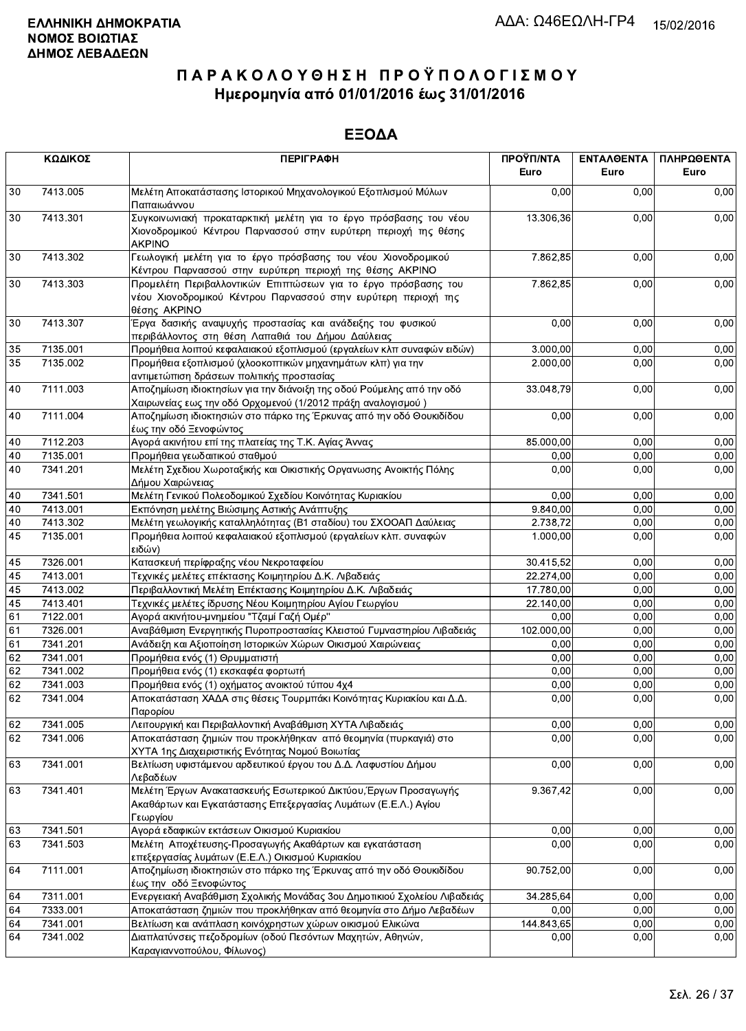**ΕΛΛΗΝΙΚΗ ΔΗΜΟΚΡΑΤΙΑ**
**ΝΟΜΟΣ ΒΟΙΩΤΙΑΣ**
**ΔΗΜΟΣ ΛΕΒΑΔΕΩΝ**

ΑΔΑ: Ω46ΕΩΛΗ-ΓΡ4 15/02/2016

# ΠΑΡΑΚΟΛΟΥΘΗΣΗ ΠΡΟΫΠΟΛΟΓΙΣΜΟΥ
## Ημερομηνία από 01/01/2016 έως 31/01/2016

## ΕΞΟΔΑ

| ΚΩΔΙΚΟΣ | | ΠΕΡΙΓΡΑΦΗ | ΠΡΟΫΠ/ΝΤΑ Euro | ΕΝΤΑΛΘΕΝΤΑ Euro | ΠΛΗΡΩΘΕΝΤΑ Euro |
|---|---|---|---|---|---|
| 30 | 7413.005 | Μελέτη Αποκατάστασης Ιστορικού Μηχανολογικού Εξοπλισμού Μύλων Παπαιωάννου | 0,00 | 0,00 | 0,00 |
| 30 | 7413.301 | Συγκοινωνιακή προκαταρκτική μελέτη για το έργο πρόσβασης του νέου Χιονοδρομικού Κέντρου Παρνασσού στην ευρύτερη περιοχή της θέσης ΑΚΡΙΝΟ | 13.306,36 | 0,00 | 0,00 |
| 30 | 7413.302 | Γεωλογική μελέτη για το έργο πρόσβασης του νέου Χιονοδρομικού Κέντρου Παρνασσού στην ευρύτερη περιοχή της θέσης ΑΚΡΙΝΟ | 7.862,85 | 0,00 | 0,00 |
| 30 | 7413.303 | Προμελέτη Περιβαλλοντικών Επιπτώσεων για το έργο πρόσβασης του νέου Χιονοδρομικού Κέντρου Παρνασσού στην ευρύτερη περιοχή της θέσης ΑΚΡΙΝΟ | 7.862,85 | 0,00 | 0,00 |
| 30 | 7413.307 | Έργα δασικής αναψυχής προστασίας και ανάδειξης του φυσικού περιβάλλοντος στη θέση Λαπαθιά του Δήμου Δαύλειας | 0,00 | 0,00 | 0,00 |
| 35 | 7135.001 | Προμήθεια λοιπού κεφαλαιακού εξοπλισμού (εργαλείων κλπ συναφών ειδών) | 3.000,00 | 0,00 | 0,00 |
| 35 | 7135.002 | Προμήθεια εξοπλισμού (χλοοκοπτικών μηχανημάτων κλπ) για την αντιμετώπιση δράσεων πολιτικής προστασίας | 2.000,00 | 0,00 | 0,00 |
| 40 | 7111.003 | Αποζημίωση ιδιοκτησιών για την διάνοιξη της οδού Ρούμελης από την οδό Χαιρωνείας εως την οδό Ορχομενού (1/2012 πράξη αναλογισμού ) | 33.048,79 | 0,00 | 0,00 |
| 40 | 7111.004 | Αποζημίωση ιδιοκτησιών στο πάρκο της Έρκυνας από την οδό Θουκιδίδου έως την οδό Ξενοφώντος | 0,00 | 0,00 | 0,00 |
| 40 | 7112.203 | Αγορά ακινήτου επί της πλατείας της Τ.Κ. Αγίας Άννας | 85.000,00 | 0,00 | 0,00 |
| 40 | 7135.001 | Προμήθεια γεωδαιτικού σταθμού | 0,00 | 0,00 | 0,00 |
| 40 | 7341.201 | Μελέτη Σχεδίου Χωροταξικής και Οικιστικής Οργανωσης Ανοικτής Πόλης Δήμου Χαιρώνειας | 0,00 | 0,00 | 0,00 |
| 40 | 7341.501 | Μελέτη Γενικού Πολεοδομικού Σχεδίου Κοινότητας Κυριακίου | 0,00 | 0,00 | 0,00 |
| 40 | 7413.001 | Εκπόνηση μελέτης Βιώσιμης Αστικής Ανάπτυξης | 9.840,00 | 0,00 | 0,00 |
| 40 | 7413.302 | Μελέτη γεωλογικής καταλληλότητας (Β1 σταδίου) του ΣΧΟΟΑΠ Δαύλειας | 2.738,72 | 0,00 | 0,00 |
| 45 | 7135.001 | Προμήθεια λοιπού κεφαλαιακού εξοπλισμού (εργαλείων κλπ. συναφών ειδών) | 1.000,00 | 0,00 | 0,00 |
| 45 | 7326.001 | Κατασκευή περίφραξης νέου Νεκροταφείου | 30.415,52 | 0,00 | 0,00 |
| 45 | 7413.001 | Τεχνικές μελέτες επέκτασης Κοιμητηρίου Δ.Κ. Λιβαδειάς | 22.274,00 | 0,00 | 0,00 |
| 45 | 7413.002 | Περιβαλλοντική Μελέτη Επέκτασης Κοιμητηρίου Δ.Κ. Λιβαδειάς | 17.780,00 | 0,00 | 0,00 |
| 45 | 7413.401 | Τεχνικές μελέτες ίδρυσης Νέου Κοιμητηρίου Αγίου Γεωργίου | 22.140,00 | 0,00 | 0,00 |
| 61 | 7122.001 | Αγορά ακινήτου-μνημείου "Τζαμί Γαζή Ομέρ" | 0,00 | 0,00 | 0,00 |
| 61 | 7326.001 | Αναβάθμιση Ενεργητικής Πυροπροστασίας Κλειστού Γυμναστηρίου Λιβαδειάς | 102.000,00 | 0,00 | 0,00 |
| 61 | 7341.201 | Ανάδειξη και Αξιοποίηση Ιστορικών Χώρων Οικισμού Χαιρώνειας | 0,00 | 0,00 | 0,00 |
| 62 | 7341.001 | Προμήθεια ενός (1) Θρυμματιστή | 0,00 | 0,00 | 0,00 |
| 62 | 7341.002 | Προμήθεια ενός (1) εκσκαφέα φορτωτή | 0,00 | 0,00 | 0,00 |
| 62 | 7341.003 | Προμήθεια ενός (1) οχήματος ανοικτού τύπου 4χ4 | 0,00 | 0,00 | 0,00 |
| 62 | 7341.004 | Αποκατάσταση ΧΑΔΑ στις θέσεις Τουρμπάκι Κοινότητας Κυριακίου και Δ.Δ. Παρορίου | 0,00 | 0,00 | 0,00 |
| 62 | 7341.005 | Λειτουργική και Περιβαλλοντική Αναβάθμιση ΧΥΤΑ Λιβαδειάς | 0,00 | 0,00 | 0,00 |
| 62 | 7341.006 | Αποκατάσταση ζημιών που προκλήθηκαν από θεομηνία (πυρκαγιά) στο ΧΥΤΑ 1ης Διαχειριστικής Ενότητας Νομού Βοιωτίας | 0,00 | 0,00 | 0,00 |
| 63 | 7341.001 | Βελτίωση υφιστάμενου αρδευτικού έργου του Δ.Δ. Λαφυστίου Δήμου Λεβαδέων | 0,00 | 0,00 | 0,00 |
| 63 | 7341.401 | Μελέτη Έργων Ανακατασκευής Εσωτερικού Δικτύου,Έργων Προσαγωγής Ακαθάρτων και Εγκατάστασης Επεξεργασίας Λυμάτων (Ε.Ε.Λ.) Αγίου Γεωργίου | 9.367,42 | 0,00 | 0,00 |
| 63 | 7341.501 | Αγορά εδαφικών εκτάσεων Οικισμού Κυριακίου | 0,00 | 0,00 | 0,00 |
| 63 | 7341.503 | Μελέτη Αποχέτευσης-Προσαγωγής Ακαθάρτων και εγκατάσταση επεξεργασίας λυμάτων (Ε.Ε.Λ.) Οικισμού Κυριακίου | 0,00 | 0,00 | 0,00 |
| 64 | 7111.001 | Αποζημίωση ιδιοκτησιών στο πάρκο της Έρκυνας από την οδό Θουκιδίδου έως την οδό Ξενοφώντος | 90.752,00 | 0,00 | 0,00 |
| 64 | 7311.001 | Ενεργειακή Αναβάθμιση Σχολικής Μονάδας 3ου Δημοτικιού Σχολείου Λιβαδειάς | 34.285,64 | 0,00 | 0,00 |
| 64 | 7333.001 | Αποκατάσταση ζημιών που προκλήθηκαν από θεομηνία στο Δήμο Λεβαδέων | 0,00 | 0,00 | 0,00 |
| 64 | 7341.001 | Βελτίωση και ανάπλαση κοινόχρηστων χώρων οικισμού Ελικώνα | 144.843,65 | 0,00 | 0,00 |
| 64 | 7341.002 | Διαπλατύνσεις πεζοδρομίων (οδού Πεσόντων Μαχητών, Αθηνών, Καραγιαννοπούλου, Φίλωνος) | 0,00 | 0,00 | 0,00 |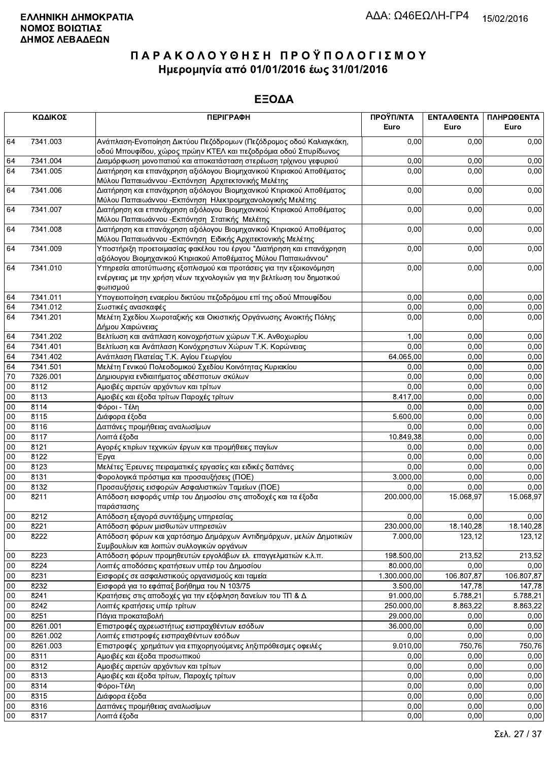**ΕΛΛΗΝΙΚΗ ΔΗΜΟΚΡΑΤΙΑ**
**ΝΟΜΟΣ ΒΟΙΩΤΙΑΣ**
**ΔΗΜΟΣ ΛΕΒΑΔΕΩΝ**

ΑΔΑ: Ω46ΕΩΛΗ-ΓΡ4 15/02/2016

# ΠΑΡΑΚΟΛΟΥΘΗΣΗ ΠΡΟΫΠΟΛΟΓΙΣΜΟΥ
## Ημερομηνία από 01/01/2016 έως 31/01/2016

## ΕΞΟΔΑ

| ΚΩΔΙΚΟΣ | | ΠΕΡΙΓΡΑΦΗ | ΠΡΟΫΠ/ΝΤΑ Euro | ΕΝΤΑΛΘΕΝΤΑ Euro | ΠΛΗΡΩΘΕΝΤΑ Euro |
|---|---|---|---|---|---|
| 64 | 7341.003 | Ανάπλαση-Ενοποίηση Δικτύου Πεζόδρομων (Πεζόδρομος οδού Καλιαγκάκη, οδού Μπουφίδου, χώρος πρώην ΚΤΕΛ και πεζοδρόμια οδού Σπυρίδωνος | 0,00 | 0,00 | 0,00 |
| 64 | 7341.004 | Διαμόρφωση μονοπατιού και αποκατάσταση στερέωση τρίχινου γεφυριού | 0,00 | 0,00 | 0,00 |
| 64 | 7341.005 | Διατήρηση και επανάχρηση αξιόλογου Βιομηχανικού Κτιριακού Αποθέματος Μύλου Παπαιωάννου -Εκπόνηση Αρχιτεκτονικής Μελέτης | 0,00 | 0,00 | 0,00 |
| 64 | 7341.006 | Διατήρηση και επανάχρηση αξιόλογου Βιομηχανικού Κτιριακού Αποθέματος Μύλου Παπαιωάννου -Εκπόνηση Ηλεκτρομηχανολογικής Μελέτης | 0,00 | 0,00 | 0,00 |
| 64 | 7341.007 | Διατήρηση και επανάχρηση αξιόλογου Βιομηχανικού Κτιριακού Αποθέματος Μύλου Παπαιωάννου -Εκπόνηση Στατικής Μελέτης | 0,00 | 0,00 | 0,00 |
| 64 | 7341.008 | Διατήρηση και επανάχρηση αξιόλογου Βιομηχανικού Κτιριακού Αποθέματος Μύλου Παπαιωάννου -Εκπόνηση Ειδικής Αρχιτεκτονικής Μελέτης | 0,00 | 0,00 | 0,00 |
| 64 | 7341.009 | Υποστήριξη προετοιμασίας φακέλου του έργου "Διατήρηση και επανάχρηση αξιόλογου Βιομηχανικού Κτιριακού Αποθέματος Μύλου Παπαιωάννου" | 0,00 | 0,00 | 0,00 |
| 64 | 7341.010 | Υπηρεσία αποτύπωσης εξοπλισμού και προτάσεις για την εξοικονόμηση ενέργειας με την χρήση νέων τεχνολογιών για την βελτίωση του δημοτικού φωτισμού | 0,00 | 0,00 | 0,00 |
| 64 | 7341.011 | Υπογειοποίηση εναερίου δικτύου πεζοδρόμου επί της οδού Μπουφίδου | 0,00 | 0,00 | 0,00 |
| 64 | 7341.012 | Σωστικές ανασκαφές | 0,00 | 0,00 | 0,00 |
| 64 | 7341.201 | Μελέτη Σχεδίου Χωροταξικής και Οικιστικής Οργάνωσης Ανοικτής Πόλης Δήμου Χαιρώνειας | 0,00 | 0,00 | 0,00 |
| 64 | 7341.202 | Βελτίωση και ανάπλαση κοινοχρήστων χώρων Τ.Κ. Ανθοχωρίου | 1,00 | 0,00 | 0,00 |
| 64 | 7341.401 | Βελτίωση και Ανάπλαση Κοινόχρηστων Χώρων Τ.Κ. Κορώνειας | 0,00 | 0,00 | 0,00 |
| 64 | 7341.402 | Ανάπλαση Πλατείας Τ.Κ. Αγίου Γεωργίου | 64.065,00 | 0,00 | 0,00 |
| 64 | 7341.501 | Μελέτη Γενικού Πολεοδομικού Σχεδίου Κοινότητας Κυριακίου | 0,00 | 0,00 | 0,00 |
| 70 | 7326.001 | Δημιουργια ενδιαιτήματος αδέσποτων σκύλων | 0,00 | 0,00 | 0,00 |
| 00 | 8112 | Αμοιβές αιρετών αρχόντων και τρίτων | 0,00 | 0,00 | 0,00 |
| 00 | 8113 | Αμοιβές και έξοδα τρίτων Παροχές τρίτων | 8.417,00 | 0,00 | 0,00 |
| 00 | 8114 | Φόροι - Τέλη | 0,00 | 0,00 | 0,00 |
| 00 | 8115 | Διάφορα έξοδα | 5.600,00 | 0,00 | 0,00 |
| 00 | 8116 | Δαπάνες προμήθειας αναλωσίμων | 0,00 | 0,00 | 0,00 |
| 00 | 8117 | Λοιπά έξοδα | 10.849,38 | 0,00 | 0,00 |
| 00 | 8121 | Αγορές κτιρίων τεχνικών έργων και προμήθειες παγίων | 0,00 | 0,00 | 0,00 |
| 00 | 8122 | Έργα | 0,00 | 0,00 | 0,00 |
| 00 | 8123 | Μελέτες Έρευνες πειραματικές εργασίες και ειδικές δαπάνες | 0,00 | 0,00 | 0,00 |
| 00 | 8131 | Φορολογικά πρόστιμα και προσαυξήσεις (ΠΟΕ) | 3.000,00 | 0,00 | 0,00 |
| 00 | 8132 | Προσαυξήσεις εισφορών Ασφαλιστικών Ταμείων (ΠΟΕ) | 0,00 | 0,00 | 0,00 |
| 00 | 8211 | Απόδοση εισφοράς υπέρ του Δημοσίου στις αποδοχές και τα έξοδα παράστασης | 200.000,00 | 15.068,97 | 15.068,97 |
| 00 | 8212 | Απόδοση εξαγορά συντάξιμης υπηρεσίας | 0,00 | 0,00 | 0,00 |
| 00 | 8221 | Απόδοση φόρων μισθωτών υπηρεσιών | 230.000,00 | 18.140,28 | 18.140,28 |
| 00 | 8222 | Απόδοση φόρων και χαρτόσημο Δημάρχων Αντιδημάρχων, μελών Δημοτικών Συμβουλίων και λοιπών συλλογικών οργάνων | 7.000,00 | 123,12 | 123,12 |
| 00 | 8223 | Απόδοση φόρων προμηθευτών εργολάβων ελ. επαγγελματιών κ.λ.π. | 198.500,00 | 213,52 | 213,52 |
| 00 | 8224 | Λοιπές αποδόσεις κρατήσεων υπέρ του Δημοσίου | 80.000,00 | 0,00 | 0,00 |
| 00 | 8231 | Εισφορές σε ασφαλιστικούς οργανισμούς και ταμεία | 1.300.000,00 | 106.807,87 | 106.807,87 |
| 00 | 8232 | Εισφορά για το εφάπαξ βοήθημα του Ν 103/75 | 3.500,00 | 147,78 | 147,78 |
| 00 | 8241 | Κρατήσεις στις αποδοχές για την εξόφληση δανείων του ΤΠ & Δ | 91.000,00 | 5.788,21 | 5.788,21 |
| 00 | 8242 | Λοιπές κρατήσεις υπέρ τρίτων | 250.000,00 | 8.863,22 | 8.863,22 |
| 00 | 8251 | Πάγια προκαταβολή | 29.000,00 | 0,00 | 0,00 |
| 00 | 8261.001 | Επιστροφές αχρεωστήτως εισπραχθέντων εσόδων | 36.000,00 | 0,00 | 0,00 |
| 00 | 8261.002 | Λοιπές επιστροφές εισπραχθέντων εσόδων | 0,00 | 0,00 | 0,00 |
| 00 | 8261.003 | Επιστροφές χρημάτων για επιχορηγούμενες ληξιπρόθεσμες οφειλές | 9.010,00 | 750,76 | 750,76 |
| 00 | 8311 | Αμοιβές και έξοδα προσωπικού | 0,00 | 0,00 | 0,00 |
| 00 | 8312 | Αμοιβές αιρετών αρχόντων και τρίτων | 0,00 | 0,00 | 0,00 |
| 00 | 8313 | Αμοιβές και έξοδα τρίτων, Παροχές τρίτων | 0,00 | 0,00 | 0,00 |
| 00 | 8314 | Φόροι-Τέλη | 0,00 | 0,00 | 0,00 |
| 00 | 8315 | Διάφορα έξοδα | 0,00 | 0,00 | 0,00 |
| 00 | 8316 | Δαπάνες προμήθειας αναλωσίμων | 0,00 | 0,00 | 0,00 |
| 00 | 8317 | Λοιπά έξοδα | 0,00 | 0,00 | 0,00 |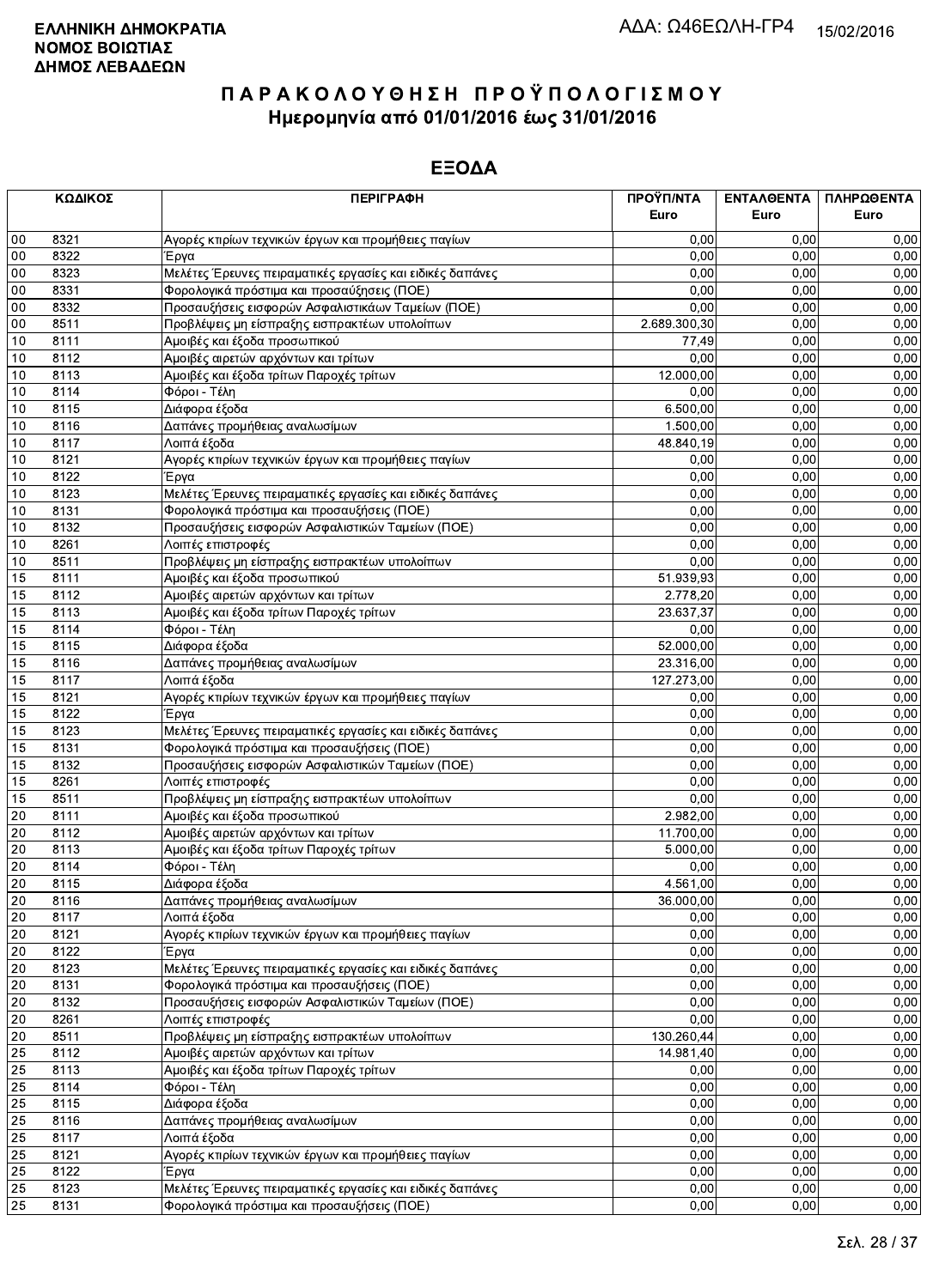**ΕΛΛΗΝΙΚΗ ΔΗΜΟΚΡΑΤΙΑ**
**ΝΟΜΟΣ ΒΟΙΩΤΙΑΣ**
**ΔΗΜΟΣ ΛΕΒΑΔΕΩΝ**

ΑΔΑ: Ω46ΕΩΛΗ-ΓΡ4 15/02/2016

# ΠΑΡΑΚΟΛΟΥΘΗΣΗ ΠΡΟΫΠΟΛΟΓΙΣΜΟΥ
## Ημερομηνία από 01/01/2016 έως 31/01/2016

## ΕΞΟΔΑ

| ΚΩΔΙΚΟΣ | | ΠΕΡΙΓΡΑΦΗ | ΠΡΟΫΠ/ΝΤΑ Euro | ΕΝΤΑΛΘΕΝΤΑ Euro | ΠΛΗΡΩΘΕΝΤΑ Euro |
|---|---|---|---|---|---|
| 00 | 8321 | Αγορές κτιρίων τεχνικών έργων και προμήθειες παγίων | 0,00 | 0,00 | 0,00 |
| 00 | 8322 | Έργα | 0,00 | 0,00 | 0,00 |
| 00 | 8323 | Μελέτες Έρευνες πειραματικές εργασίες και ειδικές δαπάνες | 0,00 | 0,00 | 0,00 |
| 00 | 8331 | Φορολογικά πρόστιμα και προσαύξησεις (ΠΟΕ) | 0,00 | 0,00 | 0,00 |
| 00 | 8332 | Προσαυξήσεις εισφορών Ασφαλιστικάων Ταμείων (ΠΟΕ) | 0,00 | 0,00 | 0,00 |
| 00 | 8511 | Προβλέψεις μη είσπραξης εισπρακτέων υπολοίπων | 2.689.300,30 | 0,00 | 0,00 |
| 10 | 8111 | Αμοιβές και έξοδα προσωπικού | 77,49 | 0,00 | 0,00 |
| 10 | 8112 | Αμοιβές αιρετών αρχόντων και τρίτων | 0,00 | 0,00 | 0,00 |
| 10 | 8113 | Αμοιβές και έξοδα τρίτων Παροχές τρίτων | 12.000,00 | 0,00 | 0,00 |
| 10 | 8114 | Φόροι - Τέλη | 0,00 | 0,00 | 0,00 |
| 10 | 8115 | Διάφορα έξοδα | 6.500,00 | 0,00 | 0,00 |
| 10 | 8116 | Δαπάνες προμήθειας αναλωσίμων | 1.500,00 | 0,00 | 0,00 |
| 10 | 8117 | Λοιπά έξοδα | 48.840,19 | 0,00 | 0,00 |
| 10 | 8121 | Αγορές κτιρίων τεχνικών έργων και προμήθειες παγίων | 0,00 | 0,00 | 0,00 |
| 10 | 8122 | Έργα | 0,00 | 0,00 | 0,00 |
| 10 | 8123 | Μελέτες Έρευνες πειραματικές εργασίες και ειδικές δαπάνες | 0,00 | 0,00 | 0,00 |
| 10 | 8131 | Φορολογικά πρόστιμα και προσαυξήσεις (ΠΟΕ) | 0,00 | 0,00 | 0,00 |
| 10 | 8132 | Προσαυξήσεις εισφορών Ασφαλιστικών Ταμείων (ΠΟΕ) | 0,00 | 0,00 | 0,00 |
| 10 | 8261 | Λοιπές επιστροφές | 0,00 | 0,00 | 0,00 |
| 10 | 8511 | Προβλέψεις μη είσπραξης εισπρακτέων υπολοίπων | 0,00 | 0,00 | 0,00 |
| 15 | 8111 | Αμοιβές και έξοδα προσωπικού | 51.939,93 | 0,00 | 0,00 |
| 15 | 8112 | Αμοιβές αιρετών αρχόντων και τρίτων | 2.778,20 | 0,00 | 0,00 |
| 15 | 8113 | Αμοιβές και έξοδα τρίτων Παροχές τρίτων | 23.637,37 | 0,00 | 0,00 |
| 15 | 8114 | Φόροι - Τέλη | 0,00 | 0,00 | 0,00 |
| 15 | 8115 | Διάφορα έξοδα | 52.000,00 | 0,00 | 0,00 |
| 15 | 8116 | Δαπάνες προμήθειας αναλωσίμων | 23.316,00 | 0,00 | 0,00 |
| 15 | 8117 | Λοιπά έξοδα | 127.273,00 | 0,00 | 0,00 |
| 15 | 8121 | Αγορές κτιρίων τεχνικών έργων και προμήθειες παγίων | 0,00 | 0,00 | 0,00 |
| 15 | 8122 | Έργα | 0,00 | 0,00 | 0,00 |
| 15 | 8123 | Μελέτες Έρευνες πειραματικές εργασίες και ειδικές δαπάνες | 0,00 | 0,00 | 0,00 |
| 15 | 8131 | Φορολογικά πρόστιμα και προσαυξήσεις (ΠΟΕ) | 0,00 | 0,00 | 0,00 |
| 15 | 8132 | Προσαυξήσεις εισφορών Ασφαλιστικών Ταμείων (ΠΟΕ) | 0,00 | 0,00 | 0,00 |
| 15 | 8261 | Λοιπές επιστροφές | 0,00 | 0,00 | 0,00 |
| 15 | 8511 | Προβλέψεις μη είσπραξης εισπρακτέων υπολοίπων | 0,00 | 0,00 | 0,00 |
| 20 | 8111 | Αμοιβές και έξοδα προσωπικού | 2.982,00 | 0,00 | 0,00 |
| 20 | 8112 | Αμοιβές αιρετών αρχόντων και τρίτων | 11.700,00 | 0,00 | 0,00 |
| 20 | 8113 | Αμοιβές και έξοδα τρίτων Παροχές τρίτων | 5.000,00 | 0,00 | 0,00 |
| 20 | 8114 | Φόροι - Τέλη | 0,00 | 0,00 | 0,00 |
| 20 | 8115 | Διάφορα έξοδα | 4.561,00 | 0,00 | 0,00 |
| 20 | 8116 | Δαπάνες προμήθειας αναλωσίμων | 36.000,00 | 0,00 | 0,00 |
| 20 | 8117 | Λοιπά έξοδα | 0,00 | 0,00 | 0,00 |
| 20 | 8121 | Αγορές κτιρίων τεχνικών έργων και προμήθειες παγίων | 0,00 | 0,00 | 0,00 |
| 20 | 8122 | Έργα | 0,00 | 0,00 | 0,00 |
| 20 | 8123 | Μελέτες Έρευνες πειραματικές εργασίες και ειδικές δαπάνες | 0,00 | 0,00 | 0,00 |
| 20 | 8131 | Φορολογικά πρόστιμα και προσαυξήσεις (ΠΟΕ) | 0,00 | 0,00 | 0,00 |
| 20 | 8132 | Προσαυξήσεις εισφορών Ασφαλιστικών Ταμείων (ΠΟΕ) | 0,00 | 0,00 | 0,00 |
| 20 | 8261 | Λοιπές επιστροφές | 0,00 | 0,00 | 0,00 |
| 20 | 8511 | Προβλέψεις μη είσπραξης εισπρακτέων υπολοίπων | 130.260,44 | 0,00 | 0,00 |
| 25 | 8112 | Αμοιβές αιρετών αρχόντων και τρίτων | 14.981,40 | 0,00 | 0,00 |
| 25 | 8113 | Αμοιβές και έξοδα τρίτων Παροχές τρίτων | 0,00 | 0,00 | 0,00 |
| 25 | 8114 | Φόροι - Τέλη | 0,00 | 0,00 | 0,00 |
| 25 | 8115 | Διάφορα έξοδα | 0,00 | 0,00 | 0,00 |
| 25 | 8116 | Δαπάνες προμήθειας αναλωσίμων | 0,00 | 0,00 | 0,00 |
| 25 | 8117 | Λοιπά έξοδα | 0,00 | 0,00 | 0,00 |
| 25 | 8121 | Αγορές κτιρίων τεχνικών έργων και προμήθειες παγίων | 0,00 | 0,00 | 0,00 |
| 25 | 8122 | Έργα | 0,00 | 0,00 | 0,00 |
| 25 | 8123 | Μελέτες Έρευνες πειραματικές εργασίες και ειδικές δαπάνες | 0,00 | 0,00 | 0,00 |
| 25 | 8131 | Φορολογικά πρόστιμα και προσαυξήσεις (ΠΟΕ) | 0,00 | 0,00 | 0,00 |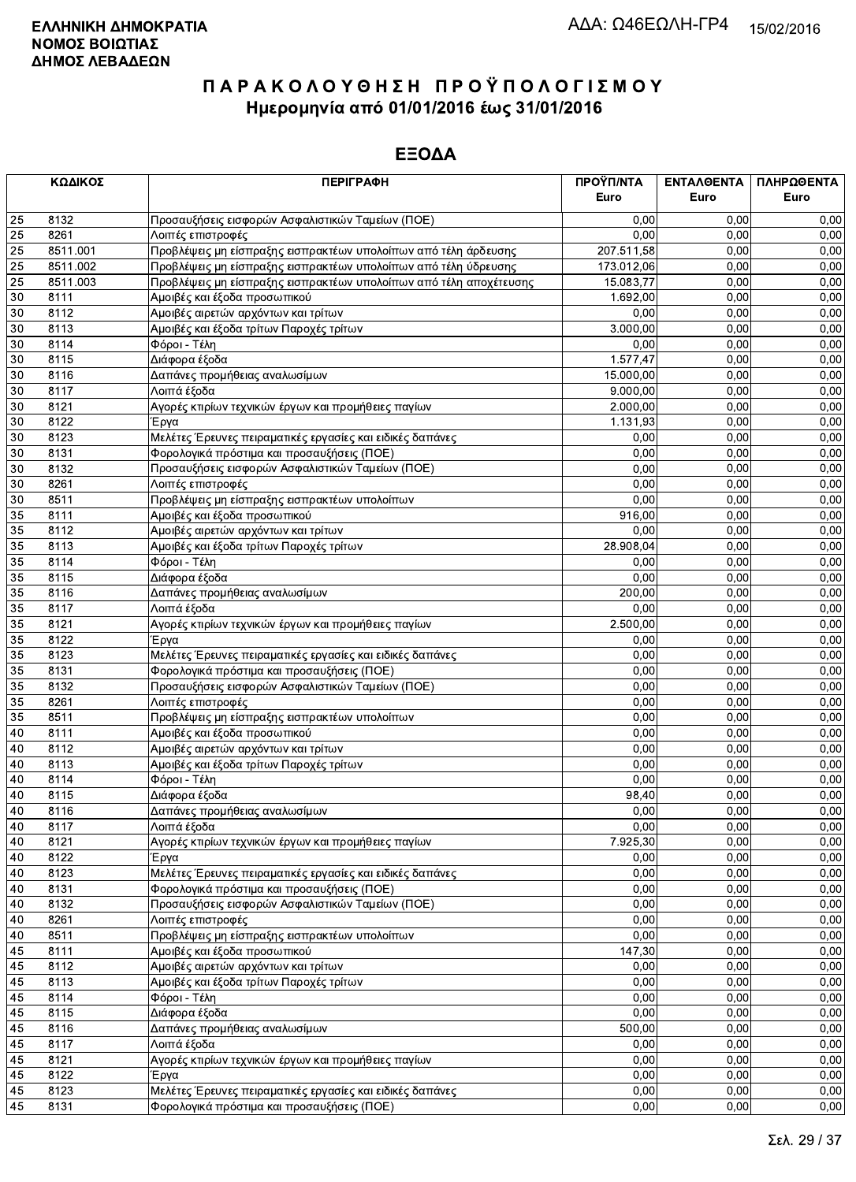**ΕΛΛΗΝΙΚΗ ΔΗΜΟΚΡΑΤΙΑ**
**ΝΟΜΟΣ ΒΟΙΩΤΙΑΣ**
**ΔΗΜΟΣ ΛΕΒΑΔΕΩΝ**

ΑΔΑ: Ω46ΕΩΛΗ-ΓΡ4 15/02/2016

# ΠΑΡΑΚΟΛΟΥΘΗΣΗ ΠΡΟΫΠΟΛΟΓΙΣΜΟΥ

## Ημερομηνία από 01/01/2016 έως 31/01/2016

## ΕΞΟΔΑ

| ΚΩΔΙΚΟΣ | | ΠΕΡΙΓΡΑΦΗ | ΠΡΟΫΠ/ΝΤΑ Euro | ΕΝΤΑΛΘΕΝΤΑ Euro | ΠΛΗΡΩΘΕΝΤΑ Euro |
|---|---|---|---|---|---|
| 25 | 8132 | Προσαυξήσεις εισφορών Ασφαλιστικών Ταμείων (ΠΟΕ) | 0,00 | 0,00 | 0,00 |
| 25 | 8261 | Λοιπές επιστροφές | 0,00 | 0,00 | 0,00 |
| 25 | 8511.001 | Προβλέψεις μη είσπραξης εισπρακτέων υπολοίπων από τέλη άρδευσης | 207.511,58 | 0,00 | 0,00 |
| 25 | 8511.002 | Προβλέψεις μη είσπραξης εισπρακτέων υπολοίπων από τέλη ύδρευσης | 173.012,06 | 0,00 | 0,00 |
| 25 | 8511.003 | Προβλέψεις μη είσπραξης εισπρακτέων υπολοίπων από τέλη αποχέτευσης | 15.083,77 | 0,00 | 0,00 |
| 30 | 8111 | Αμοιβές και έξοδα προσωπικού | 1.692,00 | 0,00 | 0,00 |
| 30 | 8112 | Αμοιβές αιρετών αρχόντων και τρίτων | 0,00 | 0,00 | 0,00 |
| 30 | 8113 | Αμοιβές και έξοδα τρίτων Παροχές τρίτων | 3.000,00 | 0,00 | 0,00 |
| 30 | 8114 | Φόροι - Τέλη | 0,00 | 0,00 | 0,00 |
| 30 | 8115 | Διάφορα έξοδα | 1.577,47 | 0,00 | 0,00 |
| 30 | 8116 | Δαπάνες προμήθειας αναλωσίμων | 15.000,00 | 0,00 | 0,00 |
| 30 | 8117 | Λοιπά έξοδα | 9.000,00 | 0,00 | 0,00 |
| 30 | 8121 | Αγορές κτιρίων τεχνικών έργων και προμήθειες παγίων | 2.000,00 | 0,00 | 0,00 |
| 30 | 8122 | Έργα | 1.131,93 | 0,00 | 0,00 |
| 30 | 8123 | Μελέτες Έρευνες πειραματικές εργασίες και ειδικές δαπάνες | 0,00 | 0,00 | 0,00 |
| 30 | 8131 | Φορολογικά πρόστιμα και προσαυξήσεις (ΠΟΕ) | 0,00 | 0,00 | 0,00 |
| 30 | 8132 | Προσαυξήσεις εισφορών Ασφαλιστικών Ταμείων (ΠΟΕ) | 0,00 | 0,00 | 0,00 |
| 30 | 8261 | Λοιπές επιστροφές | 0,00 | 0,00 | 0,00 |
| 30 | 8511 | Προβλέψεις μη είσπραξης εισπρακτέων υπολοίπων | 0,00 | 0,00 | 0,00 |
| 35 | 8111 | Αμοιβές και έξοδα προσωπικού | 916,00 | 0,00 | 0,00 |
| 35 | 8112 | Αμοιβές αιρετών αρχόντων και τρίτων | 0,00 | 0,00 | 0,00 |
| 35 | 8113 | Αμοιβές και έξοδα τρίτων Παροχές τρίτων | 28.908,04 | 0,00 | 0,00 |
| 35 | 8114 | Φόροι - Τέλη | 0,00 | 0,00 | 0,00 |
| 35 | 8115 | Διάφορα έξοδα | 0,00 | 0,00 | 0,00 |
| 35 | 8116 | Δαπάνες προμήθειας αναλωσίμων | 200,00 | 0,00 | 0,00 |
| 35 | 8117 | Λοιπά έξοδα | 0,00 | 0,00 | 0,00 |
| 35 | 8121 | Αγορές κτιρίων τεχνικών έργων και προμήθειες παγίων | 2.500,00 | 0,00 | 0,00 |
| 35 | 8122 | Έργα | 0,00 | 0,00 | 0,00 |
| 35 | 8123 | Μελέτες Έρευνες πειραματικές εργασίες και ειδικές δαπάνες | 0,00 | 0,00 | 0,00 |
| 35 | 8131 | Φορολογικά πρόστιμα και προσαυξήσεις (ΠΟΕ) | 0,00 | 0,00 | 0,00 |
| 35 | 8132 | Προσαυξήσεις εισφορών Ασφαλιστικών Ταμείων (ΠΟΕ) | 0,00 | 0,00 | 0,00 |
| 35 | 8261 | Λοιπές επιστροφές | 0,00 | 0,00 | 0,00 |
| 35 | 8511 | Προβλέψεις μη είσπραξης εισπρακτέων υπολοίπων | 0,00 | 0,00 | 0,00 |
| 40 | 8111 | Αμοιβές και έξοδα προσωπικού | 0,00 | 0,00 | 0,00 |
| 40 | 8112 | Αμοιβές αιρετών αρχόντων και τρίτων | 0,00 | 0,00 | 0,00 |
| 40 | 8113 | Αμοιβές και έξοδα τρίτων Παροχές τρίτων | 0,00 | 0,00 | 0,00 |
| 40 | 8114 | Φόροι - Τέλη | 0,00 | 0,00 | 0,00 |
| 40 | 8115 | Διάφορα έξοδα | 98,40 | 0,00 | 0,00 |
| 40 | 8116 | Δαπάνες προμήθειας αναλωσίμων | 0,00 | 0,00 | 0,00 |
| 40 | 8117 | Λοιπά έξοδα | 0,00 | 0,00 | 0,00 |
| 40 | 8121 | Αγορές κτιρίων τεχνικών έργων και προμήθειες παγίων | 7.925,30 | 0,00 | 0,00 |
| 40 | 8122 | Έργα | 0,00 | 0,00 | 0,00 |
| 40 | 8123 | Μελέτες Έρευνες πειραματικές εργασίες και ειδικές δαπάνες | 0,00 | 0,00 | 0,00 |
| 40 | 8131 | Φορολογικά πρόστιμα και προσαυξήσεις (ΠΟΕ) | 0,00 | 0,00 | 0,00 |
| 40 | 8132 | Προσαυξήσεις εισφορών Ασφαλιστικών Ταμείων (ΠΟΕ) | 0,00 | 0,00 | 0,00 |
| 40 | 8261 | Λοιπές επιστροφές | 0,00 | 0,00 | 0,00 |
| 40 | 8511 | Προβλέψεις μη είσπραξης εισπρακτέων υπολοίπων | 0,00 | 0,00 | 0,00 |
| 45 | 8111 | Αμοιβές και έξοδα προσωπικού | 147,30 | 0,00 | 0,00 |
| 45 | 8112 | Αμοιβές αιρετών αρχόντων και τρίτων | 0,00 | 0,00 | 0,00 |
| 45 | 8113 | Αμοιβές και έξοδα τρίτων Παροχές τρίτων | 0,00 | 0,00 | 0,00 |
| 45 | 8114 | Φόροι - Τέλη | 0,00 | 0,00 | 0,00 |
| 45 | 8115 | Διάφορα έξοδα | 0,00 | 0,00 | 0,00 |
| 45 | 8116 | Δαπάνες προμήθειας αναλωσίμων | 500,00 | 0,00 | 0,00 |
| 45 | 8117 | Λοιπά έξοδα | 0,00 | 0,00 | 0,00 |
| 45 | 8121 | Αγορές κτιρίων τεχνικών έργων και προμήθειες παγίων | 0,00 | 0,00 | 0,00 |
| 45 | 8122 | Έργα | 0,00 | 0,00 | 0,00 |
| 45 | 8123 | Μελέτες Έρευνες πειραματικές εργασίες και ειδικές δαπάνες | 0,00 | 0,00 | 0,00 |
| 45 | 8131 | Φορολογικά πρόστιμα και προσαυξήσεις (ΠΟΕ) | 0,00 | 0,00 | 0,00 |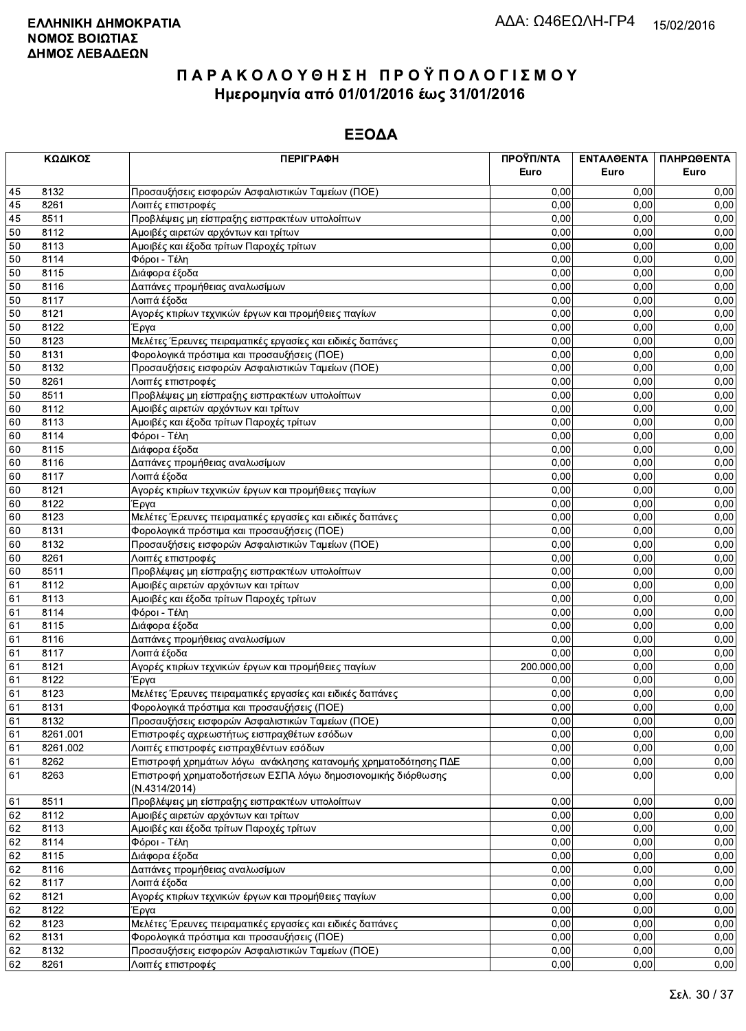**ΕΛΛΗΝΙΚΗ ΔΗΜΟΚΡΑΤΙΑ**
**ΝΟΜΟΣ ΒΟΙΩΤΙΑΣ**
**ΔΗΜΟΣ ΛΕΒΑΔΕΩΝ**

ΑΔΑ: Ω46ΕΩΛΗ-ΓΡ4 15/02/2016

# ΠΑΡΑΚΟΛΟΥΘΗΣΗ ΠΡΟΫΠΟΛΟΓΙΣΜΟΥ
## Ημερομηνία από 01/01/2016 έως 31/01/2016

## ΕΞΟΔΑ

| ΚΩΔΙΚΟΣ | | ΠΕΡΙΓΡΑΦΗ | ΠΡΟΫΠ/ΝΤΑ Euro | ΕΝΤΑΛΘΕΝΤΑ Euro | ΠΛΗΡΩΘΕΝΤΑ Euro |
|---|---|---|---|---|---|
| 45 | 8132 | Προσαυξήσεις εισφορών Ασφαλιστικών Ταμείων (ΠΟΕ) | 0,00 | 0,00 | 0,00 |
| 45 | 8261 | Λοιπές επιστροφές | 0,00 | 0,00 | 0,00 |
| 45 | 8511 | Προβλέψεις μη είσπραξης εισπρακτέων υπολοίπων | 0,00 | 0,00 | 0,00 |
| 50 | 8112 | Αμοιβές αιρετών αρχόντων και τρίτων | 0,00 | 0,00 | 0,00 |
| 50 | 8113 | Αμοιβές και έξοδα τρίτων Παροχές τρίτων | 0,00 | 0,00 | 0,00 |
| 50 | 8114 | Φόροι - Τέλη | 0,00 | 0,00 | 0,00 |
| 50 | 8115 | Διάφορα έξοδα | 0,00 | 0,00 | 0,00 |
| 50 | 8116 | Δαπάνες προμήθειας αναλωσίμων | 0,00 | 0,00 | 0,00 |
| 50 | 8117 | Λοιπά έξοδα | 0,00 | 0,00 | 0,00 |
| 50 | 8121 | Αγορές κτιρίων τεχνικών έργων και προμήθειες παγίων | 0,00 | 0,00 | 0,00 |
| 50 | 8122 | Έργα | 0,00 | 0,00 | 0,00 |
| 50 | 8123 | Μελέτες Έρευνες πειραματικές εργασίες και ειδικές δαπάνες | 0,00 | 0,00 | 0,00 |
| 50 | 8131 | Φορολογικά πρόστιμα και προσαυξήσεις (ΠΟΕ) | 0,00 | 0,00 | 0,00 |
| 50 | 8132 | Προσαυξήσεις εισφορών Ασφαλιστικών Ταμείων (ΠΟΕ) | 0,00 | 0,00 | 0,00 |
| 50 | 8261 | Λοιπές επιστροφές | 0,00 | 0,00 | 0,00 |
| 50 | 8511 | Προβλέψεις μη είσπραξης εισπρακτέων υπολοίπων | 0,00 | 0,00 | 0,00 |
| 60 | 8112 | Αμοιβές αιρετών αρχόντων και τρίτων | 0,00 | 0,00 | 0,00 |
| 60 | 8113 | Αμοιβές και έξοδα τρίτων Παροχές τρίτων | 0,00 | 0,00 | 0,00 |
| 60 | 8114 | Φόροι - Τέλη | 0,00 | 0,00 | 0,00 |
| 60 | 8115 | Διάφορα έξοδα | 0,00 | 0,00 | 0,00 |
| 60 | 8116 | Δαπάνες προμήθειας αναλωσίμων | 0,00 | 0,00 | 0,00 |
| 60 | 8117 | Λοιπά έξοδα | 0,00 | 0,00 | 0,00 |
| 60 | 8121 | Αγορές κτιρίων τεχνικών έργων και προμήθειες παγίων | 0,00 | 0,00 | 0,00 |
| 60 | 8122 | Έργα | 0,00 | 0,00 | 0,00 |
| 60 | 8123 | Μελέτες Έρευνες πειραματικές εργασίες και ειδικές δαπάνες | 0,00 | 0,00 | 0,00 |
| 60 | 8131 | Φορολογικά πρόστιμα και προσαυξήσεις (ΠΟΕ) | 0,00 | 0,00 | 0,00 |
| 60 | 8132 | Προσαυξήσεις εισφορών Ασφαλιστικών Ταμείων (ΠΟΕ) | 0,00 | 0,00 | 0,00 |
| 60 | 8261 | Λοιπές επιστροφές | 0,00 | 0,00 | 0,00 |
| 60 | 8511 | Προβλέψεις μη είσπραξης εισπρακτέων υπολοίπων | 0,00 | 0,00 | 0,00 |
| 61 | 8112 | Αμοιβές αιρετών αρχόντων και τρίτων | 0,00 | 0,00 | 0,00 |
| 61 | 8113 | Αμοιβές και έξοδα τρίτων Παροχές τρίτων | 0,00 | 0,00 | 0,00 |
| 61 | 8114 | Φόροι - Τέλη | 0,00 | 0,00 | 0,00 |
| 61 | 8115 | Διάφορα έξοδα | 0,00 | 0,00 | 0,00 |
| 61 | 8116 | Δαπάνες προμήθειας αναλωσίμων | 0,00 | 0,00 | 0,00 |
| 61 | 8117 | Λοιπά έξοδα | 0,00 | 0,00 | 0,00 |
| 61 | 8121 | Αγορές κτιρίων τεχνικών έργων και προμήθειες παγίων | 200.000,00 | 0,00 | 0,00 |
| 61 | 8122 | Έργα | 0,00 | 0,00 | 0,00 |
| 61 | 8123 | Μελέτες Έρευνες πειραματικές εργασίες και ειδικές δαπάνες | 0,00 | 0,00 | 0,00 |
| 61 | 8131 | Φορολογικά πρόστιμα και προσαυξήσεις (ΠΟΕ) | 0,00 | 0,00 | 0,00 |
| 61 | 8132 | Προσαυξήσεις εισφορών Ασφαλιστικών Ταμείων (ΠΟΕ) | 0,00 | 0,00 | 0,00 |
| 61 | 8261.001 | Επιστροφές αχρεωστήτως εισπραχθέντων εσόδων | 0,00 | 0,00 | 0,00 |
| 61 | 8261.002 | Λοιπές επιστροφές εισπραχθέντων εσόδων | 0,00 | 0,00 | 0,00 |
| 61 | 8262 | Επιστροφή χρημάτων λόγω ανάκλησης κατανομής χρηματοδότησης ΠΔΕ | 0,00 | 0,00 | 0,00 |
| 61 | 8263 | Επιστροφή χρηματοδοτήσεων ΕΣΠΑ λόγω δημοσιονομικής διόρθωσης (Ν.4314/2014) | 0,00 | 0,00 | 0,00 |
| 61 | 8511 | Προβλέψεις μη είσπραξης εισπρακτέων υπολοίπων | 0,00 | 0,00 | 0,00 |
| 62 | 8112 | Αμοιβές αιρετών αρχόντων και τρίτων | 0,00 | 0,00 | 0,00 |
| 62 | 8113 | Αμοιβές και έξοδα τρίτων Παροχές τρίτων | 0,00 | 0,00 | 0,00 |
| 62 | 8114 | Φόροι - Τέλη | 0,00 | 0,00 | 0,00 |
| 62 | 8115 | Διάφορα έξοδα | 0,00 | 0,00 | 0,00 |
| 62 | 8116 | Δαπάνες προμήθειας αναλωσίμων | 0,00 | 0,00 | 0,00 |
| 62 | 8117 | Λοιπά έξοδα | 0,00 | 0,00 | 0,00 |
| 62 | 8121 | Αγορές κτιρίων τεχνικών έργων και προμήθειες παγίων | 0,00 | 0,00 | 0,00 |
| 62 | 8122 | Έργα | 0,00 | 0,00 | 0,00 |
| 62 | 8123 | Μελέτες Έρευνες πειραματικές εργασίες και ειδικές δαπάνες | 0,00 | 0,00 | 0,00 |
| 62 | 8131 | Φορολογικά πρόστιμα και προσαυξήσεις (ΠΟΕ) | 0,00 | 0,00 | 0,00 |
| 62 | 8132 | Προσαυξήσεις εισφορών Ασφαλιστικών Ταμείων (ΠΟΕ) | 0,00 | 0,00 | 0,00 |
| 62 | 8261 | Λοιπές επιστροφές | 0,00 | 0,00 | 0,00 |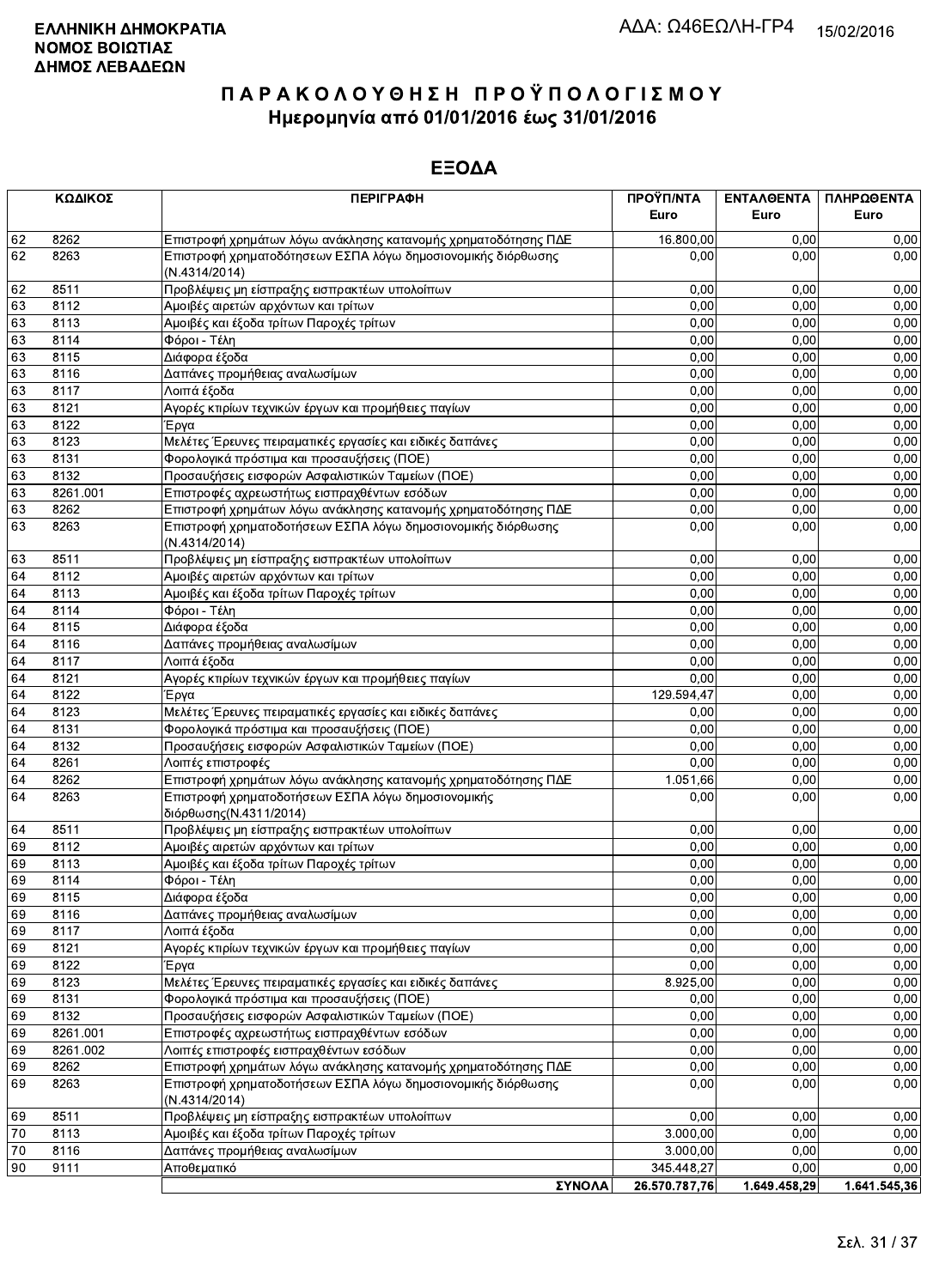**ΕΛΛΗΝΙΚΗ ΔΗΜΟΚΡΑΤΙΑ**
**ΝΟΜΟΣ ΒΟΙΩΤΙΑΣ**
**ΔΗΜΟΣ ΛΕΒΑΔΕΩΝ**

ΑΔΑ: Ω46ΕΩΛΗ-ΓΡ4 15/02/2016

# ΠΑΡΑΚΟΛΟΥΘΗΣΗ ΠΡΟΫΠΟΛΟΓΙΣΜΟΥ
## Ημερομηνία από 01/01/2016 έως 31/01/2016

## ΕΞΟΔΑ

| ΚΩΔΙΚΟΣ | | ΠΕΡΙΓΡΑΦΗ | ΠΡΟΫΠ/ΝΤΑ Euro | ΕΝΤΑΛΘΕΝΤΑ Euro | ΠΛΗΡΩΘΕΝΤΑ Euro |
|---|---|---|---|---|---|
| 62 | 8262 | Επιστροφή χρημάτων λόγω ανάκλησης κατανομής χρηματοδότησης ΠΔΕ | 16.800,00 | 0,00 | 0,00 |
| 62 | 8263 | Επιστροφή χρηματοδοτήσεων ΕΣΠΑ λόγω δημοσιονομικής διόρθωσης (Ν.4314/2014) | 0,00 | 0,00 | 0,00 |
| 62 | 8511 | Προβλέψεις μη είσπραξης εισπρακτέων υπολοίπων | 0,00 | 0,00 | 0,00 |
| 63 | 8112 | Αμοιβές αιρετών αρχόντων και τρίτων | 0,00 | 0,00 | 0,00 |
| 63 | 8113 | Αμοιβές και έξοδα τρίτων Παροχές τρίτων | 0,00 | 0,00 | 0,00 |
| 63 | 8114 | Φόροι - Τέλη | 0,00 | 0,00 | 0,00 |
| 63 | 8115 | Διάφορα έξοδα | 0,00 | 0,00 | 0,00 |
| 63 | 8116 | Δαπάνες προμήθειας αναλωσίμων | 0,00 | 0,00 | 0,00 |
| 63 | 8117 | Λοιπά έξοδα | 0,00 | 0,00 | 0,00 |
| 63 | 8121 | Αγορές κτιρίων τεχνικών έργων και προμήθειες παγίων | 0,00 | 0,00 | 0,00 |
| 63 | 8122 | Έργα | 0,00 | 0,00 | 0,00 |
| 63 | 8123 | Μελέτες Έρευνες πειραματικές εργασίες και ειδικές δαπάνες | 0,00 | 0,00 | 0,00 |
| 63 | 8131 | Φορολογικά πρόστιμα και προσαυξήσεις (ΠΟΕ) | 0,00 | 0,00 | 0,00 |
| 63 | 8132 | Προσαυξήσεις εισφορών Ασφαλιστικών Ταμείων (ΠΟΕ) | 0,00 | 0,00 | 0,00 |
| 63 | 8261.001 | Επιστροφές αχρεωστήτως εισπραχθέντων εσόδων | 0,00 | 0,00 | 0,00 |
| 63 | 8262 | Επιστροφή χρημάτων λόγω ανάκλησης κατανομής χρηματοδότησης ΠΔΕ | 0,00 | 0,00 | 0,00 |
| 63 | 8263 | Επιστροφή χρηματοδοτήσεων ΕΣΠΑ λόγω δημοσιονομικής διόρθωσης (Ν.4314/2014) | 0,00 | 0,00 | 0,00 |
| 63 | 8511 | Προβλέψεις μη είσπραξης εισπρακτέων υπολοίπων | 0,00 | 0,00 | 0,00 |
| 64 | 8112 | Αμοιβές αιρετών αρχόντων και τρίτων | 0,00 | 0,00 | 0,00 |
| 64 | 8113 | Αμοιβές και έξοδα τρίτων Παροχές τρίτων | 0,00 | 0,00 | 0,00 |
| 64 | 8114 | Φόροι - Τέλη | 0,00 | 0,00 | 0,00 |
| 64 | 8115 | Διάφορα έξοδα | 0,00 | 0,00 | 0,00 |
| 64 | 8116 | Δαπάνες προμήθειας αναλωσίμων | 0,00 | 0,00 | 0,00 |
| 64 | 8117 | Λοιπά έξοδα | 0,00 | 0,00 | 0,00 |
| 64 | 8121 | Αγορές κτιρίων τεχνικών έργων και προμήθειες παγίων | 0,00 | 0,00 | 0,00 |
| 64 | 8122 | Έργα | 129.594,47 | 0,00 | 0,00 |
| 64 | 8123 | Μελέτες Έρευνες πειραματικές εργασίες και ειδικές δαπάνες | 0,00 | 0,00 | 0,00 |
| 64 | 8131 | Φορολογικά πρόστιμα και προσαυξήσεις (ΠΟΕ) | 0,00 | 0,00 | 0,00 |
| 64 | 8132 | Προσαυξήσεις εισφορών Ασφαλιστικών Ταμείων (ΠΟΕ) | 0,00 | 0,00 | 0,00 |
| 64 | 8261 | Λοιπές επιστροφές | 0,00 | 0,00 | 0,00 |
| 64 | 8262 | Επιστροφή χρημάτων λόγω ανάκλησης κατανομής χρηματοδότησης ΠΔΕ | 1.051,66 | 0,00 | 0,00 |
| 64 | 8263 | Επιστροφή χρηματοδοτήσεων ΕΣΠΑ λόγω δημοσιονομικής διόρθωσης(Ν.4311/2014) | 0,00 | 0,00 | 0,00 |
| 64 | 8511 | Προβλέψεις μη είσπραξης εισπρακτέων υπολοίπων | 0,00 | 0,00 | 0,00 |
| 69 | 8112 | Αμοιβές αιρετών αρχόντων και τρίτων | 0,00 | 0,00 | 0,00 |
| 69 | 8113 | Αμοιβές και έξοδα τρίτων Παροχές τρίτων | 0,00 | 0,00 | 0,00 |
| 69 | 8114 | Φόροι - Τέλη | 0,00 | 0,00 | 0,00 |
| 69 | 8115 | Διάφορα έξοδα | 0,00 | 0,00 | 0,00 |
| 69 | 8116 | Δαπάνες προμήθειας αναλωσίμων | 0,00 | 0,00 | 0,00 |
| 69 | 8117 | Λοιπά έξοδα | 0,00 | 0,00 | 0,00 |
| 69 | 8121 | Αγορές κτιρίων τεχνικών έργων και προμήθειες παγίων | 0,00 | 0,00 | 0,00 |
| 69 | 8122 | Έργα | 0,00 | 0,00 | 0,00 |
| 69 | 8123 | Μελέτες Έρευνες πειραματικές εργασίες και ειδικές δαπάνες | 8.925,00 | 0,00 | 0,00 |
| 69 | 8131 | Φορολογικά πρόστιμα και προσαυξήσεις (ΠΟΕ) | 0,00 | 0,00 | 0,00 |
| 69 | 8132 | Προσαυξήσεις εισφορών Ασφαλιστικών Ταμείων (ΠΟΕ) | 0,00 | 0,00 | 0,00 |
| 69 | 8261.001 | Επιστροφές αχρεωστήτως εισπραχθέντων εσόδων | 0,00 | 0,00 | 0,00 |
| 69 | 8261.002 | Λοιπές επιστροφές εισπραχθέντων εσόδων | 0,00 | 0,00 | 0,00 |
| 69 | 8262 | Επιστροφή χρημάτων λόγω ανάκλησης κατανομής χρηματοδότησης ΠΔΕ | 0,00 | 0,00 | 0,00 |
| 69 | 8263 | Επιστροφή χρηματοδοτήσεων ΕΣΠΑ λόγω δημοσιονομικής διόρθωσης (Ν.4314/2014) | 0,00 | 0,00 | 0,00 |
| 69 | 8511 | Προβλέψεις μη είσπραξης εισπρακτέων υπολοίπων | 0,00 | 0,00 | 0,00 |
| 70 | 8113 | Αμοιβές και έξοδα τρίτων Παροχές τρίτων | 3.000,00 | 0,00 | 0,00 |
| 70 | 8116 | Δαπάνες προμήθειας αναλωσίμων | 3.000,00 | 0,00 | 0,00 |
| 90 | 9111 | Αποθεματικό | 345.448,27 | 0,00 | 0,00 |
| | | **ΣΥΝΟΛΑ** | **26.570.787,76** | **1.649.458,29** | **1.641.545,36** |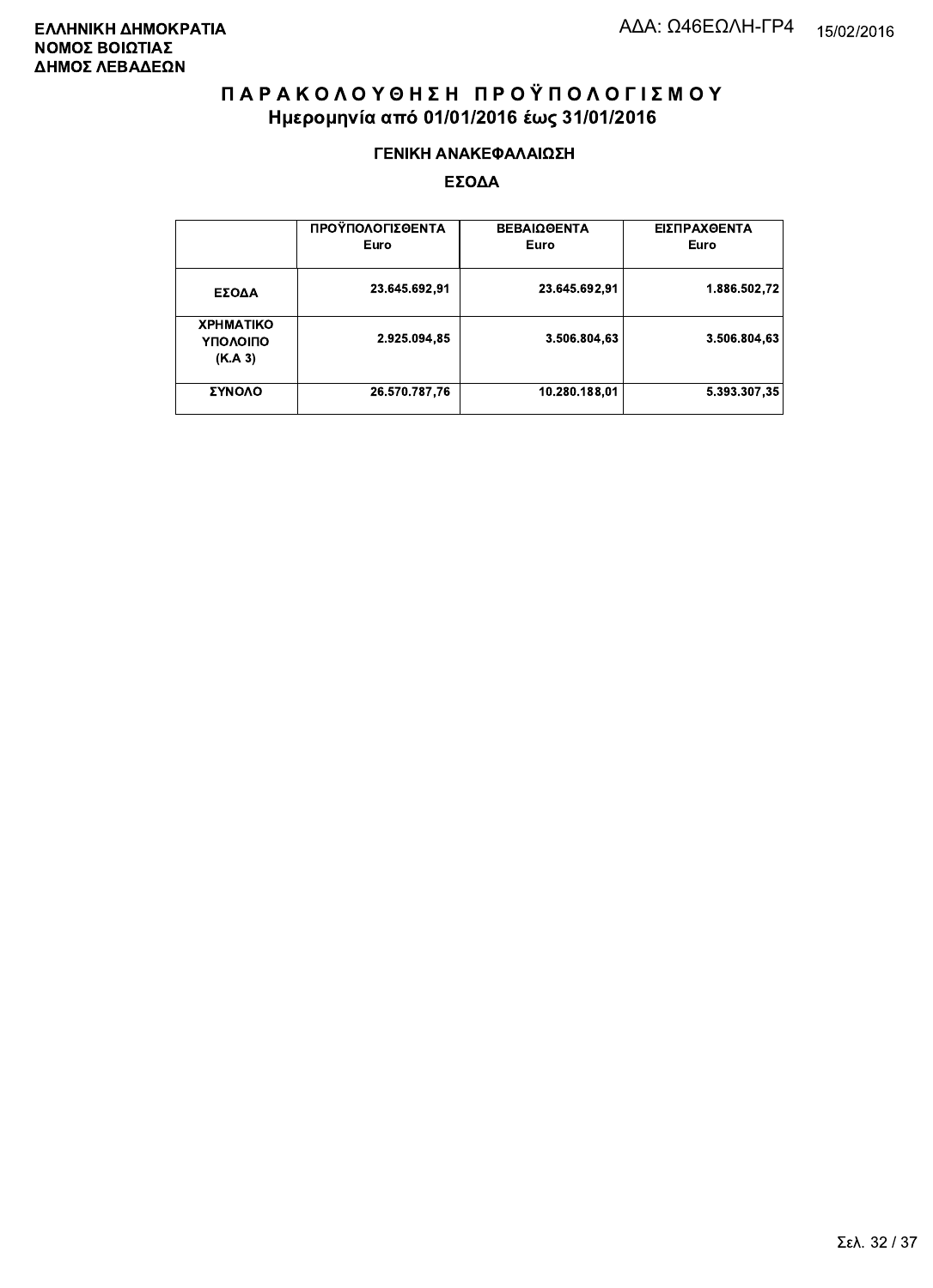**ΕΛΛΗΝΙΚΗ ΔΗΜΟΚΡΑΤΙΑ**
**ΝΟΜΟΣ ΒΟΙΩΤΙΑΣ**
**ΔΗΜΟΣ ΛΕΒΑΔΕΩΝ**

ΑΔΑ: Ω46ΕΩΛΗ-ΓΡ4 15/02/2016

# ΠΑΡΑΚΟΛΟΥΘΗΣΗ ΠΡΟΫΠΟΛΟΓΙΣΜΟΥ
## Ημερομηνία από 01/01/2016 έως 31/01/2016

### ΓΕΝΙΚΗ ΑΝΑΚΕΦΑΛΑΙΩΣΗ

### ΕΣΟΔΑ

| | ΠΡΟΫΠΟΛΟΓΙΣΘΕΝΤΑ Euro | ΒΕΒΑΙΩΘΕΝΤΑ Euro | ΕΙΣΠΡΑΧΘΕΝΤΑ Euro |
|---|---|---|---|
| ΕΣΟΔΑ | 23.645.692,91 | 23.645.692,91 | 1.886.502,72 |
| ΧΡΗΜΑΤΙΚΟ ΥΠΟΛΟΙΠΟ (Κ.Α 3) | 2.925.094,85 | 3.506.804,63 | 3.506.804,63 |
| ΣΥΝΟΛΟ | 26.570.787,76 | 10.280.188,01 | 5.393.307,35 |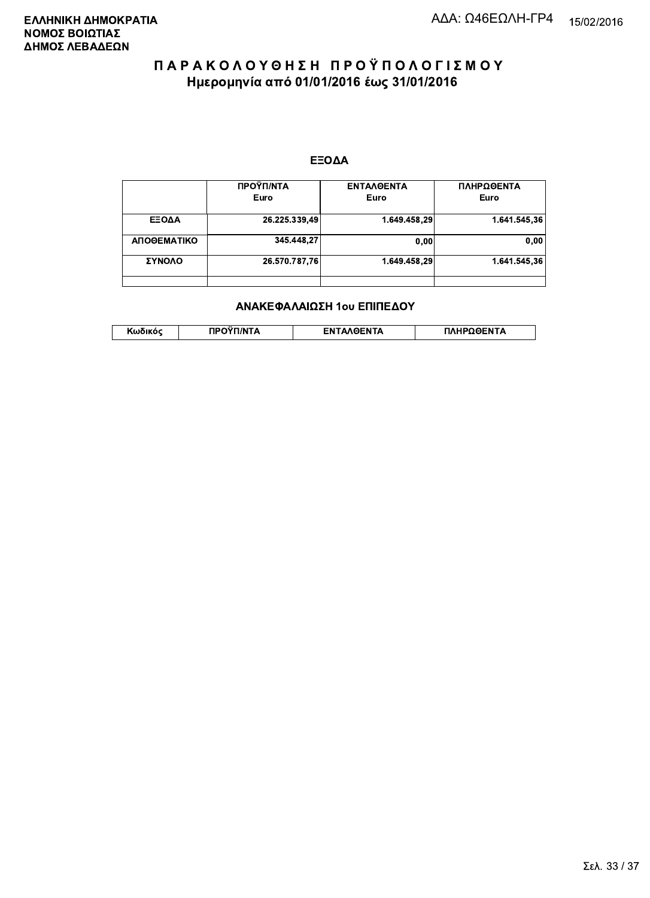**ΕΛΛΗΝΙΚΗ ΔΗΜΟΚΡΑΤΙΑ**
**ΝΟΜΟΣ ΒΟΙΩΤΙΑΣ**
**ΔΗΜΟΣ ΛΕΒΑΔΕΩΝ**

ΑΔΑ: Ω46ΕΩΛΗ-ΓΡ4 15/02/2016

# ΠΑΡΑΚΟΛΟΥΘΗΣΗ ΠΡΟΫΠΟΛΟΓΙΣΜΟΥ
## Ημερομηνία από 01/01/2016 έως 31/01/2016

### ΕΞΟΔΑ

| | ΠΡΟΫΠ/ΝΤΑ Euro | ΕΝΤΑΛΘΕΝΤΑ Euro | ΠΛΗΡΩΘΕΝΤΑ Euro |
|---|---|---|---|
| ΕΞΟΔΑ | 26.225.339,49 | 1.649.458,29 | 1.641.545,36 |
| ΑΠΟΘΕΜΑΤΙΚΟ | 345.448,27 | 0,00 | 0,00 |
| ΣΥΝΟΛΟ | 26.570.787,76 | 1.649.458,29 | 1.641.545,36 |
| | | | |

### ΑΝΑΚΕΦΑΛΑΙΩΣΗ 1ου ΕΠΙΠΕΔΟΥ

| Κωδικός | ΠΡΟΫΠ/ΝΤΑ | ΕΝΤΑΛΘΕΝΤΑ | ΠΛΗΡΩΘΕΝΤΑ |
|---|---|---|---|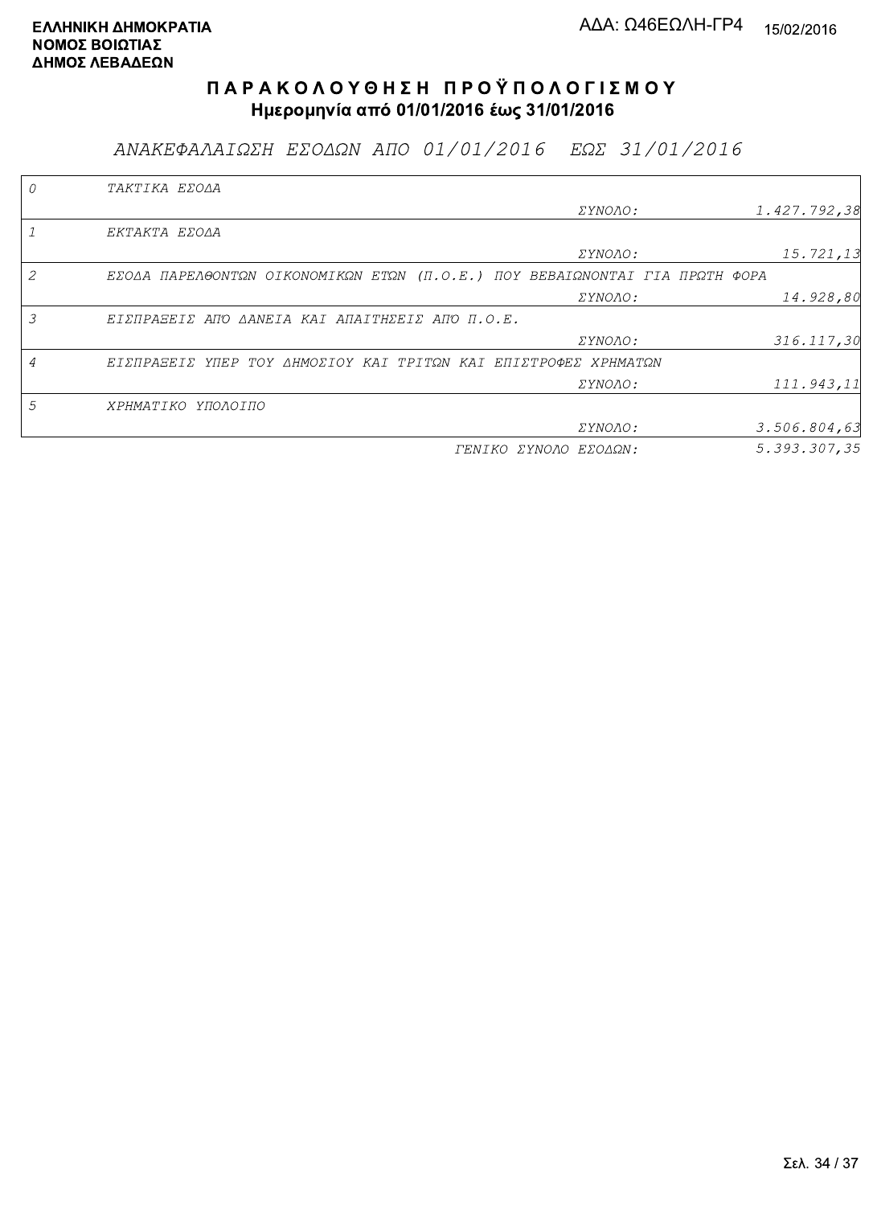**ΕΛΛΗΝΙΚΗ ΔΗΜΟΚΡΑΤΙΑ**
**ΝΟΜΟΣ ΒΟΙΩΤΙΑΣ**
**ΔΗΜΟΣ ΛΕΒΑΔΕΩΝ**

ΑΔΑ: Ω46ΕΩΛΗ-ΓΡ4 15/02/2016

# ΠΑΡΑΚΟΛΟΥΘΗΣΗ ΠΡΟΫΠΟΛΟΓΙΣΜΟΥ

**Ημερομηνία από 01/01/2016 έως 31/01/2016**

## *ΑΝΑΚΕΦΑΛΑΙΩΣΗ ΕΣΟΔΩΝ ΑΠΟ 01/01/2016 ΕΩΣ 31/01/2016*

| | | | |
|---|---|---|---|
| 0 | ΤΑΚΤΙΚΑ ΕΣΟΔΑ | | |
| | | ΣΥΝΟΛΟ: | 1.427.792,38 |
| 1 | ΕΚΤΑΚΤΑ ΕΣΟΔΑ | | |
| | | ΣΥΝΟΛΟ: | 15.721,13 |
| 2 | ΕΣΟΔΑ ΠΑΡΕΛΘΟΝΤΩΝ ΟΙΚΟΝΟΜΙΚΩΝ ΕΤΩΝ (Π.Ο.Ε.) ΠΟΥ ΒΕΒΑΙΩΝΟΝΤΑΙ ΓΙΑ ΠΡΩΤΗ ΦΟΡΑ | | |
| | | ΣΥΝΟΛΟ: | 14.928,80 |
| 3 | ΕΙΣΠΡΑΞΕΙΣ ΑΠΌ ΔΑΝΕΙΑ ΚΑΙ ΑΠΑΙΤΗΣΕΙΣ ΑΠΌ Π.Ο.Ε. | | |
| | | ΣΥΝΟΛΟ: | 316.117,30 |
| 4 | ΕΙΣΠΡΑΞΕΙΣ ΥΠΕΡ ΤΟΥ ΔΗΜΟΣΙΟΥ ΚΑΙ ΤΡΙΤΩΝ ΚΑΙ ΕΠΙΣΤΡΟΦΕΣ ΧΡΗΜΑΤΩΝ | | |
| | | ΣΥΝΟΛΟ: | 111.943,11 |
| 5 | ΧΡΗΜΑΤΙΚΟ ΥΠΟΛΟΙΠΟ | | |
| | | ΣΥΝΟΛΟ: | 3.506.804,63 |
| | | ΓΕΝΙΚΟ ΣΥΝΟΛΟ ΕΣΟΔΩΝ: | 5.393.307,35 |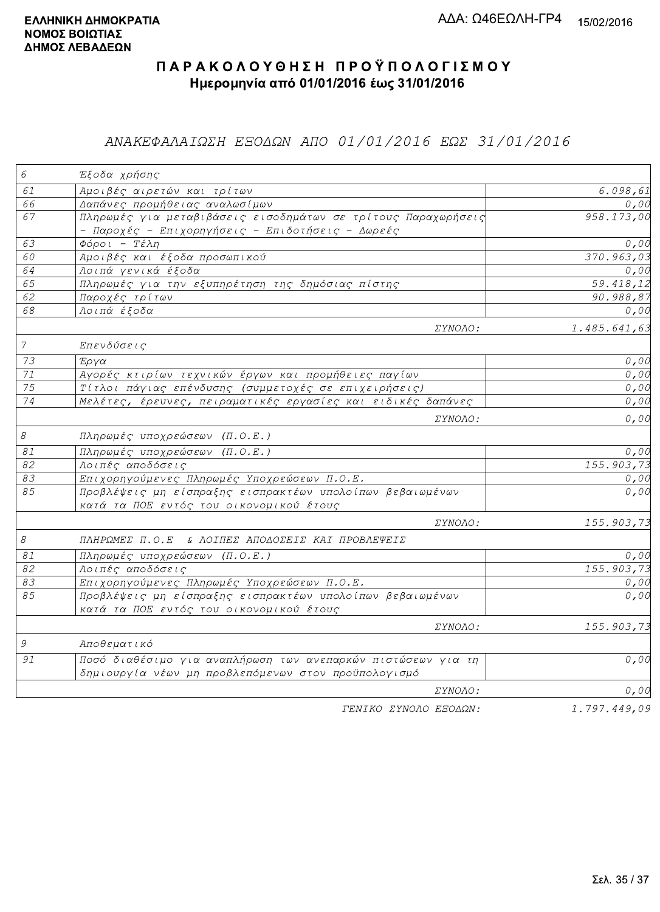**ΕΛΛΗΝΙΚΗ ΔΗΜΟΚΡΑΤΙΑ**
**ΝΟΜΟΣ ΒΟΙΩΤΙΑΣ**
**ΔΗΜΟΣ ΛΕΒΑΔΕΩΝ**

ΑΔΑ: Ω46ΕΩΛΗ-ΓΡ4 15/02/2016

# ΠΑΡΑΚΟΛΟΥΘΗΣΗ ΠΡΟΫΠΟΛΟΓΙΣΜΟΥ

**Ημερομηνία από 01/01/2016 έως 31/01/2016**

## *ΑΝΑΚΕΦΑΛΑΙΩΣΗ ΕΞΟΔΩΝ ΑΠΟ 01/01/2016 ΕΩΣ 31/01/2016*

| Κωδ. | Περιγραφή | Ποσό |
|---|---|---|
| 6 | Έξοδα χρήσης | |
| 61 | Αμοιβές αιρετών και τρίτων | 6.098,61 |
| 66 | Δαπάνες προμήθειας αναλωσίμων | 0,00 |
| 67 | Πληρωμές για μεταβιβάσεις εισοδημάτων σε τρίτους Παραχωρήσεις - Παροχές - Επιχορηγήσεις - Επιδοτήσεις - Δωρεές | 958.173,00 |
| 63 | Φόροι - Τέλη | 0,00 |
| 60 | Αμοιβές και έξοδα προσωπικού | 370.963,03 |
| 64 | Λοιπά γενικά έξοδα | 0,00 |
| 65 | Πληρωμές για την εξυπηρέτηση της δημόσιας πίστης | 59.418,12 |
| 62 | Παροχές τρίτων | 90.988,87 |
| 68 | Λοιπά έξοδα | 0,00 |
| | ΣΥΝΟΛΟ: | 1.485.641,63 |
| 7 | Επενδύσεις | |
| 73 | Έργα | 0,00 |
| 71 | Αγορές κτιρίων τεχνικών έργων και προμήθειες παγίων | 0,00 |
| 75 | Τίτλοι πάγιας επένδυσης (συμμετοχές σε επιχειρήσεις) | 0,00 |
| 74 | Μελέτες, έρευνες, πειραματικές εργασίες και ειδικές δαπάνες | 0,00 |
| | ΣΥΝΟΛΟ: | 0,00 |
| 8 | Πληρωμές υποχρεώσεων (Π.Ο.Ε.) | |
| 81 | Πληρωμές υποχρεώσεων (Π.Ο.Ε.) | 0,00 |
| 82 | Λοιπές αποδόσεις | 155.903,73 |
| 83 | Επιχορηγούμενες Πληρωμές Υποχρεώσεων Π.Ο.Ε. | 0,00 |
| 85 | Προβλέψεις μη είσπραξης εισπρακτέων υπολοίπων βεβαιωμένων κατά τα ΠΟΕ εντός του οικονομικού έτους | 0,00 |
| | ΣΥΝΟΛΟ: | 155.903,73 |
| 8 | ΠΛΗΡΩΜΕΣ Π.Ο.Ε & ΛΟΙΠΕΣ ΑΠΟΔΟΣΕΙΣ ΚΑΙ ΠΡΟΒΛΕΨΕΙΣ | |
| 81 | Πληρωμές υποχρεώσεων (Π.Ο.Ε.) | 0,00 |
| 82 | Λοιπές αποδόσεις | 155.903,73 |
| 83 | Επιχορηγούμενες Πληρωμές Υποχρεώσεων Π.Ο.Ε. | 0,00 |
| 85 | Προβλέψεις μη είσπραξης εισπρακτέων υπολοίπων βεβαιωμένων κατά τα ΠΟΕ εντός του οικονομικού έτους | 0,00 |
| | ΣΥΝΟΛΟ: | 155.903,73 |
| 9 | Αποθεματικό | |
| 91 | Ποσό διαθέσιμο για αναπλήρωση των ανεπαρκών πιστώσεων για τη δημιουργία νέων μη προβλεπόμενων στον προϋπολογισμό | 0,00 |
| | ΣΥΝΟΛΟ: | 0,00 |
| | ΓΕΝΙΚΟ ΣΥΝΟΛΟ ΕΞΟΔΩΝ: | 1.797.449,09 |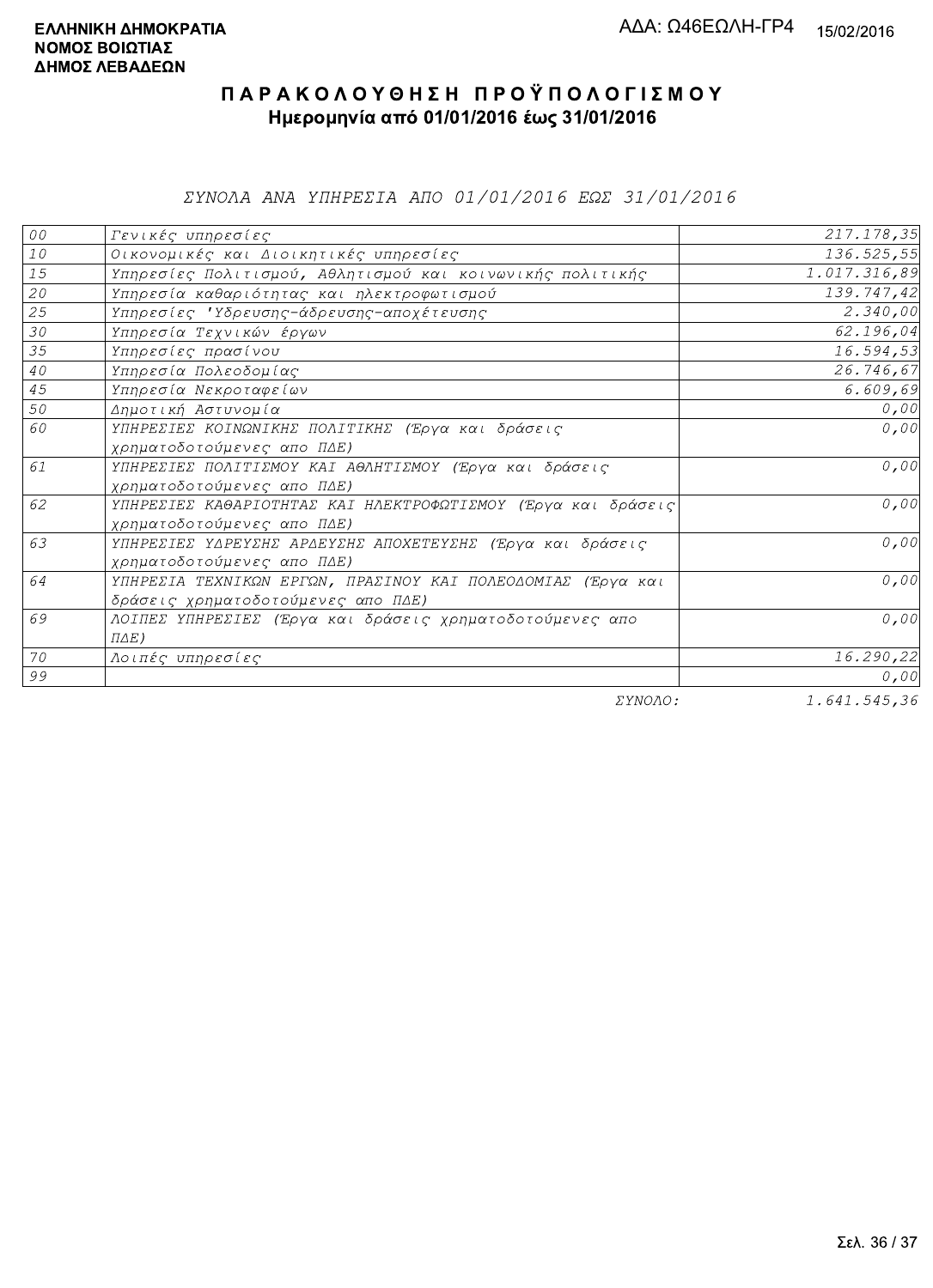ΕΛΛΗΝΙΚΗ ΔΗΜΟΚΡΑΤΙΑ
ΝΟΜΟΣ ΒΟΙΩΤΙΑΣ
ΔΗΜΟΣ ΛΕΒΑΔΕΩΝ

ΑΔΑ: Ω46ΕΩΛΗ-ΓΡ4 15/02/2016

# ΠΑΡΑΚΟΛΟΥΘΗΣΗ ΠΡΟΫΠΟΛΟΓΙΣΜΟΥ

## Ημερομηνία από 01/01/2016 έως 31/01/2016

*ΣΥΝΟΛΑ ΑΝΑ ΥΠΗΡΕΣΙΑ ΑΠΟ 01/01/2016 ΕΩΣ 31/01/2016*

| | | |
|---|---|---|
| 00 | Γενικές υπηρεσίες | 217.178,35 |
| 10 | Οικονομικές και Διοικητικές υπηρεσίες | 136.525,55 |
| 15 | Υπηρεσίες Πολιτισμού, Αθλητισμού και κοινωνικής πολιτικής | 1.017.316,89 |
| 20 | Υπηρεσία καθαριότητας και ηλεκτροφωτισμού | 139.747,42 |
| 25 | Υπηρεσίες 'Υδρευσης-άδρευσης-αποχέτευσης | 2.340,00 |
| 30 | Υπηρεσία Τεχνικών έργων | 62.196,04 |
| 35 | Υπηρεσίες πρασίνου | 16.594,53 |
| 40 | Υπηρεσία Πολεοδομίας | 26.746,67 |
| 45 | Υπηρεσία Νεκροταφείων | 6.609,69 |
| 50 | Δημοτική Αστυνομία | 0,00 |
| 60 | ΥΠΗΡΕΣΙΕΣ ΚΟΙΝΩΝΙΚΗΣ ΠΟΛΙΤΙΚΗΣ (Έργα και δράσεις χρηματοδοτούμενες απο ΠΔΕ) | 0,00 |
| 61 | ΥΠΗΡΕΣΙΕΣ ΠΟΛΙΤΙΣΜΟΥ ΚΑΙ ΑΘΛΗΤΙΣΜΟΥ (Έργα και δράσεις χρηματοδοτούμενες απο ΠΔΕ) | 0,00 |
| 62 | ΥΠΗΡΕΣΙΕΣ ΚΑΘΑΡΙΟΤΗΤΑΣ ΚΑΙ ΗΛΕΚΤΡΟΦΩΤΙΣΜΟΥ (Έργα και δράσεις χρηματοδοτούμενες απο ΠΔΕ) | 0,00 |
| 63 | ΥΠΗΡΕΣΙΕΣ ΥΔΡΕΥΣΗΣ ΑΡΔΕΥΣΗΣ ΑΠΟΧΕΤΕΥΣΗΣ (Έργα και δράσεις χρηματοδοτούμενες απο ΠΔΕ) | 0,00 |
| 64 | ΥΠΗΡΕΣΙΑ ΤΕΧΝΙΚΩΝ ΕΡΓΩΝ, ΠΡΑΣΙΝΟΥ ΚΑΙ ΠΟΛΕΟΔΟΜΙΑΣ (Έργα και δράσεις χρηματοδοτούμενες απο ΠΔΕ) | 0,00 |
| 69 | ΛΟΙΠΕΣ ΥΠΗΡΕΣΙΕΣ (Έργα και δράσεις χρηματοδοτούμενες απο ΠΔΕ) | 0,00 |
| 70 | Λοιπές υπηρεσίες | 16.290,22 |
| 99 | | 0,00 |
| | ΣΥΝΟΛΟ: | 1.641.545,36 |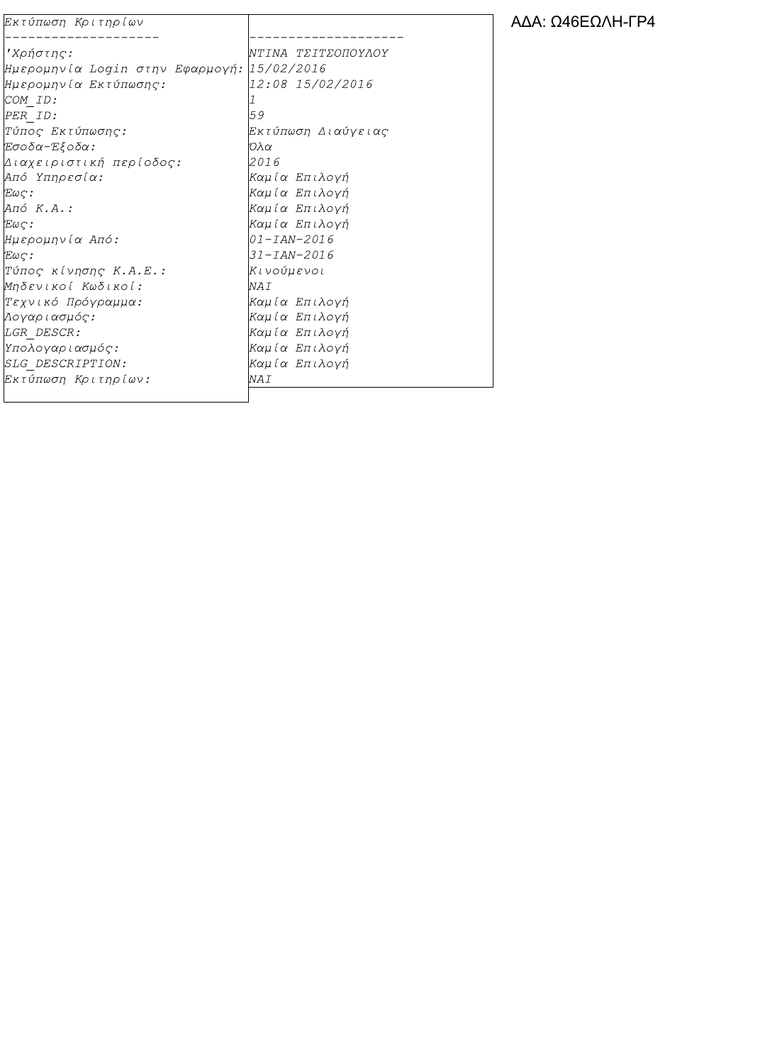ΑΔΑ: Ω46ΕΩΛΗ-ΓΡ4

| Εκτύπωση Κριτηρίων | |
|---|---|
| -------------------- | -------------------- |
| 'Χρήστης: | ΝΤΙΝΑ ΤΣΙΤΣΟΠΟΥΛΟΥ |
| Ημερομηνία Login στην Εφαρμογή: | 15/02/2016 |
| Ημερομηνία Εκτύπωσης: | 12:08 15/02/2016 |
| COM_ID: | 1 |
| PER_ID: | 59 |
| Τύπος Εκτύπωσης: | Εκτύπωση Διαύγειας |
| Έσοδα-Έξοδα: | Όλα |
| Διαχειριστική περίοδος: | 2016 |
| Από Υπηρεσία: | Καμία Επιλογή |
| Έως: | Καμία Επιλογή |
| Από Κ.Α.: | Καμία Επιλογή |
| Έως: | Καμία Επιλογή |
| Ημερομηνία Από: | 01-ΙΑΝ-2016 |
| Έως: | 31-ΙΑΝ-2016 |
| Τύπος κίνησης Κ.Α.Ε.: | Κινούμενοι |
| Μηδενικοί Κωδικοί: | ΝΑΙ |
| Τεχνικό Πρόγραμμα: | Καμία Επιλογή |
| Λογαριασμός: | Καμία Επιλογή |
| LGR_DESCR: | Καμία Επιλογή |
| Υπολογαριασμός: | Καμία Επιλογή |
| SLG_DESCRIPTION: | Καμία Επιλογή |
| Εκτύπωση Κριτηρίων: | ΝΑΙ |